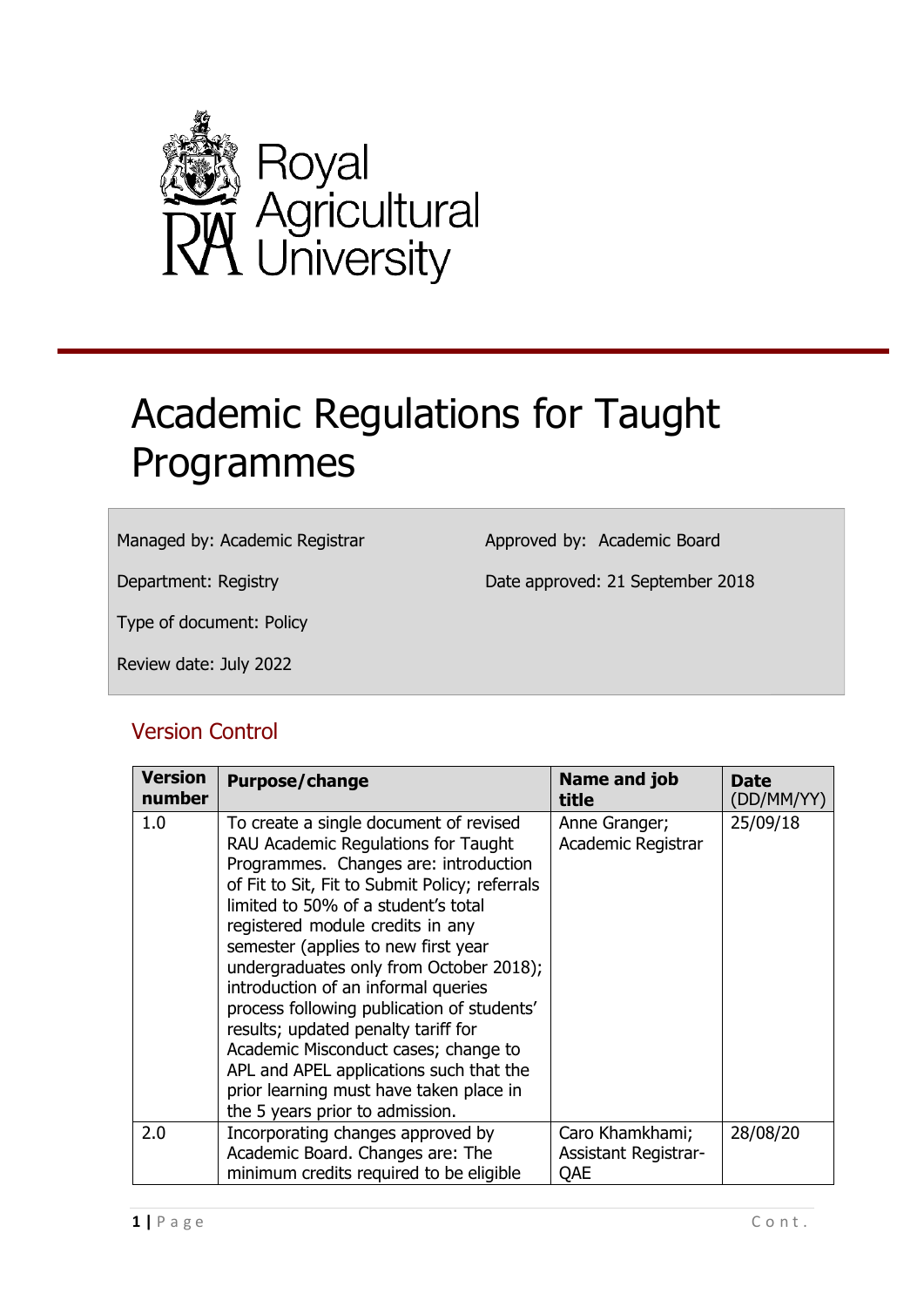Royal Agricultural University

# Academic Regulations for Taught Programmes

Managed by: Academic Registrar

Approved by: Academic Board

Department: Registry

Date approved: 21 September 2018

Type of document: Policy

Review date: July 2022

## Version Control

| Version number | Purpose/change | Name and job title | Date (DD/MM/YY) |
|---|---|---|---|
| 1.0 | To create a single document of revised RAU Academic Regulations for Taught Programmes. Changes are: introduction of Fit to Sit, Fit to Submit Policy; referrals limited to 50% of a student's total registered module credits in any semester (applies to new first year undergraduates only from October 2018); introduction of an informal queries process following publication of students' results; updated penalty tariff for Academic Misconduct cases; change to APL and APEL applications such that the prior learning must have taken place in the 5 years prior to admission. | Anne Granger; Academic Registrar | 25/09/18 |
| 2.0 | Incorporating changes approved by Academic Board. Changes are: The minimum credits required to be eligible | Caro Khamkhami; Assistant Registrar-QAE | 28/08/20 |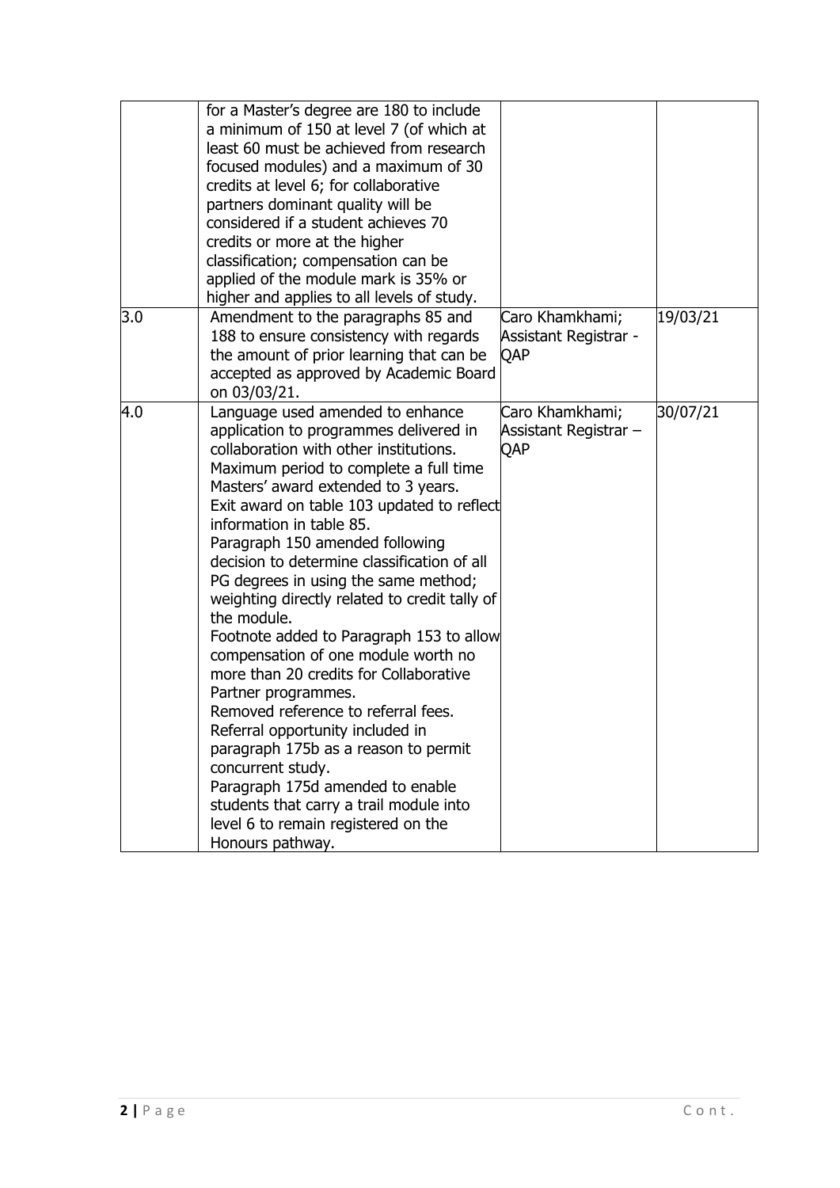| | | | |
|---|---|---|---|
| | for a Master's degree are 180 to include a minimum of 150 at level 7 (of which at least 60 must be achieved from research focused modules) and a maximum of 30 credits at level 6; for collaborative partners dominant quality will be considered if a student achieves 70 credits or more at the higher classification; compensation can be applied of the module mark is 35% or higher and applies to all levels of study. | | |
| 3.0 | Amendment to the paragraphs 85 and 188 to ensure consistency with regards the amount of prior learning that can be accepted as approved by Academic Board on 03/03/21. | Caro Khamkhami; Assistant Registrar - QAP | 19/03/21 |
| 4.0 | Language used amended to enhance application to programmes delivered in collaboration with other institutions.<br>Maximum period to complete a full time Masters' award extended to 3 years.<br>Exit award on table 103 updated to reflect information in table 85.<br>Paragraph 150 amended following decision to determine classification of all PG degrees in using the same method; weighting directly related to credit tally of the module.<br>Footnote added to Paragraph 153 to allow compensation of one module worth no more than 20 credits for Collaborative Partner programmes.<br>Removed reference to referral fees.<br>Referral opportunity included in paragraph 175b as a reason to permit concurrent study.<br>Paragraph 175d amended to enable students that carry a trail module into level 6 to remain registered on the Honours pathway. | Caro Khamkhami; Assistant Registrar – QAP | 30/07/21 |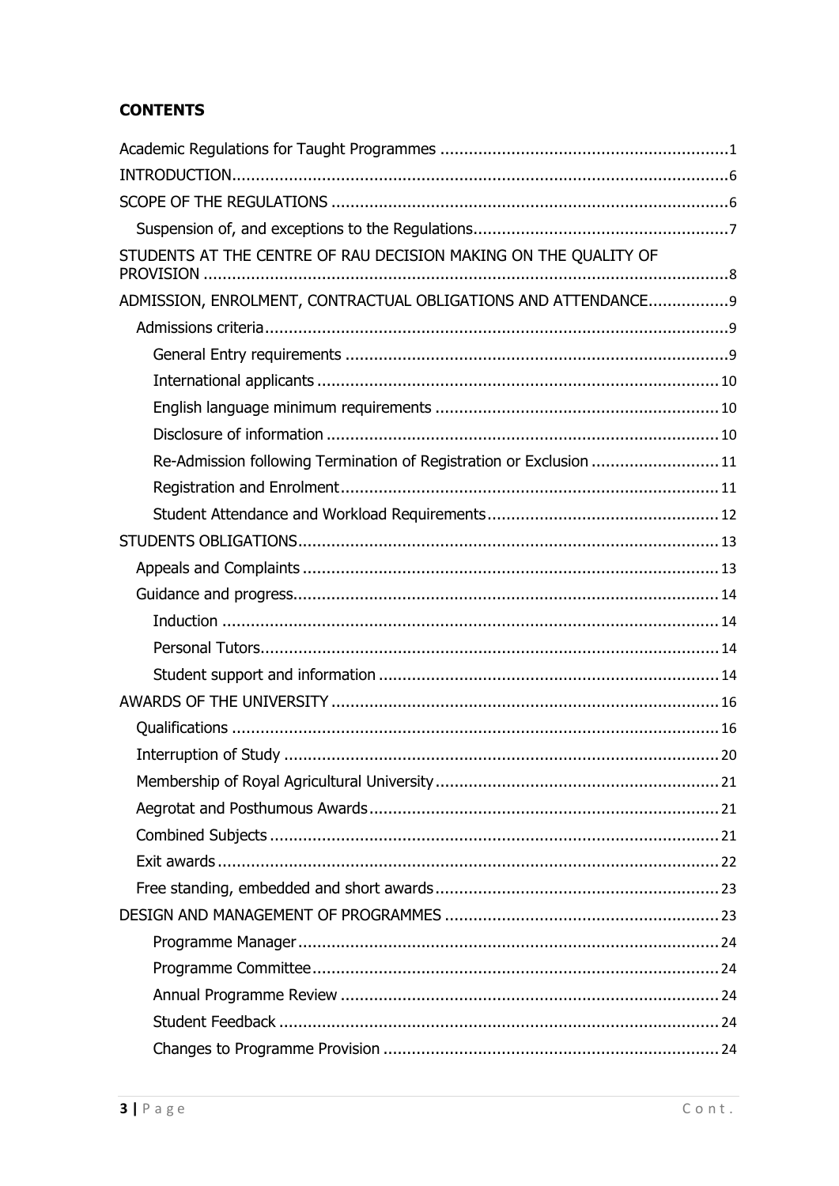**CONTENTS**

Academic Regulations for Taught Programmes ............................................................. 1
INTRODUCTION......................................................................................................... 6
SCOPE OF THE REGULATIONS .................................................................................... 6
- Suspension of, and exceptions to the Regulations...................................................... 7

STUDENTS AT THE CENTRE OF RAU DECISION MAKING ON THE QUALITY OF PROVISION ............................................................................................................... 8
ADMISSION, ENROLMENT, CONTRACTUAL OBLIGATIONS AND ATTENDANCE................. 9
- Admissions criteria.................................................................................................. 9
  - General Entry requirements ................................................................................ 9
  - International applicants ..................................................................................... 10
  - English language minimum requirements ............................................................ 10
  - Disclosure of information ................................................................................... 10
  - Re-Admission following Termination of Registration or Exclusion ........................... 11
  - Registration and Enrolment................................................................................ 11
  - Student Attendance and Workload Requirements................................................. 12

STUDENTS OBLIGATIONS......................................................................................... 13
- Appeals and Complaints ........................................................................................ 13
- Guidance and progress.......................................................................................... 14
  - Induction ......................................................................................................... 14
  - Personal Tutors................................................................................................. 14
  - Student support and information ........................................................................ 14

AWARDS OF THE UNIVERSITY .................................................................................. 16
- Qualifications ....................................................................................................... 16
- Interruption of Study ............................................................................................ 20
- Membership of Royal Agricultural University............................................................ 21
- Aegrotat and Posthumous Awards.......................................................................... 21
- Combined Subjects ............................................................................................... 21
- Exit awards .......................................................................................................... 22
- Free standing, embedded and short awards............................................................ 23

DESIGN AND MANAGEMENT OF PROGRAMMES .......................................................... 23
  - Programme Manager......................................................................................... 24
  - Programme Committee...................................................................................... 24
  - Annual Programme Review ................................................................................ 24
  - Student Feedback ............................................................................................. 24
  - Changes to Programme Provision ....................................................................... 24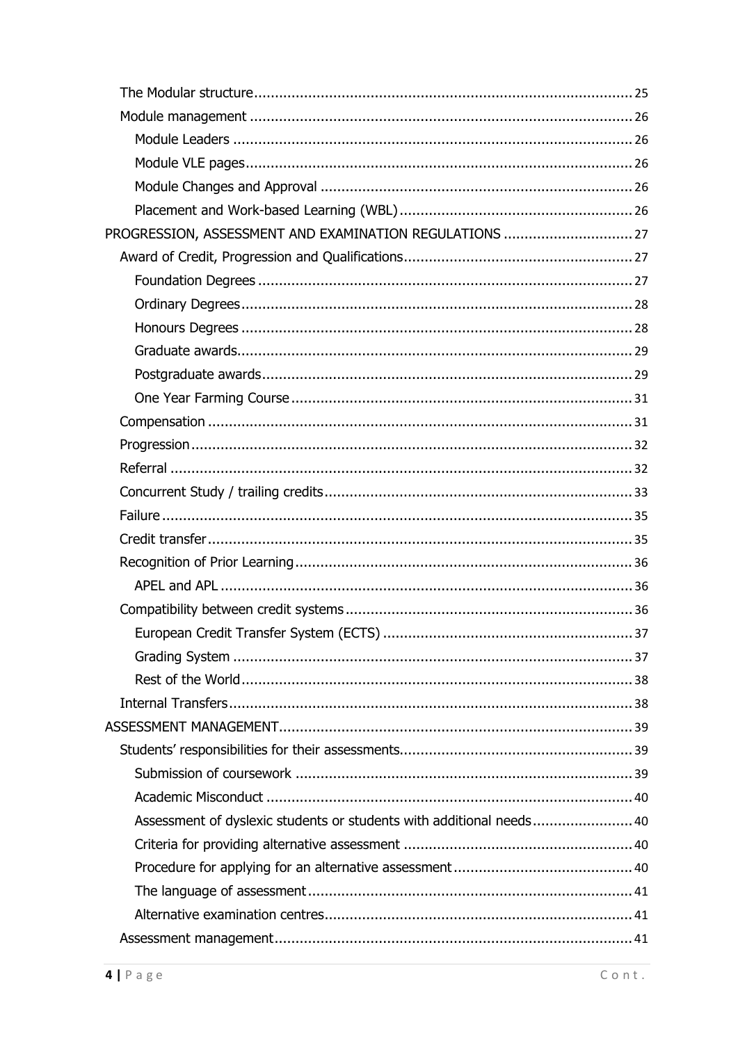- The Modular structure ........ 25
- Module management ........ 26
  - Module Leaders ........ 26
  - Module VLE pages ........ 26
  - Module Changes and Approval ........ 26
  - Placement and Work-based Learning (WBL) ........ 26
- PROGRESSION, ASSESSMENT AND EXAMINATION REGULATIONS ........ 27
  - Award of Credit, Progression and Qualifications ........ 27
    - Foundation Degrees ........ 27
    - Ordinary Degrees ........ 28
    - Honours Degrees ........ 28
    - Graduate awards ........ 29
    - Postgraduate awards ........ 29
    - One Year Farming Course ........ 31
  - Compensation ........ 31
  - Progression ........ 32
  - Referral ........ 32
  - Concurrent Study / trailing credits ........ 33
  - Failure ........ 35
  - Credit transfer ........ 35
  - Recognition of Prior Learning ........ 36
    - APEL and APL ........ 36
  - Compatibility between credit systems ........ 36
    - European Credit Transfer System (ECTS) ........ 37
    - Grading System ........ 37
    - Rest of the World ........ 38
  - Internal Transfers ........ 38
- ASSESSMENT MANAGEMENT ........ 39
  - Students' responsibilities for their assessments ........ 39
    - Submission of coursework ........ 39
    - Academic Misconduct ........ 40
    - Assessment of dyslexic students or students with additional needs ........ 40
    - Criteria for providing alternative assessment ........ 40
    - Procedure for applying for an alternative assessment ........ 40
    - The language of assessment ........ 41
    - Alternative examination centres ........ 41
  - Assessment management ........ 41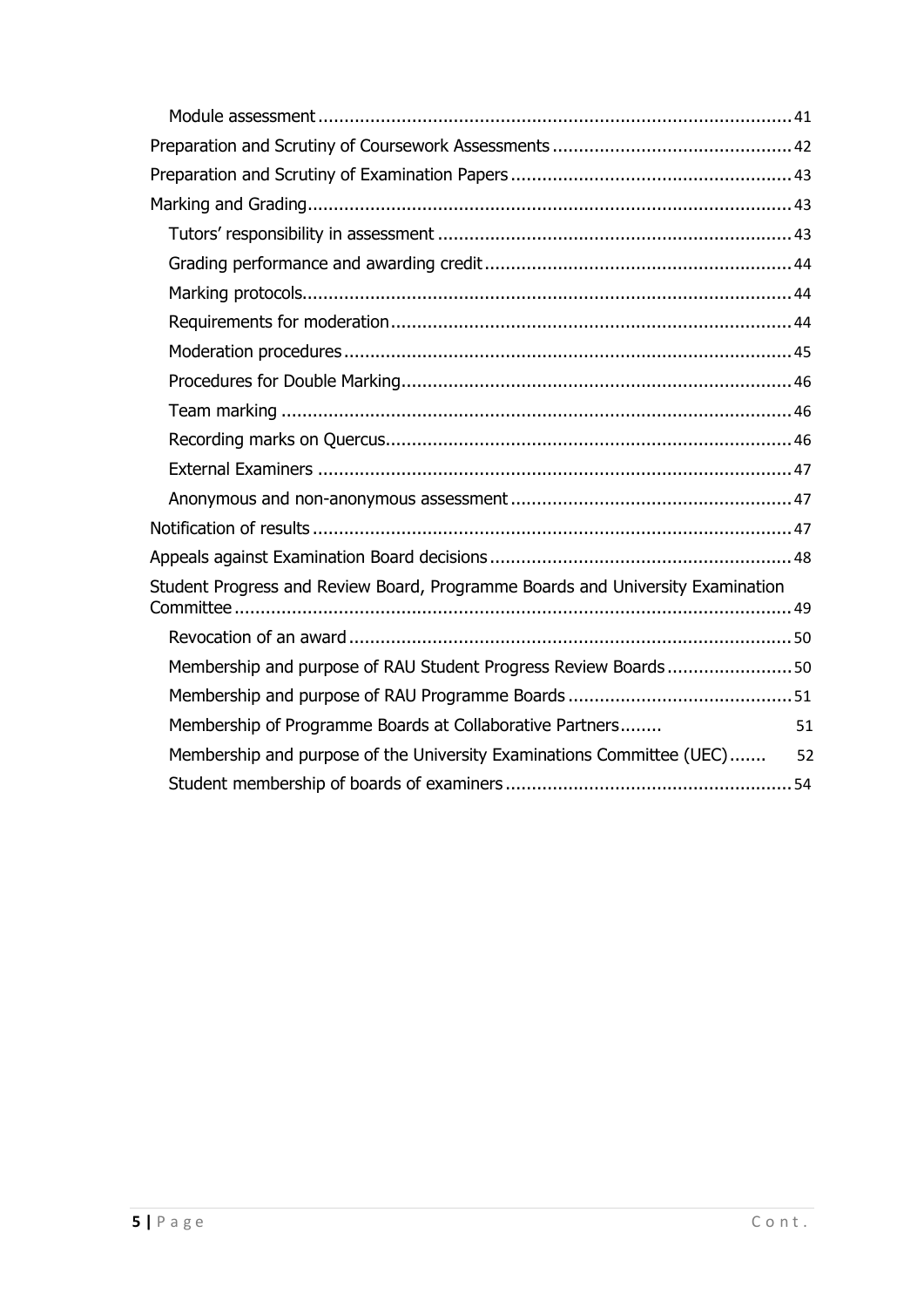- Module assessment ........ 41

Preparation and Scrutiny of Coursework Assessments ........ 42

Preparation and Scrutiny of Examination Papers ........ 43

Marking and Grading ........ 43

- Tutors' responsibility in assessment ........ 43
- Grading performance and awarding credit ........ 44
- Marking protocols ........ 44
- Requirements for moderation ........ 44
- Moderation procedures ........ 45
- Procedures for Double Marking ........ 46
- Team marking ........ 46
- Recording marks on Quercus ........ 46
- External Examiners ........ 47
- Anonymous and non-anonymous assessment ........ 47

Notification of results ........ 47

Appeals against Examination Board decisions ........ 48

Student Progress and Review Board, Programme Boards and University Examination Committee ........ 49

- Revocation of an award ........ 50
- Membership and purpose of RAU Student Progress Review Boards ........ 50
- Membership and purpose of RAU Programme Boards ........ 51
- Membership of Programme Boards at Collaborative Partners ........ 51
- Membership and purpose of the University Examinations Committee (UEC) ........ 52
- Student membership of boards of examiners ........ 54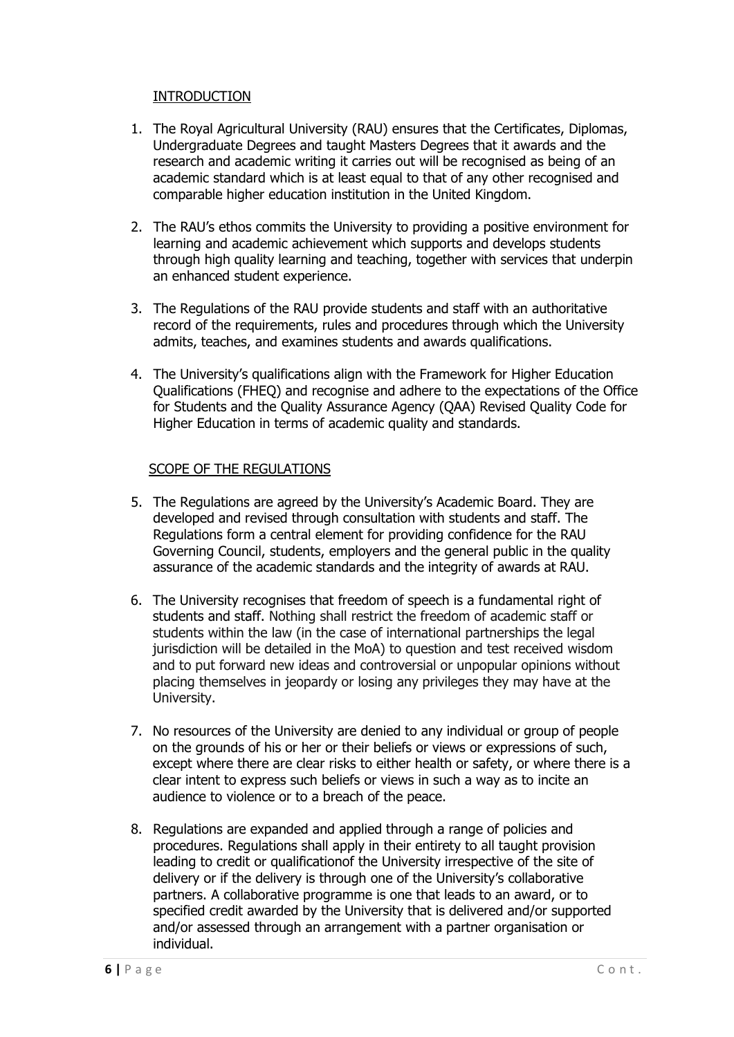## INTRODUCTION

1. The Royal Agricultural University (RAU) ensures that the Certificates, Diplomas, Undergraduate Degrees and taught Masters Degrees that it awards and the research and academic writing it carries out will be recognised as being of an academic standard which is at least equal to that of any other recognised and comparable higher education institution in the United Kingdom.

2. The RAU's ethos commits the University to providing a positive environment for learning and academic achievement which supports and develops students through high quality learning and teaching, together with services that underpin an enhanced student experience.

3. The Regulations of the RAU provide students and staff with an authoritative record of the requirements, rules and procedures through which the University admits, teaches, and examines students and awards qualifications.

4. The University's qualifications align with the Framework for Higher Education Qualifications (FHEQ) and recognise and adhere to the expectations of the Office for Students and the Quality Assurance Agency (QAA) Revised Quality Code for Higher Education in terms of academic quality and standards.

## SCOPE OF THE REGULATIONS

5. The Regulations are agreed by the University's Academic Board. They are developed and revised through consultation with students and staff. The Regulations form a central element for providing confidence for the RAU Governing Council, students, employers and the general public in the quality assurance of the academic standards and the integrity of awards at RAU.

6. The University recognises that freedom of speech is a fundamental right of students and staff. Nothing shall restrict the freedom of academic staff or students within the law (in the case of international partnerships the legal jurisdiction will be detailed in the MoA) to question and test received wisdom and to put forward new ideas and controversial or unpopular opinions without placing themselves in jeopardy or losing any privileges they may have at the University.

7. No resources of the University are denied to any individual or group of people on the grounds of his or her or their beliefs or views or expressions of such, except where there are clear risks to either health or safety, or where there is a clear intent to express such beliefs or views in such a way as to incite an audience to violence or to a breach of the peace.

8. Regulations are expanded and applied through a range of policies and procedures. Regulations shall apply in their entirety to all taught provision leading to credit or qualificationof the University irrespective of the site of delivery or if the delivery is through one of the University's collaborative partners. A collaborative programme is one that leads to an award, or to specified credit awarded by the University that is delivered and/or supported and/or assessed through an arrangement with a partner organisation or individual.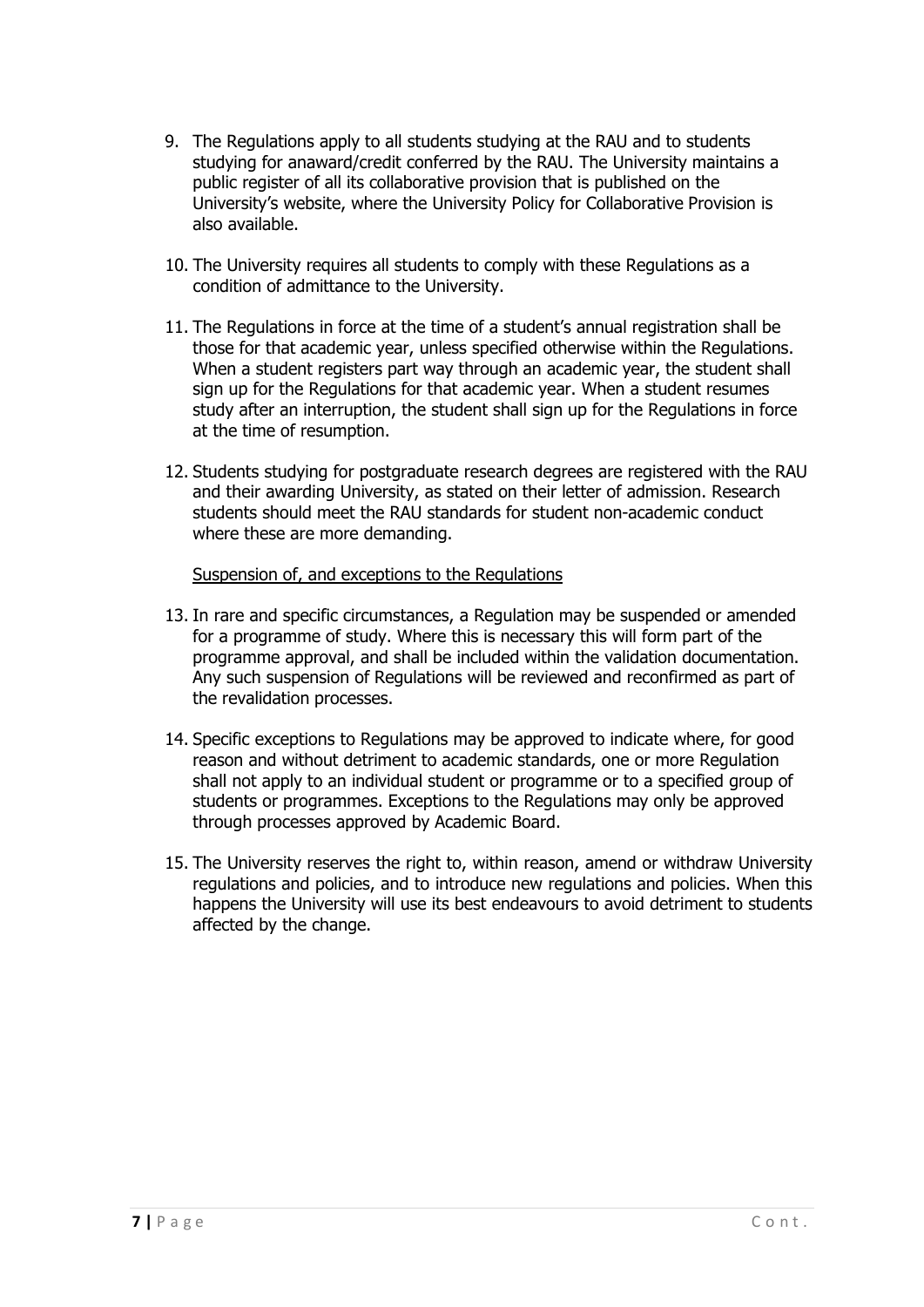9. The Regulations apply to all students studying at the RAU and to students studying for anaward/credit conferred by the RAU. The University maintains a public register of all its collaborative provision that is published on the University's website, where the University Policy for Collaborative Provision is also available.

10. The University requires all students to comply with these Regulations as a condition of admittance to the University.

11. The Regulations in force at the time of a student's annual registration shall be those for that academic year, unless specified otherwise within the Regulations. When a student registers part way through an academic year, the student shall sign up for the Regulations for that academic year. When a student resumes study after an interruption, the student shall sign up for the Regulations in force at the time of resumption.

12. Students studying for postgraduate research degrees are registered with the RAU and their awarding University, as stated on their letter of admission. Research students should meet the RAU standards for student non-academic conduct where these are more demanding.

<u>Suspension of, and exceptions to the Regulations</u>

13. In rare and specific circumstances, a Regulation may be suspended or amended for a programme of study. Where this is necessary this will form part of the programme approval, and shall be included within the validation documentation. Any such suspension of Regulations will be reviewed and reconfirmed as part of the revalidation processes.

14. Specific exceptions to Regulations may be approved to indicate where, for good reason and without detriment to academic standards, one or more Regulation shall not apply to an individual student or programme or to a specified group of students or programmes. Exceptions to the Regulations may only be approved through processes approved by Academic Board.

15. The University reserves the right to, within reason, amend or withdraw University regulations and policies, and to introduce new regulations and policies. When this happens the University will use its best endeavours to avoid detriment to students affected by the change.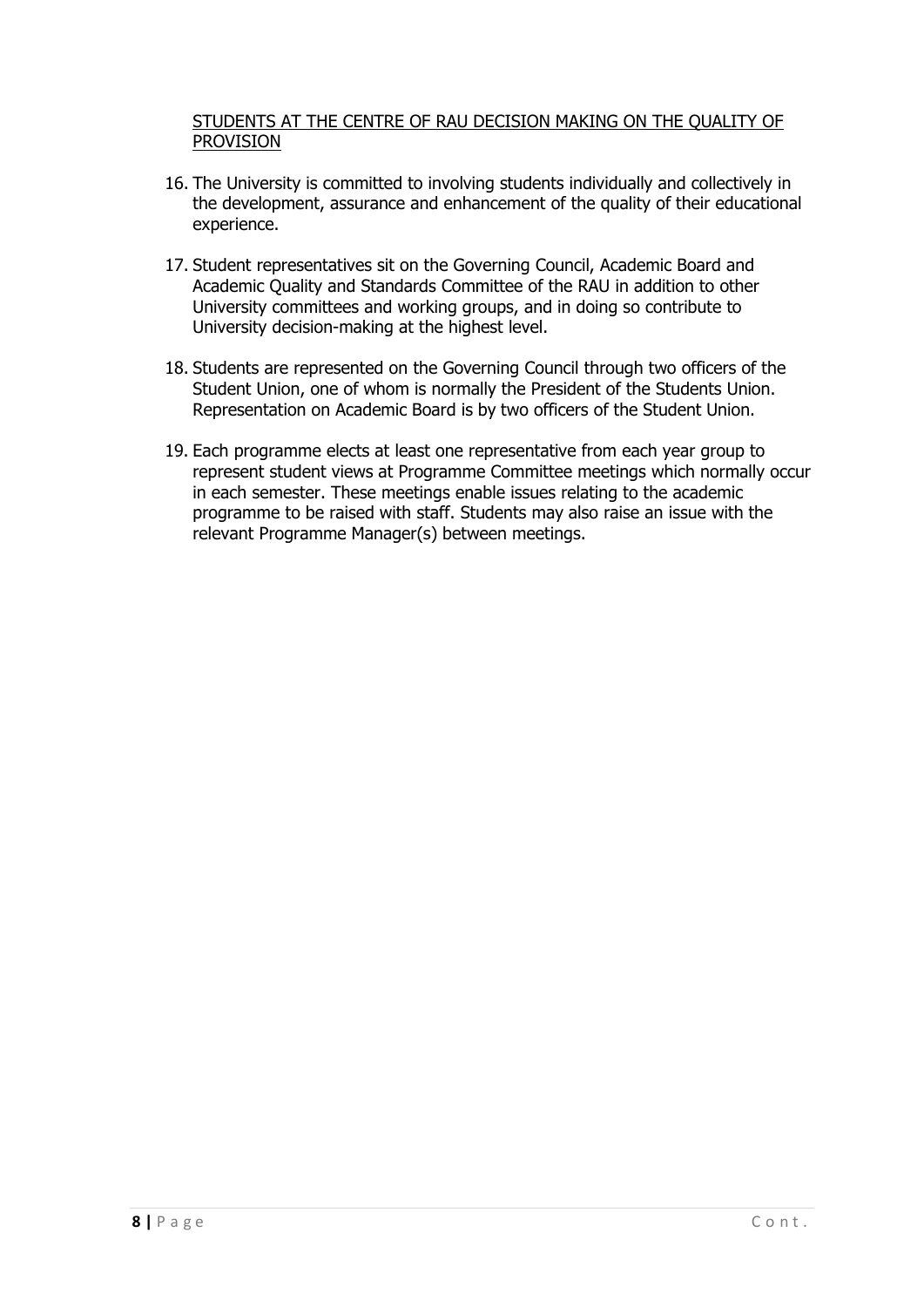## STUDENTS AT THE CENTRE OF RAU DECISION MAKING ON THE QUALITY OF PROVISION

16. The University is committed to involving students individually and collectively in the development, assurance and enhancement of the quality of their educational experience.

17. Student representatives sit on the Governing Council, Academic Board and Academic Quality and Standards Committee of the RAU in addition to other University committees and working groups, and in doing so contribute to University decision-making at the highest level.

18. Students are represented on the Governing Council through two officers of the Student Union, one of whom is normally the President of the Students Union. Representation on Academic Board is by two officers of the Student Union.

19. Each programme elects at least one representative from each year group to represent student views at Programme Committee meetings which normally occur in each semester. These meetings enable issues relating to the academic programme to be raised with staff. Students may also raise an issue with the relevant Programme Manager(s) between meetings.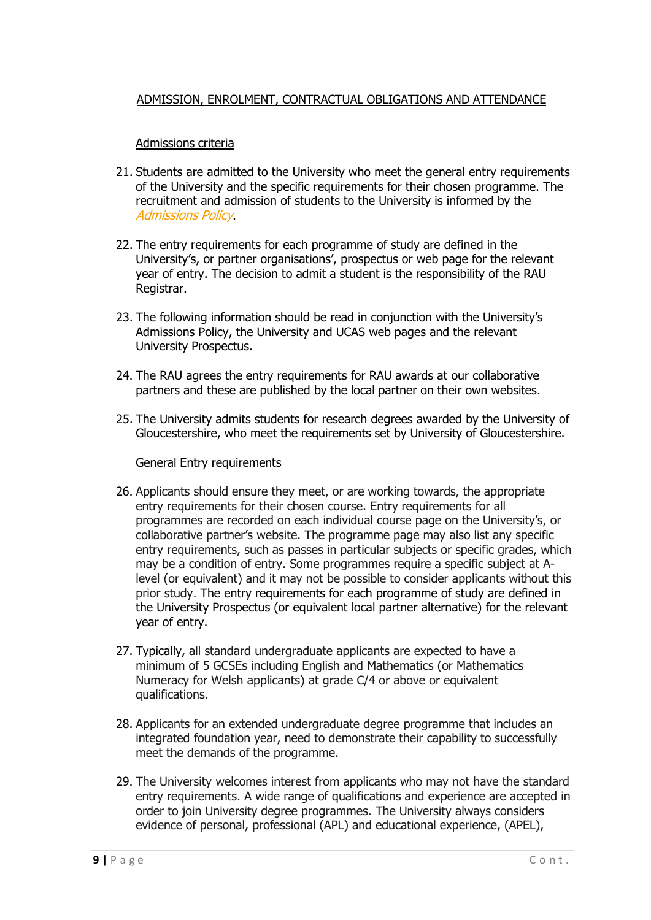## ADMISSION, ENROLMENT, CONTRACTUAL OBLIGATIONS AND ATTENDANCE

### Admissions criteria

21. Students are admitted to the University who meet the general entry requirements of the University and the specific requirements for their chosen programme. The recruitment and admission of students to the University is informed by the *Admissions Policy*.

22. The entry requirements for each programme of study are defined in the University's, or partner organisations', prospectus or web page for the relevant year of entry. The decision to admit a student is the responsibility of the RAU Registrar.

23. The following information should be read in conjunction with the University's Admissions Policy, the University and UCAS web pages and the relevant University Prospectus.

24. The RAU agrees the entry requirements for RAU awards at our collaborative partners and these are published by the local partner on their own websites.

25. The University admits students for research degrees awarded by the University of Gloucestershire, who meet the requirements set by University of Gloucestershire.

General Entry requirements

26. Applicants should ensure they meet, or are working towards, the appropriate entry requirements for their chosen course. Entry requirements for all programmes are recorded on each individual course page on the University's, or collaborative partner's website. The programme page may also list any specific entry requirements, such as passes in particular subjects or specific grades, which may be a condition of entry. Some programmes require a specific subject at A-level (or equivalent) and it may not be possible to consider applicants without this prior study. The entry requirements for each programme of study are defined in the University Prospectus (or equivalent local partner alternative) for the relevant year of entry.

27. Typically, all standard undergraduate applicants are expected to have a minimum of 5 GCSEs including English and Mathematics (or Mathematics Numeracy for Welsh applicants) at grade C/4 or above or equivalent qualifications.

28. Applicants for an extended undergraduate degree programme that includes an integrated foundation year, need to demonstrate their capability to successfully meet the demands of the programme.

29. The University welcomes interest from applicants who may not have the standard entry requirements. A wide range of qualifications and experience are accepted in order to join University degree programmes. The University always considers evidence of personal, professional (APL) and educational experience, (APEL),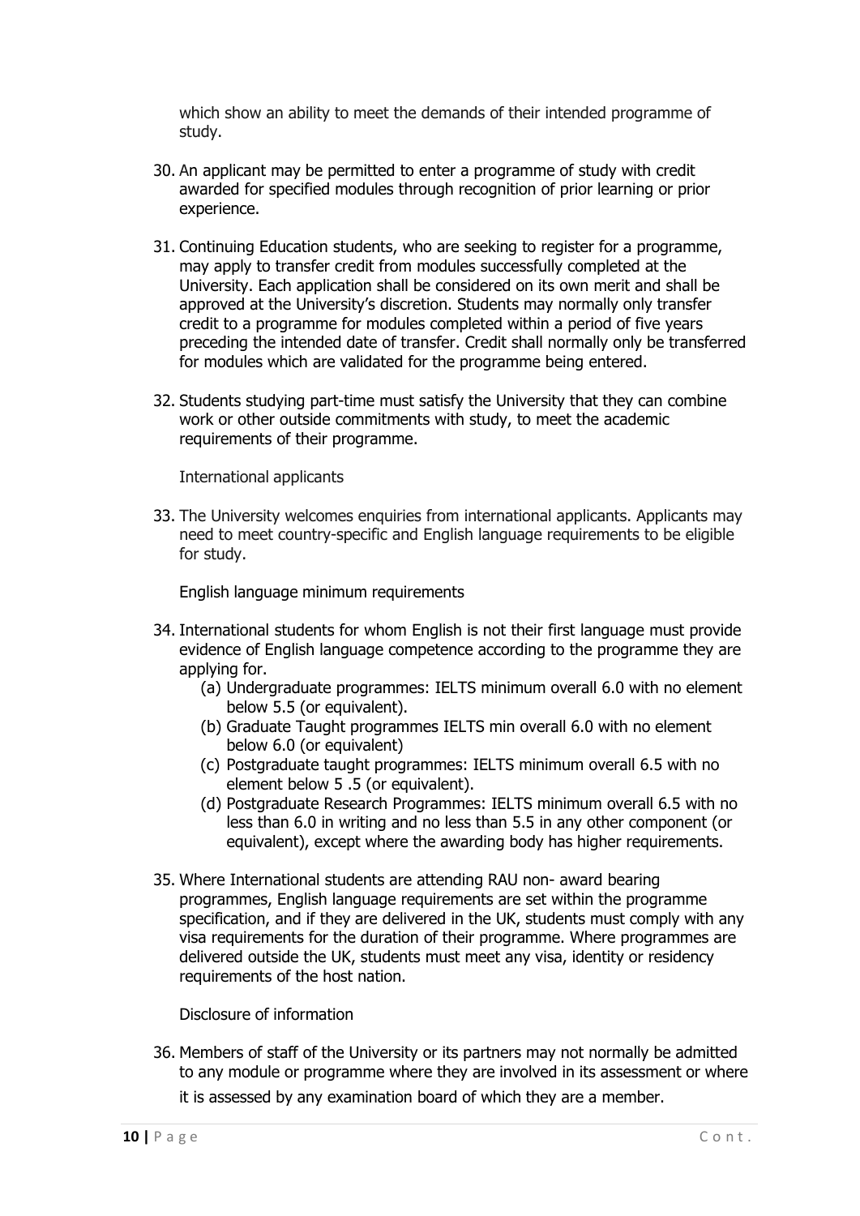which show an ability to meet the demands of their intended programme of study.

30. An applicant may be permitted to enter a programme of study with credit awarded for specified modules through recognition of prior learning or prior experience.

31. Continuing Education students, who are seeking to register for a programme, may apply to transfer credit from modules successfully completed at the University. Each application shall be considered on its own merit and shall be approved at the University's discretion. Students may normally only transfer credit to a programme for modules completed within a period of five years preceding the intended date of transfer. Credit shall normally only be transferred for modules which are validated for the programme being entered.

32. Students studying part-time must satisfy the University that they can combine work or other outside commitments with study, to meet the academic requirements of their programme.

International applicants

33. The University welcomes enquiries from international applicants. Applicants may need to meet country-specific and English language requirements to be eligible for study.

English language minimum requirements

34. International students for whom English is not their first language must provide evidence of English language competence according to the programme they are applying for.
    (a) Undergraduate programmes: IELTS minimum overall 6.0 with no element below 5.5 (or equivalent).
    (b) Graduate Taught programmes IELTS min overall 6.0 with no element below 6.0 (or equivalent)
    (c) Postgraduate taught programmes: IELTS minimum overall 6.5 with no element below 5 .5 (or equivalent).
    (d) Postgraduate Research Programmes: IELTS minimum overall 6.5 with no less than 6.0 in writing and no less than 5.5 in any other component (or equivalent), except where the awarding body has higher requirements.

35. Where International students are attending RAU non- award bearing programmes, English language requirements are set within the programme specification, and if they are delivered in the UK, students must comply with any visa requirements for the duration of their programme. Where programmes are delivered outside the UK, students must meet any visa, identity or residency requirements of the host nation.

Disclosure of information

36. Members of staff of the University or its partners may not normally be admitted to any module or programme where they are involved in its assessment or where it is assessed by any examination board of which they are a member.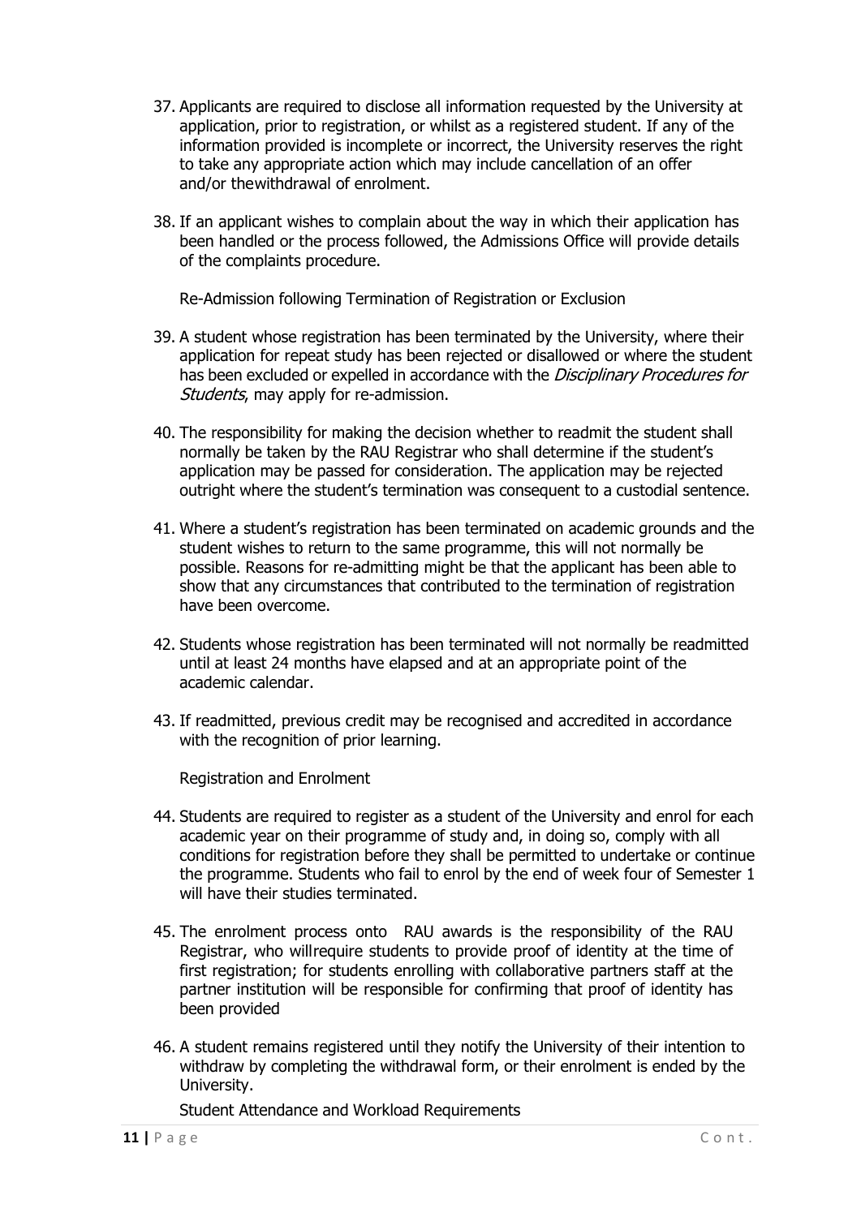37. Applicants are required to disclose all information requested by the University at application, prior to registration, or whilst as a registered student. If any of the information provided is incomplete or incorrect, the University reserves the right to take any appropriate action which may include cancellation of an offer and/or thewithdrawal of enrolment.

38. If an applicant wishes to complain about the way in which their application has been handled or the process followed, the Admissions Office will provide details of the complaints procedure.

Re-Admission following Termination of Registration or Exclusion

39. A student whose registration has been terminated by the University, where their application for repeat study has been rejected or disallowed or where the student has been excluded or expelled in accordance with the *Disciplinary Procedures for Students*, may apply for re-admission.

40. The responsibility for making the decision whether to readmit the student shall normally be taken by the RAU Registrar who shall determine if the student's application may be passed for consideration. The application may be rejected outright where the student's termination was consequent to a custodial sentence.

41. Where a student's registration has been terminated on academic grounds and the student wishes to return to the same programme, this will not normally be possible. Reasons for re-admitting might be that the applicant has been able to show that any circumstances that contributed to the termination of registration have been overcome.

42. Students whose registration has been terminated will not normally be readmitted until at least 24 months have elapsed and at an appropriate point of the academic calendar.

43. If readmitted, previous credit may be recognised and accredited in accordance with the recognition of prior learning.

Registration and Enrolment

44. Students are required to register as a student of the University and enrol for each academic year on their programme of study and, in doing so, comply with all conditions for registration before they shall be permitted to undertake or continue the programme. Students who fail to enrol by the end of week four of Semester 1 will have their studies terminated.

45. The enrolment process onto RAU awards is the responsibility of the RAU Registrar, who willrequire students to provide proof of identity at the time of first registration; for students enrolling with collaborative partners staff at the partner institution will be responsible for confirming that proof of identity has been provided

46. A student remains registered until they notify the University of their intention to withdraw by completing the withdrawal form, or their enrolment is ended by the University.

Student Attendance and Workload Requirements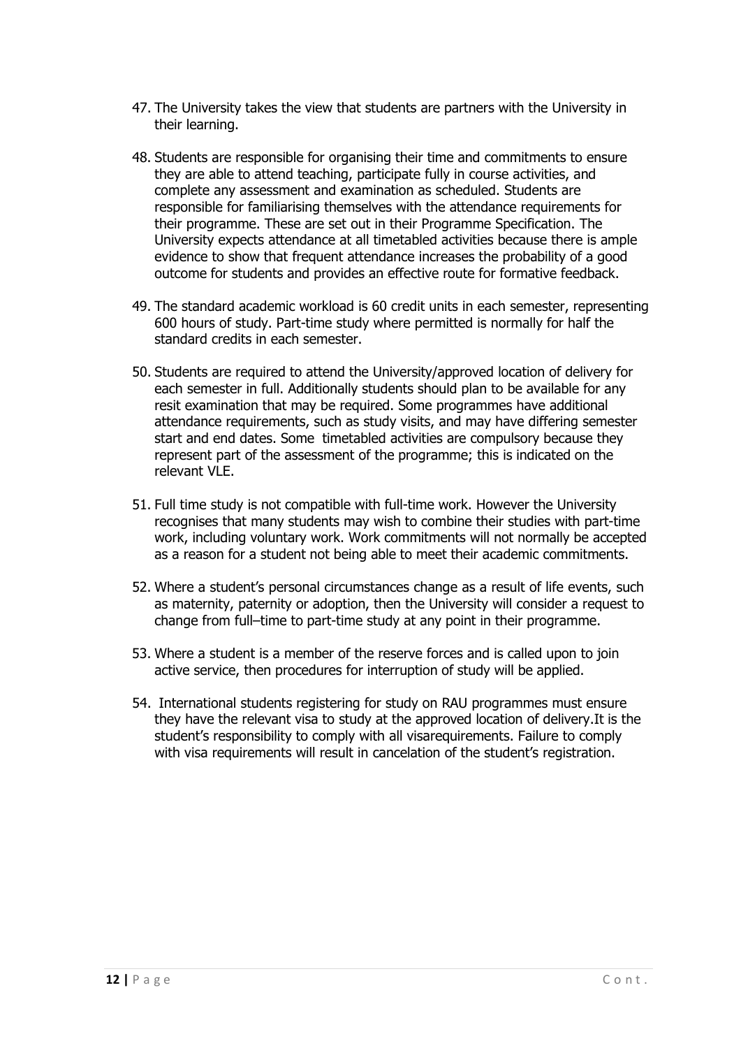47. The University takes the view that students are partners with the University in their learning.

48. Students are responsible for organising their time and commitments to ensure they are able to attend teaching, participate fully in course activities, and complete any assessment and examination as scheduled. Students are responsible for familiarising themselves with the attendance requirements for their programme. These are set out in their Programme Specification. The University expects attendance at all timetabled activities because there is ample evidence to show that frequent attendance increases the probability of a good outcome for students and provides an effective route for formative feedback.

49. The standard academic workload is 60 credit units in each semester, representing 600 hours of study. Part-time study where permitted is normally for half the standard credits in each semester.

50. Students are required to attend the University/approved location of delivery for each semester in full. Additionally students should plan to be available for any resit examination that may be required. Some programmes have additional attendance requirements, such as study visits, and may have differing semester start and end dates. Some timetabled activities are compulsory because they represent part of the assessment of the programme; this is indicated on the relevant VLE.

51. Full time study is not compatible with full-time work. However the University recognises that many students may wish to combine their studies with part-time work, including voluntary work. Work commitments will not normally be accepted as a reason for a student not being able to meet their academic commitments.

52. Where a student's personal circumstances change as a result of life events, such as maternity, paternity or adoption, then the University will consider a request to change from full–time to part-time study at any point in their programme.

53. Where a student is a member of the reserve forces and is called upon to join active service, then procedures for interruption of study will be applied.

54. International students registering for study on RAU programmes must ensure they have the relevant visa to study at the approved location of delivery.It is the student's responsibility to comply with all visarequirements. Failure to comply with visa requirements will result in cancelation of the student's registration.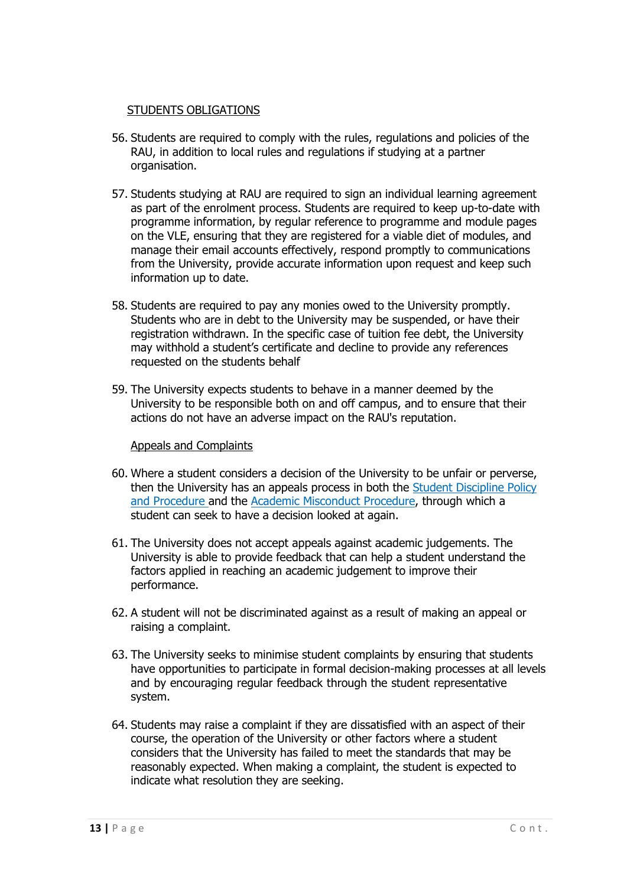STUDENTS OBLIGATIONS

56. Students are required to comply with the rules, regulations and policies of the RAU, in addition to local rules and regulations if studying at a partner organisation.

57. Students studying at RAU are required to sign an individual learning agreement as part of the enrolment process. Students are required to keep up-to-date with programme information, by regular reference to programme and module pages on the VLE, ensuring that they are registered for a viable diet of modules, and manage their email accounts effectively, respond promptly to communications from the University, provide accurate information upon request and keep such information up to date.

58. Students are required to pay any monies owed to the University promptly. Students who are in debt to the University may be suspended, or have their registration withdrawn. In the specific case of tuition fee debt, the University may withhold a student's certificate and decline to provide any references requested on the students behalf

59. The University expects students to behave in a manner deemed by the University to be responsible both on and off campus, and to ensure that their actions do not have an adverse impact on the RAU's reputation.

Appeals and Complaints

60. Where a student considers a decision of the University to be unfair or perverse, then the University has an appeals process in both the Student Discipline Policy and Procedure and the Academic Misconduct Procedure, through which a student can seek to have a decision looked at again.

61. The University does not accept appeals against academic judgements. The University is able to provide feedback that can help a student understand the factors applied in reaching an academic judgement to improve their performance.

62. A student will not be discriminated against as a result of making an appeal or raising a complaint.

63. The University seeks to minimise student complaints by ensuring that students have opportunities to participate in formal decision-making processes at all levels and by encouraging regular feedback through the student representative system.

64. Students may raise a complaint if they are dissatisfied with an aspect of their course, the operation of the University or other factors where a student considers that the University has failed to meet the standards that may be reasonably expected. When making a complaint, the student is expected to indicate what resolution they are seeking.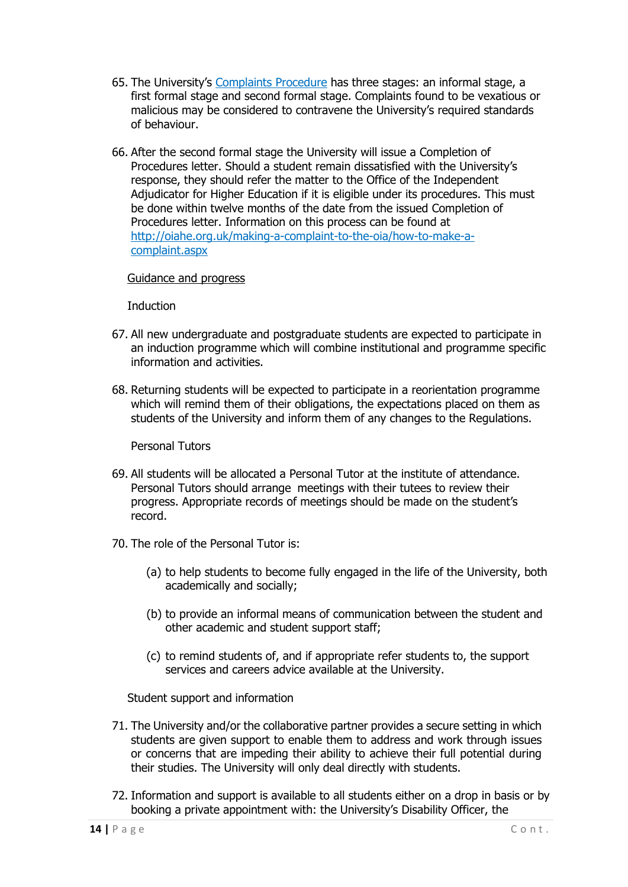65. The University's [Complaints Procedure]() has three stages: an informal stage, a first formal stage and second formal stage. Complaints found to be vexatious or malicious may be considered to contravene the University's required standards of behaviour.

66. After the second formal stage the University will issue a Completion of Procedures letter. Should a student remain dissatisfied with the University's response, they should refer the matter to the Office of the Independent Adjudicator for Higher Education if it is eligible under its procedures. This must be done within twelve months of the date from the issued Completion of Procedures letter. Information on this process can be found at [http://oiahe.org.uk/making-a-complaint-to-the-oia/how-to-make-a-complaint.aspx](http://oiahe.org.uk/making-a-complaint-to-the-oia/how-to-make-a-complaint.aspx)

## Guidance and progress

### Induction

67. All new undergraduate and postgraduate students are expected to participate in an induction programme which will combine institutional and programme specific information and activities.

68. Returning students will be expected to participate in a reorientation programme which will remind them of their obligations, the expectations placed on them as students of the University and inform them of any changes to the Regulations.

### Personal Tutors

69. All students will be allocated a Personal Tutor at the institute of attendance. Personal Tutors should arrange meetings with their tutees to review their progress. Appropriate records of meetings should be made on the student's record.

70. The role of the Personal Tutor is:

    (a) to help students to become fully engaged in the life of the University, both academically and socially;

    (b) to provide an informal means of communication between the student and other academic and student support staff;

    (c) to remind students of, and if appropriate refer students to, the support services and careers advice available at the University.

### Student support and information

71. The University and/or the collaborative partner provides a secure setting in which students are given support to enable them to address and work through issues or concerns that are impeding their ability to achieve their full potential during their studies. The University will only deal directly with students.

72. Information and support is available to all students either on a drop in basis or by booking a private appointment with: the University's Disability Officer, the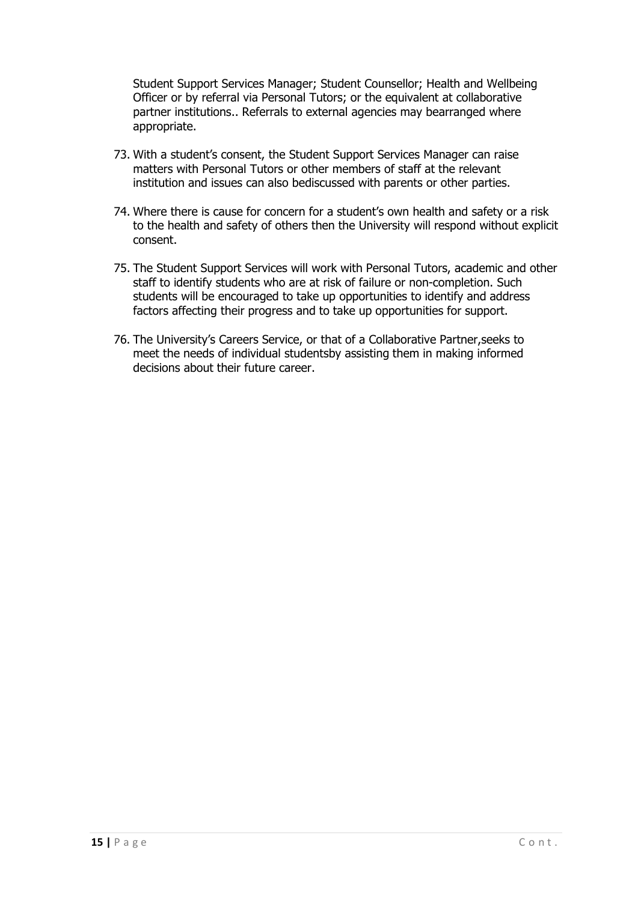Student Support Services Manager; Student Counsellor; Health and Wellbeing Officer or by referral via Personal Tutors; or the equivalent at collaborative partner institutions.. Referrals to external agencies may bearranged where appropriate.

73. With a student's consent, the Student Support Services Manager can raise matters with Personal Tutors or other members of staff at the relevant institution and issues can also bediscussed with parents or other parties.

74. Where there is cause for concern for a student's own health and safety or a risk to the health and safety of others then the University will respond without explicit consent.

75. The Student Support Services will work with Personal Tutors, academic and other staff to identify students who are at risk of failure or non-completion. Such students will be encouraged to take up opportunities to identify and address factors affecting their progress and to take up opportunities for support.

76. The University's Careers Service, or that of a Collaborative Partner,seeks to meet the needs of individual studentsby assisting them in making informed decisions about their future career.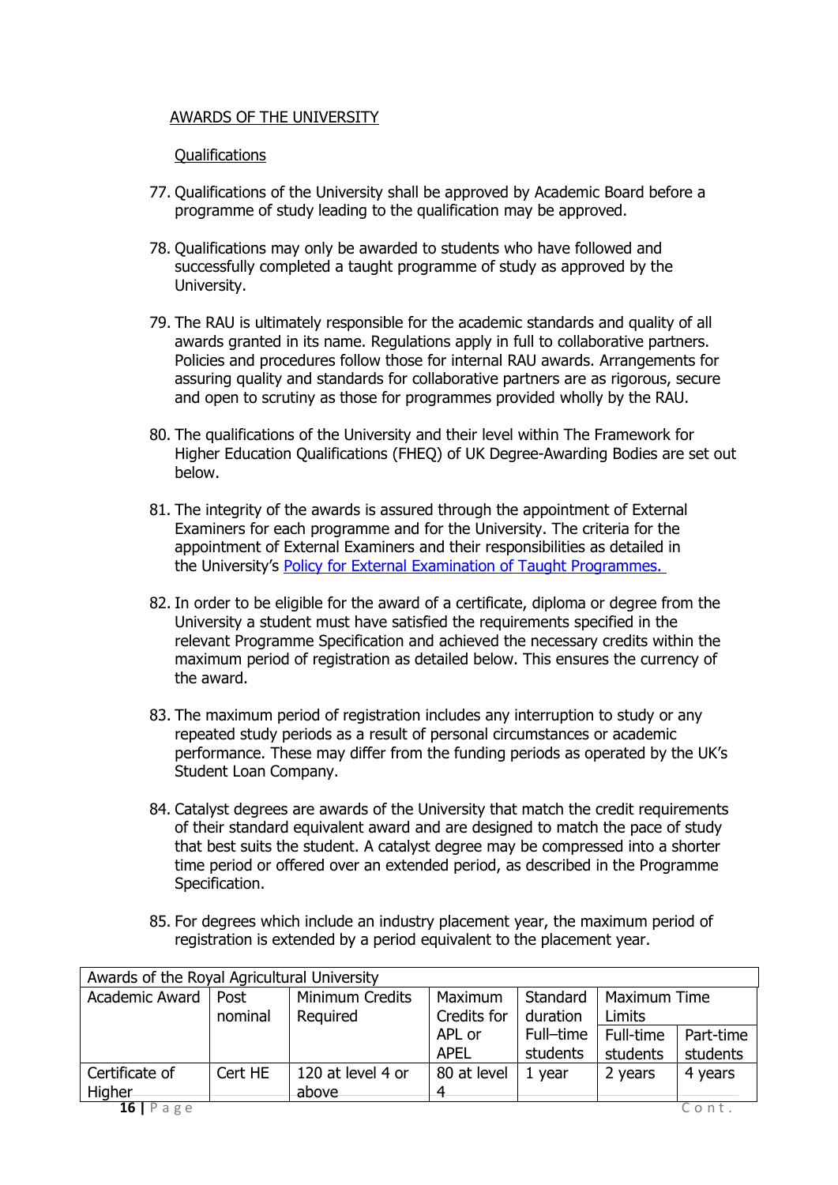## AWARDS OF THE UNIVERSITY

### Qualifications

77. Qualifications of the University shall be approved by Academic Board before a programme of study leading to the qualification may be approved.

78. Qualifications may only be awarded to students who have followed and successfully completed a taught programme of study as approved by the University.

79. The RAU is ultimately responsible for the academic standards and quality of all awards granted in its name. Regulations apply in full to collaborative partners. Policies and procedures follow those for internal RAU awards. Arrangements for assuring quality and standards for collaborative partners are as rigorous, secure and open to scrutiny as those for programmes provided wholly by the RAU.

80. The qualifications of the University and their level within The Framework for Higher Education Qualifications (FHEQ) of UK Degree-Awarding Bodies are set out below.

81. The integrity of the awards is assured through the appointment of External Examiners for each programme and for the University. The criteria for the appointment of External Examiners and their responsibilities as detailed in the University's [Policy for External Examination of Taught Programmes.]()

82. In order to be eligible for the award of a certificate, diploma or degree from the University a student must have satisfied the requirements specified in the relevant Programme Specification and achieved the necessary credits within the maximum period of registration as detailed below. This ensures the currency of the award.

83. The maximum period of registration includes any interruption to study or any repeated study periods as a result of personal circumstances or academic performance. These may differ from the funding periods as operated by the UK's Student Loan Company.

84. Catalyst degrees are awards of the University that match the credit requirements of their standard equivalent award and are designed to match the pace of study that best suits the student. A catalyst degree may be compressed into a shorter time period or offered over an extended period, as described in the Programme Specification.

85. For degrees which include an industry placement year, the maximum period of registration is extended by a period equivalent to the placement year.

| Awards of the Royal Agricultural University | | | | | | |
|---|---|---|---|---|---|---|
| Academic Award | Post nominal | Minimum Credits Required | Maximum Credits for APL or APEL | Standard duration Full–time students | Maximum Time Limits | |
| | | | | | Full-time students | Part-time students |
| Certificate of Higher | Cert HE | 120 at level 4 or above | 80 at level 4 | 1 year | 2 years | 4 years |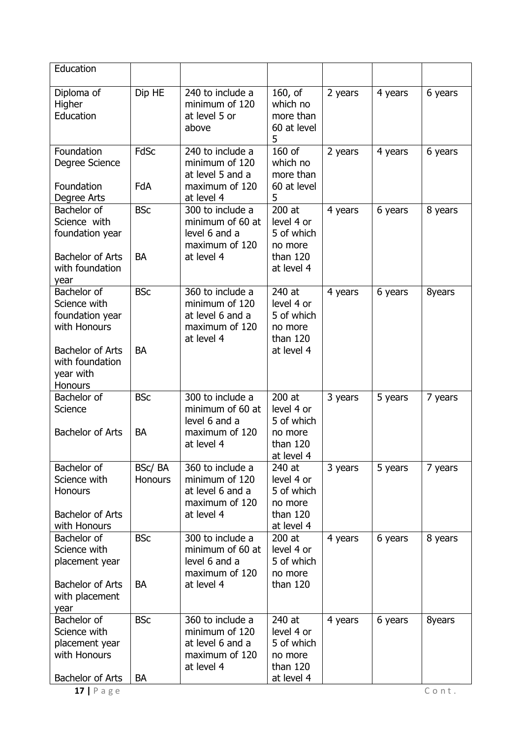| | | | | | | |
|---|---|---|---|---|---|---|
| Education | | | | | | |
| Diploma of Higher Education | Dip HE | 240 to include a minimum of 120 at level 5 or above | 160, of which no more than 60 at level 5 | 2 years | 4 years | 6 years |
| Foundation Degree Science<br><br>Foundation Degree Arts | FdSc<br><br>FdA | 240 to include a minimum of 120 at level 5 and a maximum of 120 at level 4 | 160 of which no more than 60 at level 5 | 2 years | 4 years | 6 years |
| Bachelor of Science with foundation year<br><br>Bachelor of Arts with foundation year | BSc<br><br>BA | 300 to include a minimum of 60 at level 6 and a maximum of 120 at level 4 | 200 at level 4 or 5 of which no more than 120 at level 4 | 4 years | 6 years | 8 years |
| Bachelor of Science with foundation year with Honours<br><br>Bachelor of Arts with foundation year with Honours | BSc<br><br>BA | 360 to include a minimum of 120 at level 6 and a maximum of 120 at level 4 | 240 at level 4 or 5 of which no more than 120 at level 4 | 4 years | 6 years | 8years |
| Bachelor of Science<br><br>Bachelor of Arts | BSc<br><br>BA | 300 to include a minimum of 60 at level 6 and a maximum of 120 at level 4 | 200 at level 4 or 5 of which no more than 120 at level 4 | 3 years | 5 years | 7 years |
| Bachelor of Science with Honours<br><br>Bachelor of Arts with Honours | BSc/ BA Honours | 360 to include a minimum of 120 at level 6 and a maximum of 120 at level 4 | 240 at level 4 or 5 of which no more than 120 at level 4 | 3 years | 5 years | 7 years |
| Bachelor of Science with placement year<br><br>Bachelor of Arts with placement year | BSc<br><br>BA | 300 to include a minimum of 60 at level 6 and a maximum of 120 at level 4 | 200 at level 4 or 5 of which no more than 120 | 4 years | 6 years | 8 years |
| Bachelor of Science with placement year with Honours<br><br>Bachelor of Arts | BSc<br><br>BA | 360 to include a minimum of 120 at level 6 and a maximum of 120 at level 4 | 240 at level 4 or 5 of which no more than 120 at level 4 | 4 years | 6 years | 8years |

Cont.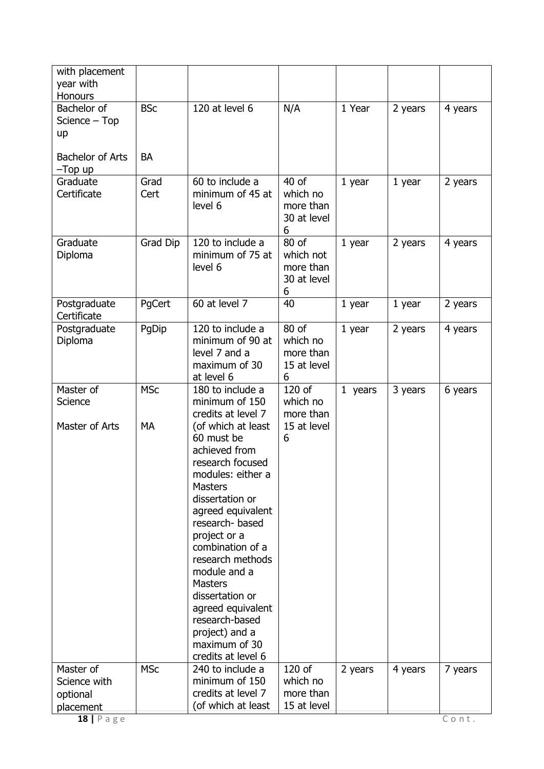| | | | | | | |
|---|---|---|---|---|---|---|
| with placement year with Honours | | | | | | |
| Bachelor of Science – Top up<br><br>Bachelor of Arts –Top up | BSc<br><br>BA | 120 at level 6 | N/A | 1 Year | 2 years | 4 years |
| Graduate Certificate | Grad Cert | 60 to include a minimum of 45 at level 6 | 40 of which no more than 30 at level 6 | 1 year | 1 year | 2 years |
| Graduate Diploma | Grad Dip | 120 to include a minimum of 75 at level 6 | 80 of which not more than 30 at level 6 | 1 year | 2 years | 4 years |
| Postgraduate Certificate | PgCert | 60 at level 7 | 40 | 1 year | 1 year | 2 years |
| Postgraduate Diploma | PgDip | 120 to include a minimum of 90 at level 7 and a maximum of 30 at level 6 | 80 of which no more than 15 at level 6 | 1 year | 2 years | 4 years |
| Master of Science<br><br>Master of Arts | MSc<br><br>MA | 180 to include a minimum of 150 credits at level 7 (of which at least 60 must be achieved from research focused modules: either a Masters dissertation or agreed equivalent research- based project or a combination of a research methods module and a Masters dissertation or agreed equivalent research-based project) and a maximum of 30 credits at level 6 | 120 of which no more than 15 at level 6 | 1 years | 3 years | 6 years |
| Master of Science with optional placement | MSc | 240 to include a minimum of 150 credits at level 7 (of which at least | 120 of which no more than 15 at level | 2 years | 4 years | 7 years |

Cont.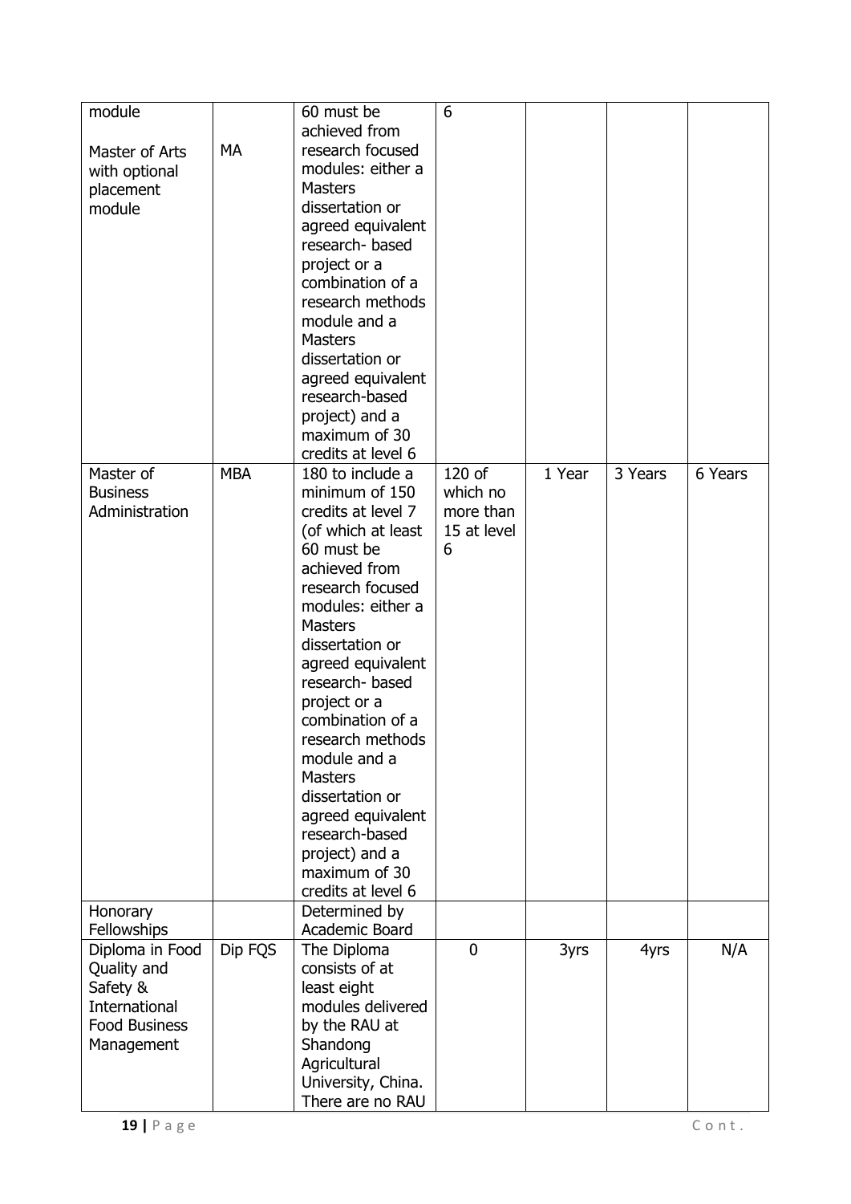| module<br><br>Master of Arts with optional placement module | MA | 60 must be achieved from research focused modules: either a Masters dissertation or agreed equivalent research- based project or a combination of a research methods module and a Masters dissertation or agreed equivalent research-based project) and a maximum of 30 credits at level 6 | 6 | | | |
|---|---|---|---|---|---|---|
| Master of Business Administration | MBA | 180 to include a minimum of 150 credits at level 7 (of which at least 60 must be achieved from research focused modules: either a Masters dissertation or agreed equivalent research- based project or a combination of a research methods module and a Masters dissertation or agreed equivalent research-based project) and a maximum of 30 credits at level 6 | 120 of which no more than 15 at level 6 | 1 Year | 3 Years | 6 Years |
| Honorary Fellowships | | Determined by Academic Board | | | | |
| Diploma in Food Quality and Safety & International Food Business Management | Dip FQS | The Diploma consists of at least eight modules delivered by the RAU at Shandong Agricultural University, China. There are no RAU | 0 | 3yrs | 4yrs | N/A |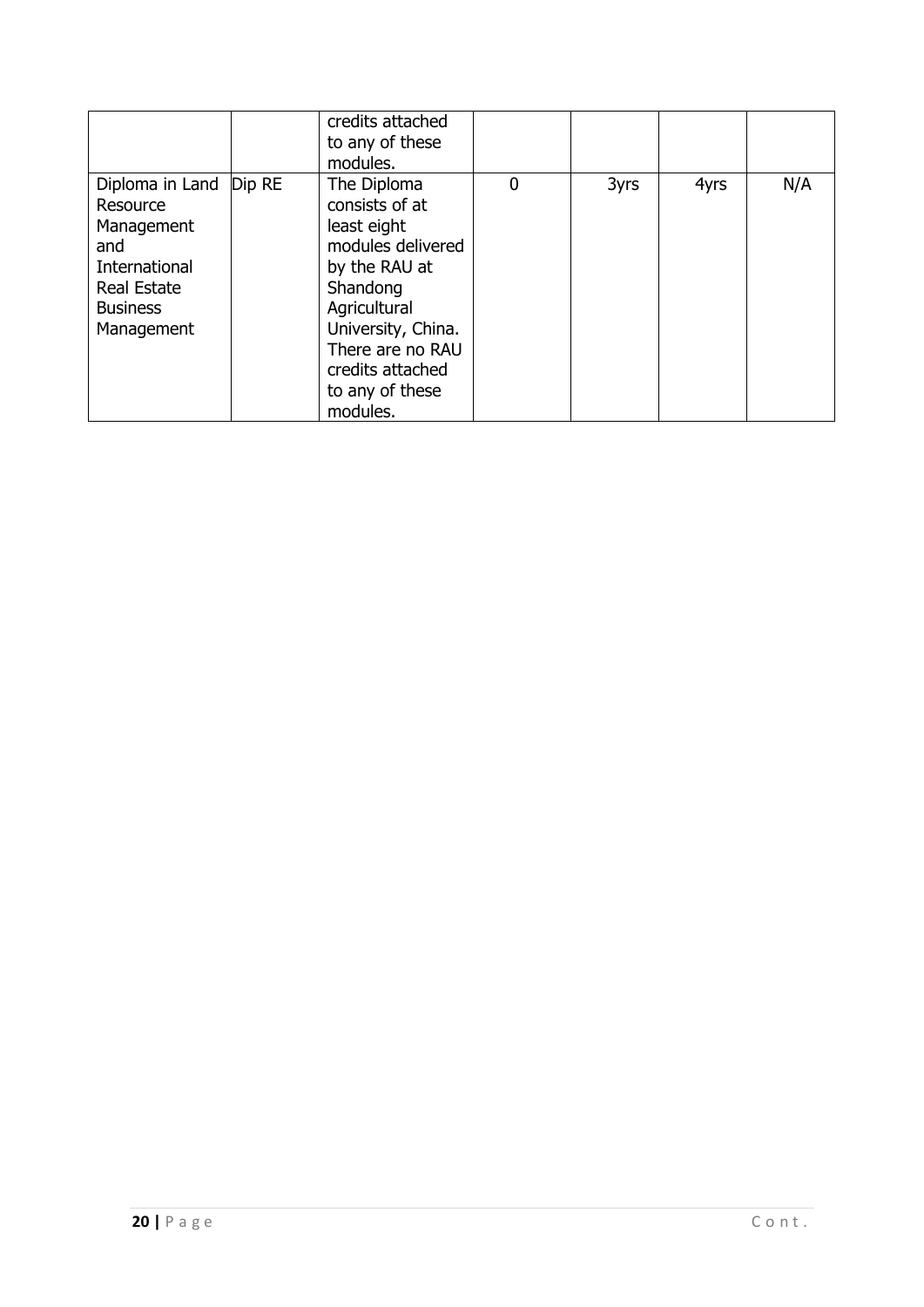| | | credits attached to any of these modules. | | | | |
|---|---|---|---|---|---|---|
| Diploma in Land Resource Management and International Real Estate Business Management | Dip RE | The Diploma consists of at least eight modules delivered by the RAU at Shandong Agricultural University, China. There are no RAU credits attached to any of these modules. | 0 | 3yrs | 4yrs | N/A |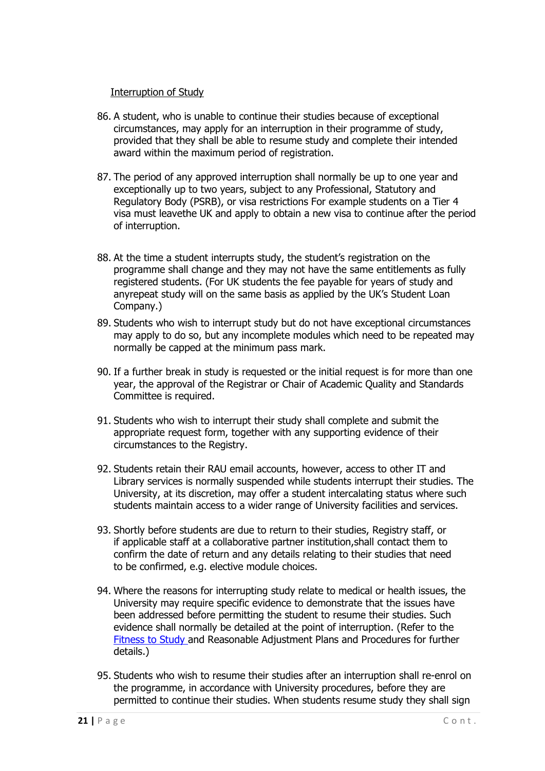Interruption of Study

86. A student, who is unable to continue their studies because of exceptional circumstances, may apply for an interruption in their programme of study, provided that they shall be able to resume study and complete their intended award within the maximum period of registration.

87. The period of any approved interruption shall normally be up to one year and exceptionally up to two years, subject to any Professional, Statutory and Regulatory Body (PSRB), or visa restrictions For example students on a Tier 4 visa must leavethe UK and apply to obtain a new visa to continue after the period of interruption.

88. At the time a student interrupts study, the student's registration on the programme shall change and they may not have the same entitlements as fully registered students. (For UK students the fee payable for years of study and anyrepeat study will on the same basis as applied by the UK's Student Loan Company.)

89. Students who wish to interrupt study but do not have exceptional circumstances may apply to do so, but any incomplete modules which need to be repeated may normally be capped at the minimum pass mark.

90. If a further break in study is requested or the initial request is for more than one year, the approval of the Registrar or Chair of Academic Quality and Standards Committee is required.

91. Students who wish to interrupt their study shall complete and submit the appropriate request form, together with any supporting evidence of their circumstances to the Registry.

92. Students retain their RAU email accounts, however, access to other IT and Library services is normally suspended while students interrupt their studies. The University, at its discretion, may offer a student intercalating status where such students maintain access to a wider range of University facilities and services.

93. Shortly before students are due to return to their studies, Registry staff, or if applicable staff at a collaborative partner institution,shall contact them to confirm the date of return and any details relating to their studies that need to be confirmed, e.g. elective module choices.

94. Where the reasons for interrupting study relate to medical or health issues, the University may require specific evidence to demonstrate that the issues have been addressed before permitting the student to resume their studies. Such evidence shall normally be detailed at the point of interruption. (Refer to the Fitness to Study and Reasonable Adjustment Plans and Procedures for further details.)

95. Students who wish to resume their studies after an interruption shall re-enrol on the programme, in accordance with University procedures, before they are permitted to continue their studies. When students resume study they shall sign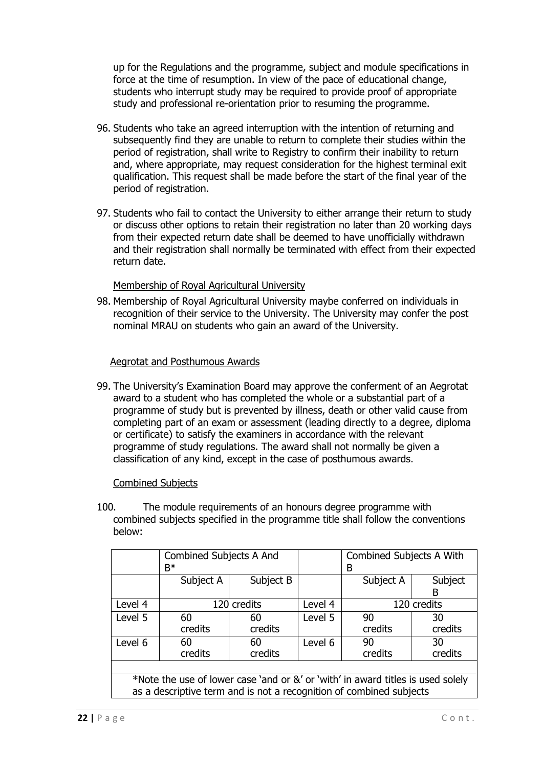up for the Regulations and the programme, subject and module specifications in force at the time of resumption. In view of the pace of educational change, students who interrupt study may be required to provide proof of appropriate study and professional re-orientation prior to resuming the programme.

96. Students who take an agreed interruption with the intention of returning and subsequently find they are unable to return to complete their studies within the period of registration, shall write to Registry to confirm their inability to return and, where appropriate, may request consideration for the highest terminal exit qualification. This request shall be made before the start of the final year of the period of registration.

97. Students who fail to contact the University to either arrange their return to study or discuss other options to retain their registration no later than 20 working days from their expected return date shall be deemed to have unofficially withdrawn and their registration shall normally be terminated with effect from their expected return date.

Membership of Royal Agricultural University

98. Membership of Royal Agricultural University maybe conferred on individuals in recognition of their service to the University. The University may confer the post nominal MRAU on students who gain an award of the University.

Aegrotat and Posthumous Awards

99. The University's Examination Board may approve the conferment of an Aegrotat award to a student who has completed the whole or a substantial part of a programme of study but is prevented by illness, death or other valid cause from completing part of an exam or assessment (leading directly to a degree, diploma or certificate) to satisfy the examiners in accordance with the relevant programme of study regulations. The award shall not normally be given a classification of any kind, except in the case of posthumous awards.

Combined Subjects

100. The module requirements of an honours degree programme with combined subjects specified in the programme title shall follow the conventions below:

| | Combined Subjects A And B* | | | Combined Subjects A With B | |
|---|---|---|---|---|---|
| | Subject A | Subject B | | Subject A | Subject B |
| Level 4 | 120 credits | | Level 4 | 120 credits | |
| Level 5 | 60 credits | 60 credits | Level 5 | 90 credits | 30 credits |
| Level 6 | 60 credits | 60 credits | Level 6 | 90 credits | 30 credits |

*Note the use of lower case 'and or &' or 'with' in award titles is used solely as a descriptive term and is not a recognition of combined subjects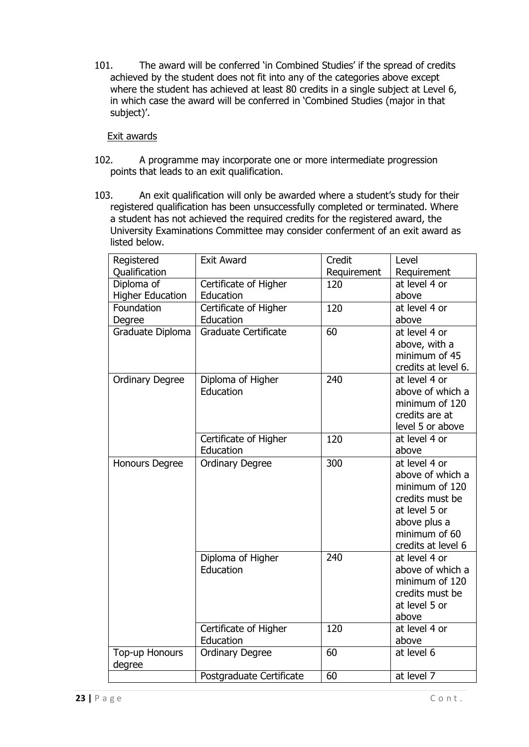101. The award will be conferred 'in Combined Studies' if the spread of credits achieved by the student does not fit into any of the categories above except where the student has achieved at least 80 credits in a single subject at Level 6, in which case the award will be conferred in 'Combined Studies (major in that subject)'.

Exit awards

102. A programme may incorporate one or more intermediate progression points that leads to an exit qualification.

103. An exit qualification will only be awarded where a student's study for their registered qualification has been unsuccessfully completed or terminated. Where a student has not achieved the required credits for the registered award, the University Examinations Committee may consider conferment of an exit award as listed below.

| Registered Qualification | Exit Award | Credit Requirement | Level Requirement |
| --- | --- | --- | --- |
| Diploma of Higher Education | Certificate of Higher Education | 120 | at level 4 or above |
| Foundation Degree | Certificate of Higher Education | 120 | at level 4 or above |
| Graduate Diploma | Graduate Certificate | 60 | at level 4 or above, with a minimum of 45 credits at level 6. |
| Ordinary Degree | Diploma of Higher Education | 240 | at level 4 or above of which a minimum of 120 credits are at level 5 or above |
| | Certificate of Higher Education | 120 | at level 4 or above |
| Honours Degree | Ordinary Degree | 300 | at level 4 or above of which a minimum of 120 credits must be at level 5 or above plus a minimum of 60 credits at level 6 |
| | Diploma of Higher Education | 240 | at level 4 or above of which a minimum of 120 credits must be at level 5 or above |
| | Certificate of Higher Education | 120 | at level 4 or above |
| Top-up Honours degree | Ordinary Degree | 60 | at level 6 |
| | Postgraduate Certificate | 60 | at level 7 |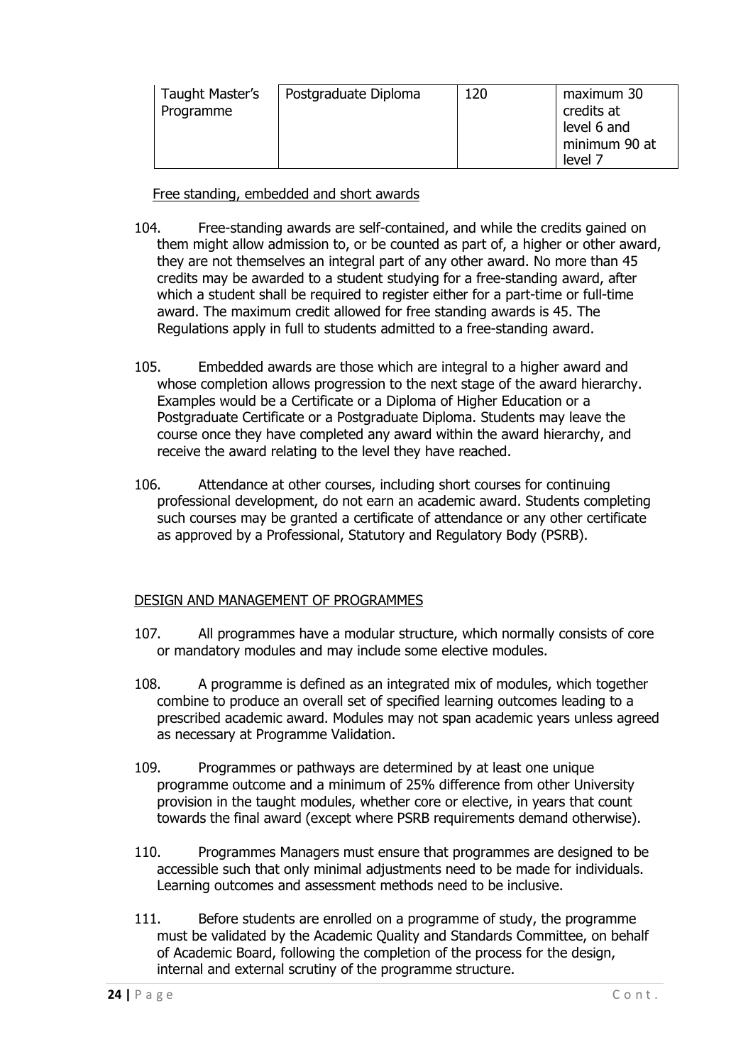| Taught Master's Programme | Postgraduate Diploma | 120 | maximum 30 credits at level 6 and minimum 90 at level 7 |
|---|---|---|---|

Free standing, embedded and short awards

104. Free-standing awards are self-contained, and while the credits gained on them might allow admission to, or be counted as part of, a higher or other award, they are not themselves an integral part of any other award. No more than 45 credits may be awarded to a student studying for a free-standing award, after which a student shall be required to register either for a part-time or full-time award. The maximum credit allowed for free standing awards is 45. The Regulations apply in full to students admitted to a free-standing award.

105. Embedded awards are those which are integral to a higher award and whose completion allows progression to the next stage of the award hierarchy. Examples would be a Certificate or a Diploma of Higher Education or a Postgraduate Certificate or a Postgraduate Diploma. Students may leave the course once they have completed any award within the award hierarchy, and receive the award relating to the level they have reached.

106. Attendance at other courses, including short courses for continuing professional development, do not earn an academic award. Students completing such courses may be granted a certificate of attendance or any other certificate as approved by a Professional, Statutory and Regulatory Body (PSRB).

DESIGN AND MANAGEMENT OF PROGRAMMES

107. All programmes have a modular structure, which normally consists of core or mandatory modules and may include some elective modules.

108. A programme is defined as an integrated mix of modules, which together combine to produce an overall set of specified learning outcomes leading to a prescribed academic award. Modules may not span academic years unless agreed as necessary at Programme Validation.

109. Programmes or pathways are determined by at least one unique programme outcome and a minimum of 25% difference from other University provision in the taught modules, whether core or elective, in years that count towards the final award (except where PSRB requirements demand otherwise).

110. Programmes Managers must ensure that programmes are designed to be accessible such that only minimal adjustments need to be made for individuals. Learning outcomes and assessment methods need to be inclusive.

111. Before students are enrolled on a programme of study, the programme must be validated by the Academic Quality and Standards Committee, on behalf of Academic Board, following the completion of the process for the design, internal and external scrutiny of the programme structure.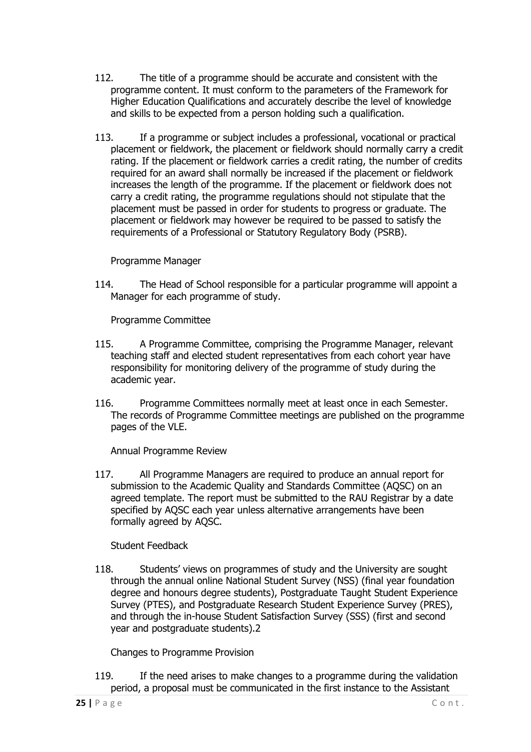112. The title of a programme should be accurate and consistent with the programme content. It must conform to the parameters of the Framework for Higher Education Qualifications and accurately describe the level of knowledge and skills to be expected from a person holding such a qualification.

113. If a programme or subject includes a professional, vocational or practical placement or fieldwork, the placement or fieldwork should normally carry a credit rating. If the placement or fieldwork carries a credit rating, the number of credits required for an award shall normally be increased if the placement or fieldwork increases the length of the programme. If the placement or fieldwork does not carry a credit rating, the programme regulations should not stipulate that the placement must be passed in order for students to progress or graduate. The placement or fieldwork may however be required to be passed to satisfy the requirements of a Professional or Statutory Regulatory Body (PSRB).

### Programme Manager

114. The Head of School responsible for a particular programme will appoint a Manager for each programme of study.

### Programme Committee

115. A Programme Committee, comprising the Programme Manager, relevant teaching staff and elected student representatives from each cohort year have responsibility for monitoring delivery of the programme of study during the academic year.

116. Programme Committees normally meet at least once in each Semester. The records of Programme Committee meetings are published on the programme pages of the VLE.

### Annual Programme Review

117. All Programme Managers are required to produce an annual report for submission to the Academic Quality and Standards Committee (AQSC) on an agreed template. The report must be submitted to the RAU Registrar by a date specified by AQSC each year unless alternative arrangements have been formally agreed by AQSC.

### Student Feedback

118. Students' views on programmes of study and the University are sought through the annual online National Student Survey (NSS) (final year foundation degree and honours degree students), Postgraduate Taught Student Experience Survey (PTES), and Postgraduate Research Student Experience Survey (PRES), and through the in-house Student Satisfaction Survey (SSS) (first and second year and postgraduate students).[2]

### Changes to Programme Provision

119. If the need arises to make changes to a programme during the validation period, a proposal must be communicated in the first instance to the Assistant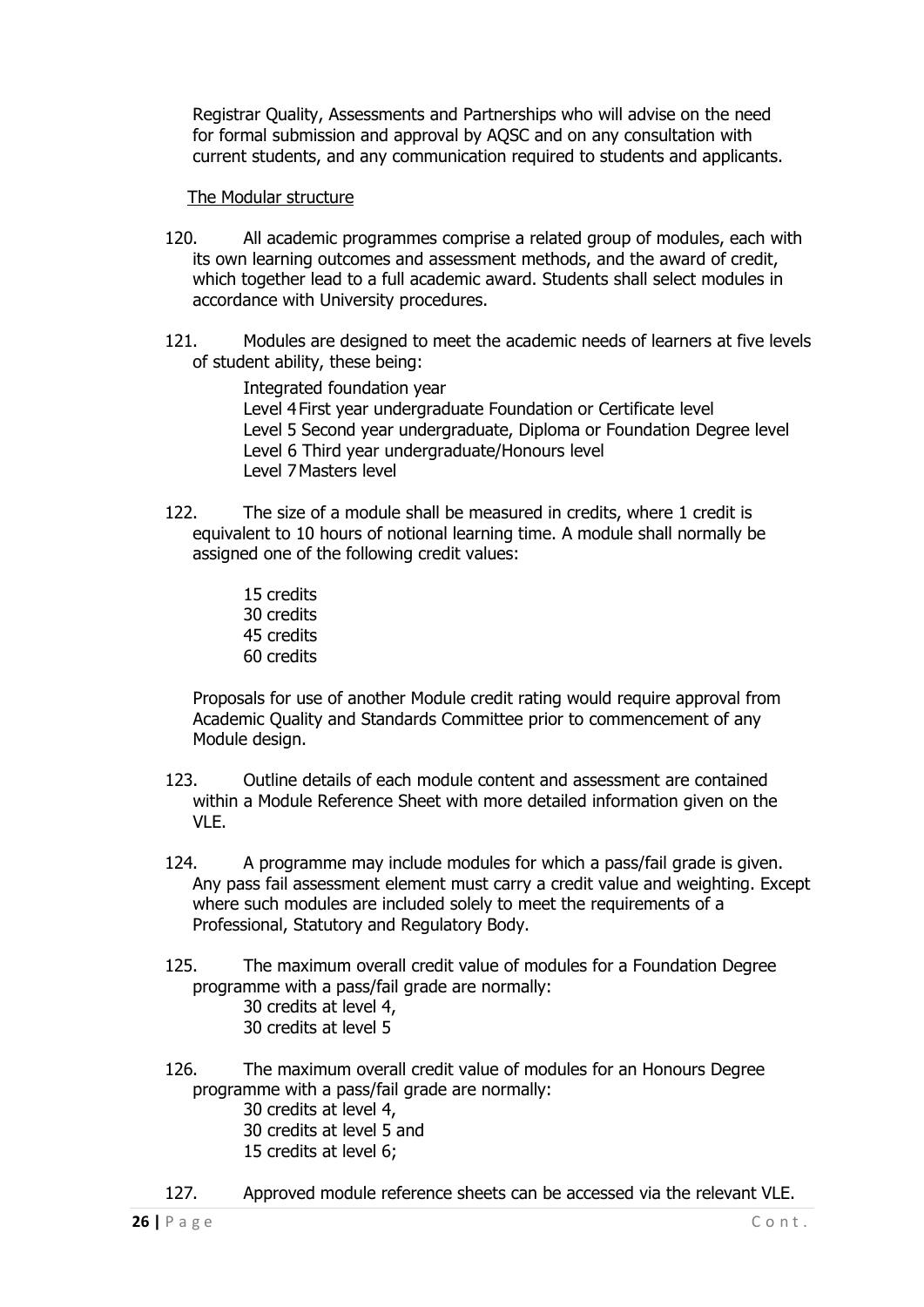Registrar Quality, Assessments and Partnerships who will advise on the need for formal submission and approval by AQSC and on any consultation with current students, and any communication required to students and applicants.

The Modular structure

120. All academic programmes comprise a related group of modules, each with its own learning outcomes and assessment methods, and the award of credit, which together lead to a full academic award. Students shall select modules in accordance with University procedures.

121. Modules are designed to meet the academic needs of learners at five levels of student ability, these being:

Integrated foundation year
Level 4 First year undergraduate Foundation or Certificate level
Level 5 Second year undergraduate, Diploma or Foundation Degree level
Level 6 Third year undergraduate/Honours level
Level 7 Masters level

122. The size of a module shall be measured in credits, where 1 credit is equivalent to 10 hours of notional learning time. A module shall normally be assigned one of the following credit values:

15 credits
30 credits
45 credits
60 credits

Proposals for use of another Module credit rating would require approval from Academic Quality and Standards Committee prior to commencement of any Module design.

123. Outline details of each module content and assessment are contained within a Module Reference Sheet with more detailed information given on the VLE.

124. A programme may include modules for which a pass/fail grade is given. Any pass fail assessment element must carry a credit value and weighting. Except where such modules are included solely to meet the requirements of a Professional, Statutory and Regulatory Body.

125. The maximum overall credit value of modules for a Foundation Degree programme with a pass/fail grade are normally:
30 credits at level 4,
30 credits at level 5

126. The maximum overall credit value of modules for an Honours Degree programme with a pass/fail grade are normally:
30 credits at level 4,
30 credits at level 5 and
15 credits at level 6;

127. Approved module reference sheets can be accessed via the relevant VLE.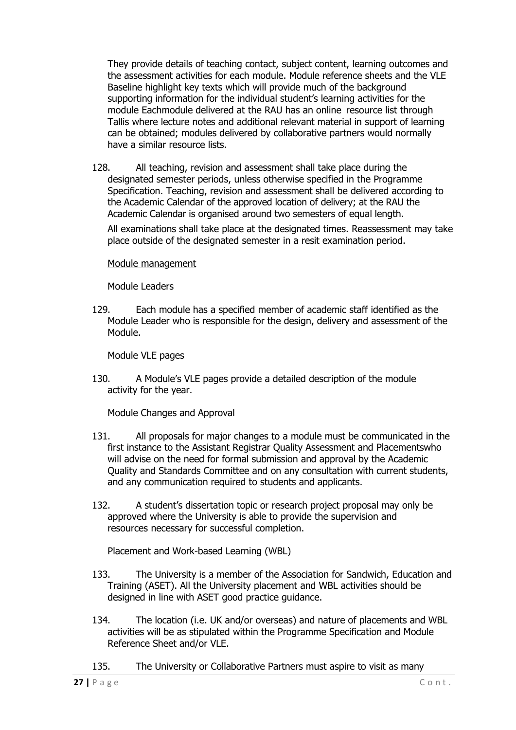They provide details of teaching contact, subject content, learning outcomes and the assessment activities for each module. Module reference sheets and the VLE Baseline highlight key texts which will provide much of the background supporting information for the individual student's learning activities for the module Eachmodule delivered at the RAU has an online resource list through Tallis where lecture notes and additional relevant material in support of learning can be obtained; modules delivered by collaborative partners would normally have a similar resource lists.

128. All teaching, revision and assessment shall take place during the designated semester periods, unless otherwise specified in the Programme Specification. Teaching, revision and assessment shall be delivered according to the Academic Calendar of the approved location of delivery; at the RAU the Academic Calendar is organised around two semesters of equal length.

All examinations shall take place at the designated times. Reassessment may take place outside of the designated semester in a resit examination period.

<u>Module management</u>

Module Leaders

129. Each module has a specified member of academic staff identified as the Module Leader who is responsible for the design, delivery and assessment of the Module.

Module VLE pages

130. A Module's VLE pages provide a detailed description of the module activity for the year.

Module Changes and Approval

131. All proposals for major changes to a module must be communicated in the first instance to the Assistant Registrar Quality Assessment and Placementswho will advise on the need for formal submission and approval by the Academic Quality and Standards Committee and on any consultation with current students, and any communication required to students and applicants.

132. A student's dissertation topic or research project proposal may only be approved where the University is able to provide the supervision and resources necessary for successful completion.

Placement and Work-based Learning (WBL)

133. The University is a member of the Association for Sandwich, Education and Training (ASET). All the University placement and WBL activities should be designed in line with ASET good practice guidance.

134. The location (i.e. UK and/or overseas) and nature of placements and WBL activities will be as stipulated within the Programme Specification and Module Reference Sheet and/or VLE.

135. The University or Collaborative Partners must aspire to visit as many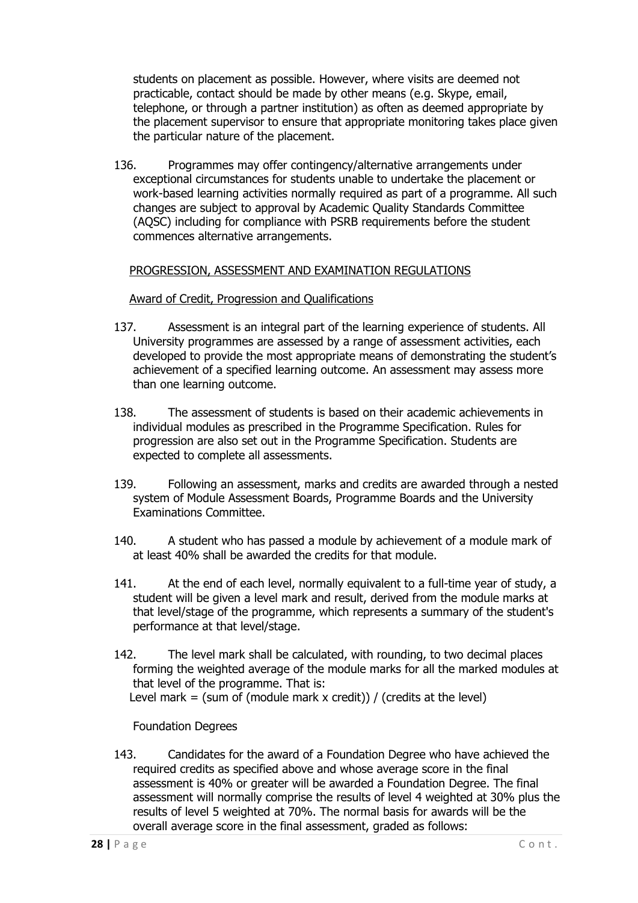students on placement as possible. However, where visits are deemed not practicable, contact should be made by other means (e.g. Skype, email, telephone, or through a partner institution) as often as deemed appropriate by the placement supervisor to ensure that appropriate monitoring takes place given the particular nature of the placement.

136. Programmes may offer contingency/alternative arrangements under exceptional circumstances for students unable to undertake the placement or work-based learning activities normally required as part of a programme. All such changes are subject to approval by Academic Quality Standards Committee (AQSC) including for compliance with PSRB requirements before the student commences alternative arrangements.

## PROGRESSION, ASSESSMENT AND EXAMINATION REGULATIONS

### Award of Credit, Progression and Qualifications

137. Assessment is an integral part of the learning experience of students. All University programmes are assessed by a range of assessment activities, each developed to provide the most appropriate means of demonstrating the student's achievement of a specified learning outcome. An assessment may assess more than one learning outcome.

138. The assessment of students is based on their academic achievements in individual modules as prescribed in the Programme Specification. Rules for progression are also set out in the Programme Specification. Students are expected to complete all assessments.

139. Following an assessment, marks and credits are awarded through a nested system of Module Assessment Boards, Programme Boards and the University Examinations Committee.

140. A student who has passed a module by achievement of a module mark of at least 40% shall be awarded the credits for that module.

141. At the end of each level, normally equivalent to a full-time year of study, a student will be given a level mark and result, derived from the module marks at that level/stage of the programme, which represents a summary of the student's performance at that level/stage.

142. The level mark shall be calculated, with rounding, to two decimal places forming the weighted average of the module marks for all the marked modules at that level of the programme. That is:
Level mark = (sum of (module mark x credit)) / (credits at the level)

### Foundation Degrees

143. Candidates for the award of a Foundation Degree who have achieved the required credits as specified above and whose average score in the final assessment is 40% or greater will be awarded a Foundation Degree. The final assessment will normally comprise the results of level 4 weighted at 30% plus the results of level 5 weighted at 70%. The normal basis for awards will be the overall average score in the final assessment, graded as follows: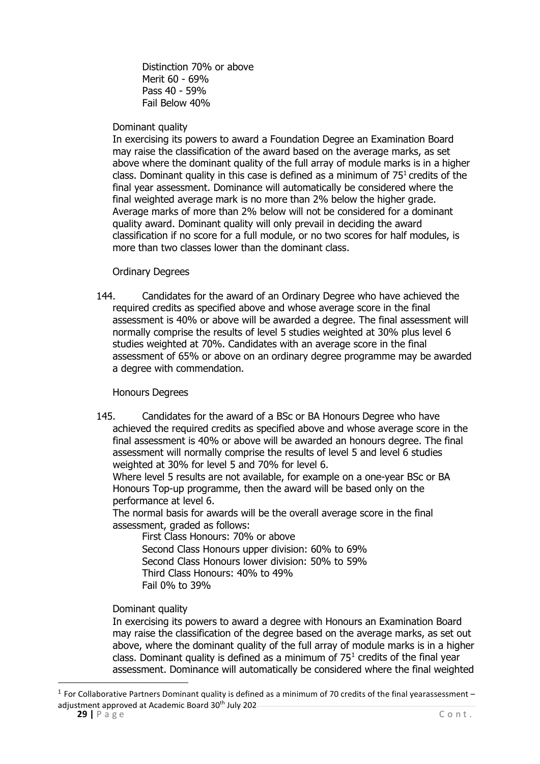Distinction 70% or above
Merit 60 - 69%
Pass 40 - 59%
Fail Below 40%

Dominant quality

In exercising its powers to award a Foundation Degree an Examination Board may raise the classification of the award based on the average marks, as set above where the dominant quality of the full array of module marks is in a higher class. Dominant quality in this case is defined as a minimum of 75[1] credits of the final year assessment. Dominance will automatically be considered where the final weighted average mark is no more than 2% below the higher grade. Average marks of more than 2% below will not be considered for a dominant quality award. Dominant quality will only prevail in deciding the award classification if no score for a full module, or no two scores for half modules, is more than two classes lower than the dominant class.

Ordinary Degrees

144. Candidates for the award of an Ordinary Degree who have achieved the required credits as specified above and whose average score in the final assessment is 40% or above will be awarded a degree. The final assessment will normally comprise the results of level 5 studies weighted at 30% plus level 6 studies weighted at 70%. Candidates with an average score in the final assessment of 65% or above on an ordinary degree programme may be awarded a degree with commendation.

Honours Degrees

145. Candidates for the award of a BSc or BA Honours Degree who have achieved the required credits as specified above and whose average score in the final assessment is 40% or above will be awarded an honours degree. The final assessment will normally comprise the results of level 5 and level 6 studies weighted at 30% for level 5 and 70% for level 6.

Where level 5 results are not available, for example on a one-year BSc or BA Honours Top-up programme, then the award will be based only on the performance at level 6.

The normal basis for awards will be the overall average score in the final assessment, graded as follows:

First Class Honours: 70% or above
Second Class Honours upper division: 60% to 69%
Second Class Honours lower division: 50% to 59%
Third Class Honours: 40% to 49%
Fail 0% to 39%

Dominant quality

In exercising its powers to award a degree with Honours an Examination Board may raise the classification of the degree based on the average marks, as set out above, where the dominant quality of the full array of module marks is in a higher class. Dominant quality is defined as a minimum of 75[1] credits of the final year assessment. Dominance will automatically be considered where the final weighted

[1] For Collaborative Partners Dominant quality is defined as a minimum of 70 credits of the final yearassessment – adjustment approved at Academic Board 30th July 202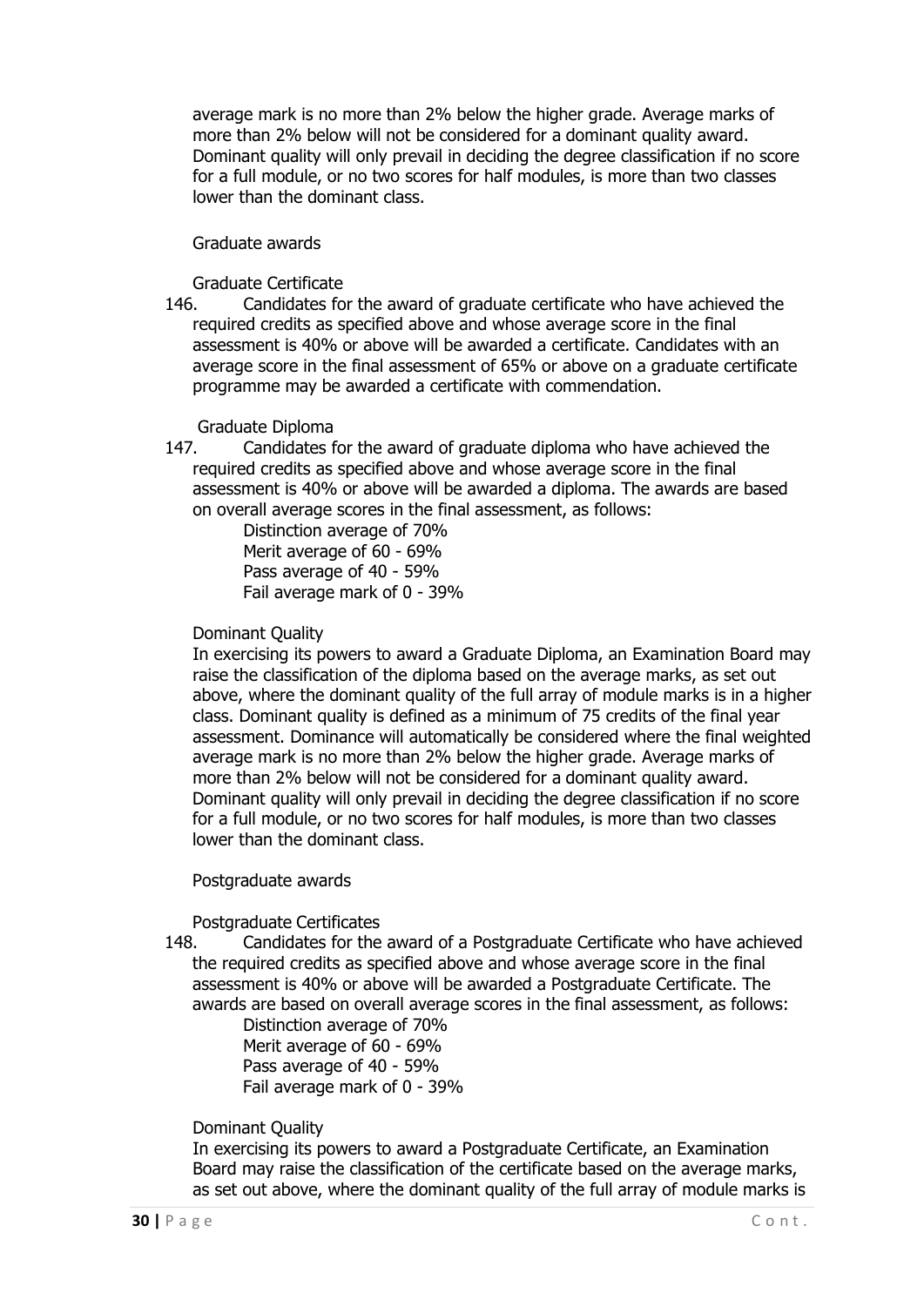average mark is no more than 2% below the higher grade. Average marks of more than 2% below will not be considered for a dominant quality award. Dominant quality will only prevail in deciding the degree classification if no score for a full module, or no two scores for half modules, is more than two classes lower than the dominant class.

### Graduate awards

#### Graduate Certificate

146. Candidates for the award of graduate certificate who have achieved the required credits as specified above and whose average score in the final assessment is 40% or above will be awarded a certificate. Candidates with an average score in the final assessment of 65% or above on a graduate certificate programme may be awarded a certificate with commendation.

#### Graduate Diploma

147. Candidates for the award of graduate diploma who have achieved the required credits as specified above and whose average score in the final assessment is 40% or above will be awarded a diploma. The awards are based on overall average scores in the final assessment, as follows:

   Distinction average of 70%
   Merit average of 60 - 69%
   Pass average of 40 - 59%
   Fail average mark of 0 - 39%

#### Dominant Quality

In exercising its powers to award a Graduate Diploma, an Examination Board may raise the classification of the diploma based on the average marks, as set out above, where the dominant quality of the full array of module marks is in a higher class. Dominant quality is defined as a minimum of 75 credits of the final year assessment. Dominance will automatically be considered where the final weighted average mark is no more than 2% below the higher grade. Average marks of more than 2% below will not be considered for a dominant quality award. Dominant quality will only prevail in deciding the degree classification if no score for a full module, or no two scores for half modules, is more than two classes lower than the dominant class.

### Postgraduate awards

#### Postgraduate Certificates

148. Candidates for the award of a Postgraduate Certificate who have achieved the required credits as specified above and whose average score in the final assessment is 40% or above will be awarded a Postgraduate Certificate. The awards are based on overall average scores in the final assessment, as follows:

   Distinction average of 70%
   Merit average of 60 - 69%
   Pass average of 40 - 59%
   Fail average mark of 0 - 39%

#### Dominant Quality

In exercising its powers to award a Postgraduate Certificate, an Examination Board may raise the classification of the certificate based on the average marks, as set out above, where the dominant quality of the full array of module marks is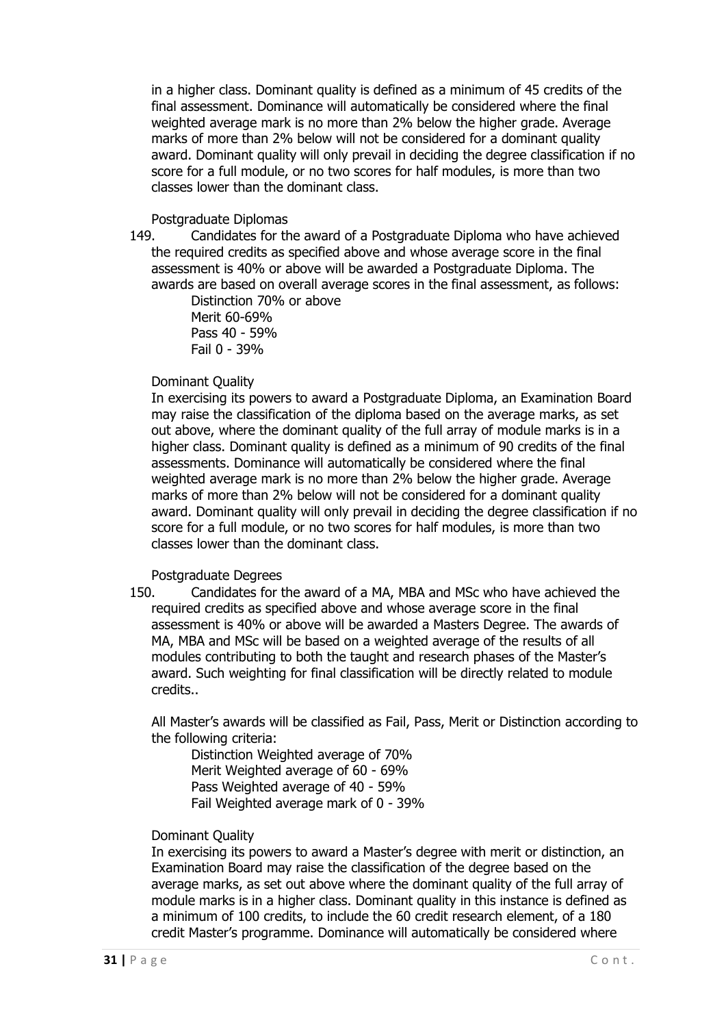in a higher class. Dominant quality is defined as a minimum of 45 credits of the final assessment. Dominance will automatically be considered where the final weighted average mark is no more than 2% below the higher grade. Average marks of more than 2% below will not be considered for a dominant quality award. Dominant quality will only prevail in deciding the degree classification if no score for a full module, or no two scores for half modules, is more than two classes lower than the dominant class.

Postgraduate Diplomas

149. Candidates for the award of a Postgraduate Diploma who have achieved the required credits as specified above and whose average score in the final assessment is 40% or above will be awarded a Postgraduate Diploma. The awards are based on overall average scores in the final assessment, as follows:

Distinction 70% or above
Merit 60-69%
Pass 40 - 59%
Fail 0 - 39%

Dominant Quality

In exercising its powers to award a Postgraduate Diploma, an Examination Board may raise the classification of the diploma based on the average marks, as set out above, where the dominant quality of the full array of module marks is in a higher class. Dominant quality is defined as a minimum of 90 credits of the final assessments. Dominance will automatically be considered where the final weighted average mark is no more than 2% below the higher grade. Average marks of more than 2% below will not be considered for a dominant quality award. Dominant quality will only prevail in deciding the degree classification if no score for a full module, or no two scores for half modules, is more than two classes lower than the dominant class.

Postgraduate Degrees

150. Candidates for the award of a MA, MBA and MSc who have achieved the required credits as specified above and whose average score in the final assessment is 40% or above will be awarded a Masters Degree. The awards of MA, MBA and MSc will be based on a weighted average of the results of all modules contributing to both the taught and research phases of the Master's award. Such weighting for final classification will be directly related to module credits..

All Master's awards will be classified as Fail, Pass, Merit or Distinction according to the following criteria:

Distinction Weighted average of 70%
Merit Weighted average of 60 - 69%
Pass Weighted average of 40 - 59%
Fail Weighted average mark of 0 - 39%

Dominant Quality

In exercising its powers to award a Master's degree with merit or distinction, an Examination Board may raise the classification of the degree based on the average marks, as set out above where the dominant quality of the full array of module marks is in a higher class. Dominant quality in this instance is defined as a minimum of 100 credits, to include the 60 credit research element, of a 180 credit Master's programme. Dominance will automatically be considered where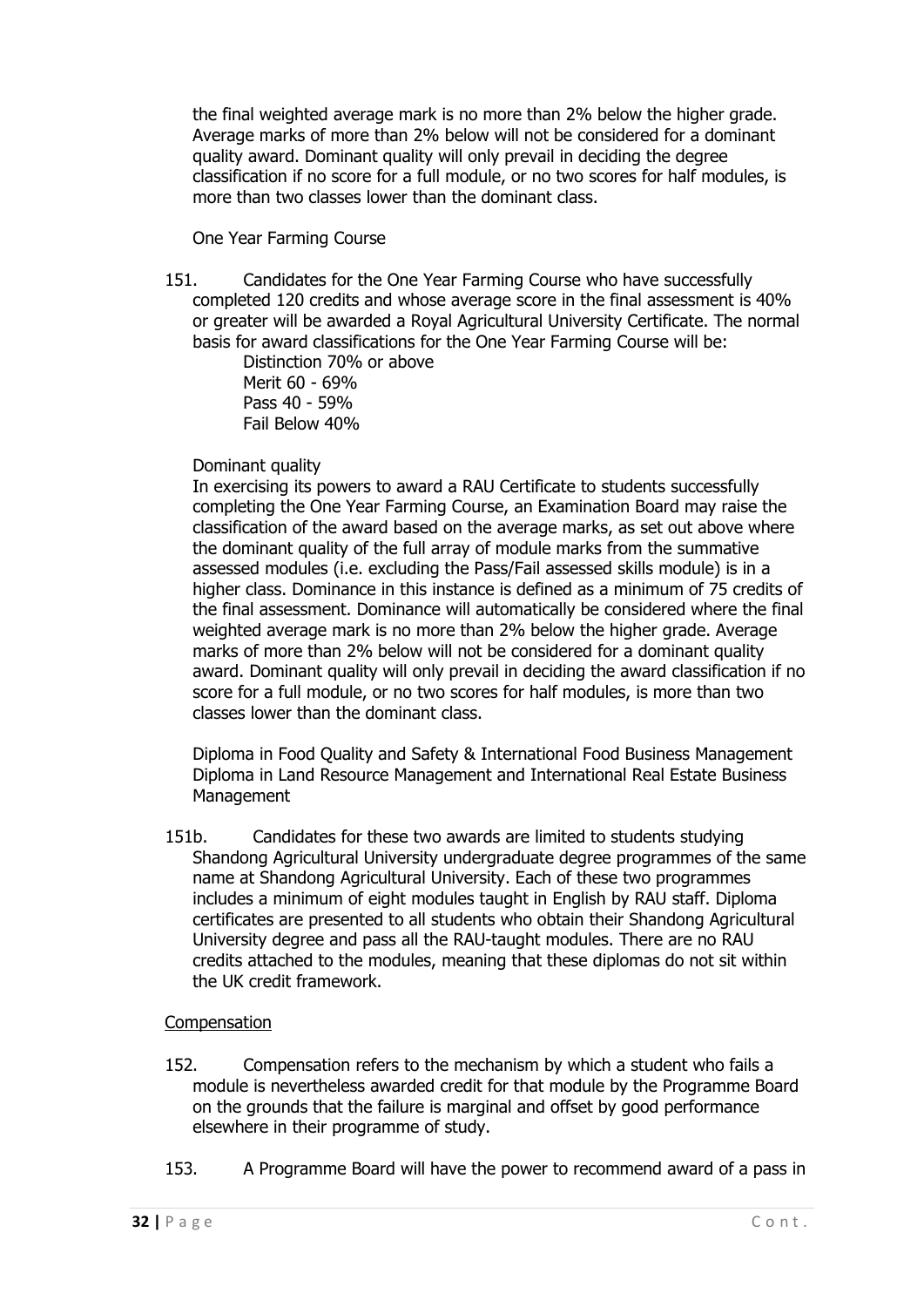the final weighted average mark is no more than 2% below the higher grade. Average marks of more than 2% below will not be considered for a dominant quality award. Dominant quality will only prevail in deciding the degree classification if no score for a full module, or no two scores for half modules, is more than two classes lower than the dominant class.

One Year Farming Course

151. Candidates for the One Year Farming Course who have successfully completed 120 credits and whose average score in the final assessment is 40% or greater will be awarded a Royal Agricultural University Certificate. The normal basis for award classifications for the One Year Farming Course will be:

Distinction 70% or above
Merit 60 - 69%
Pass 40 - 59%
Fail Below 40%

Dominant quality

In exercising its powers to award a RAU Certificate to students successfully completing the One Year Farming Course, an Examination Board may raise the classification of the award based on the average marks, as set out above where the dominant quality of the full array of module marks from the summative assessed modules (i.e. excluding the Pass/Fail assessed skills module) is in a higher class. Dominance in this instance is defined as a minimum of 75 credits of the final assessment. Dominance will automatically be considered where the final weighted average mark is no more than 2% below the higher grade. Average marks of more than 2% below will not be considered for a dominant quality award. Dominant quality will only prevail in deciding the award classification if no score for a full module, or no two scores for half modules, is more than two classes lower than the dominant class.

Diploma in Food Quality and Safety & International Food Business Management
Diploma in Land Resource Management and International Real Estate Business Management

151b. Candidates for these two awards are limited to students studying Shandong Agricultural University undergraduate degree programmes of the same name at Shandong Agricultural University. Each of these two programmes includes a minimum of eight modules taught in English by RAU staff. Diploma certificates are presented to all students who obtain their Shandong Agricultural University degree and pass all the RAU-taught modules. There are no RAU credits attached to the modules, meaning that these diplomas do not sit within the UK credit framework.

## Compensation

152. Compensation refers to the mechanism by which a student who fails a module is nevertheless awarded credit for that module by the Programme Board on the grounds that the failure is marginal and offset by good performance elsewhere in their programme of study.

153. A Programme Board will have the power to recommend award of a pass in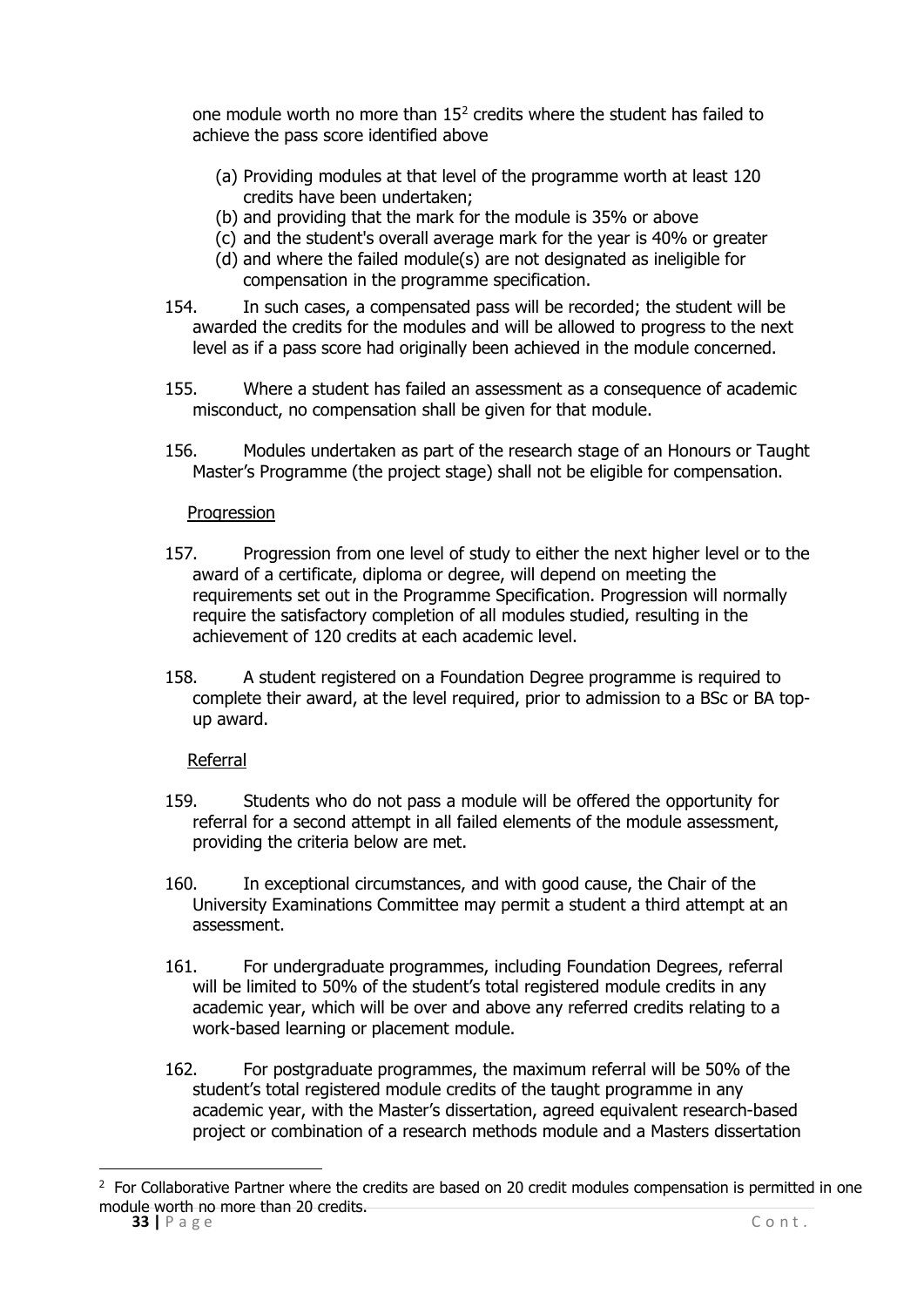one module worth no more than 15[2] credits where the student has failed to achieve the pass score identified above

(a) Providing modules at that level of the programme worth at least 120 credits have been undertaken;
(b) and providing that the mark for the module is 35% or above
(c) and the student's overall average mark for the year is 40% or greater
(d) and where the failed module(s) are not designated as ineligible for compensation in the programme specification.

154. In such cases, a compensated pass will be recorded; the student will be awarded the credits for the modules and will be allowed to progress to the next level as if a pass score had originally been achieved in the module concerned.

155. Where a student has failed an assessment as a consequence of academic misconduct, no compensation shall be given for that module.

156. Modules undertaken as part of the research stage of an Honours or Taught Master's Programme (the project stage) shall not be eligible for compensation.

<u>Progression</u>

157. Progression from one level of study to either the next higher level or to the award of a certificate, diploma or degree, will depend on meeting the requirements set out in the Programme Specification. Progression will normally require the satisfactory completion of all modules studied, resulting in the achievement of 120 credits at each academic level.

158. A student registered on a Foundation Degree programme is required to complete their award, at the level required, prior to admission to a BSc or BA top-up award.

<u>Referral</u>

159. Students who do not pass a module will be offered the opportunity for referral for a second attempt in all failed elements of the module assessment, providing the criteria below are met.

160. In exceptional circumstances, and with good cause, the Chair of the University Examinations Committee may permit a student a third attempt at an assessment.

161. For undergraduate programmes, including Foundation Degrees, referral will be limited to 50% of the student's total registered module credits in any academic year, which will be over and above any referred credits relating to a work-based learning or placement module.

162. For postgraduate programmes, the maximum referral will be 50% of the student's total registered module credits of the taught programme in any academic year, with the Master's dissertation, agreed equivalent research-based project or combination of a research methods module and a Masters dissertation

---

[2] For Collaborative Partner where the credits are based on 20 credit modules compensation is permitted in one module worth no more than 20 credits.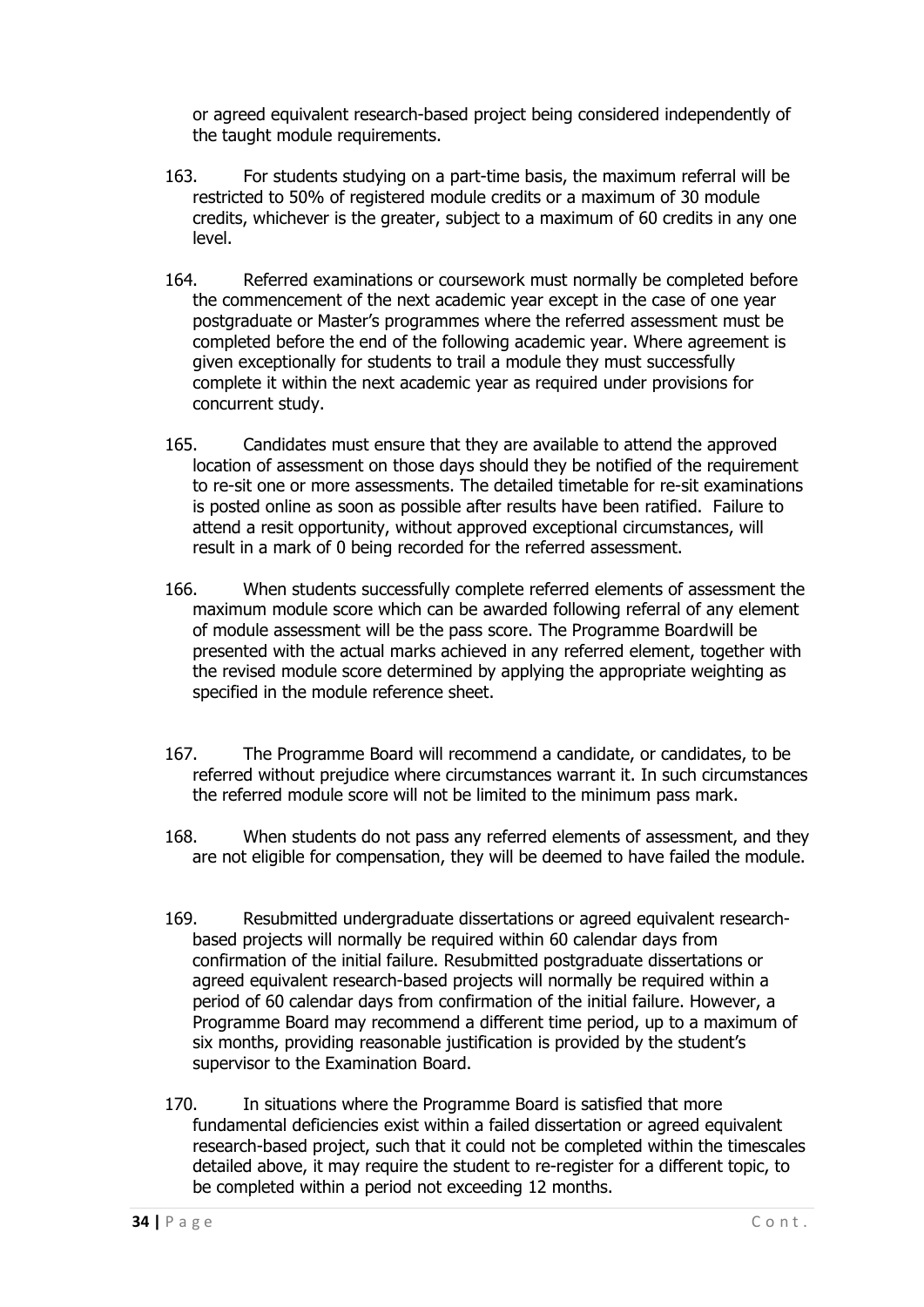or agreed equivalent research-based project being considered independently of the taught module requirements.

163. For students studying on a part-time basis, the maximum referral will be restricted to 50% of registered module credits or a maximum of 30 module credits, whichever is the greater, subject to a maximum of 60 credits in any one level.

164. Referred examinations or coursework must normally be completed before the commencement of the next academic year except in the case of one year postgraduate or Master's programmes where the referred assessment must be completed before the end of the following academic year. Where agreement is given exceptionally for students to trail a module they must successfully complete it within the next academic year as required under provisions for concurrent study.

165. Candidates must ensure that they are available to attend the approved location of assessment on those days should they be notified of the requirement to re-sit one or more assessments. The detailed timetable for re-sit examinations is posted online as soon as possible after results have been ratified. Failure to attend a resit opportunity, without approved exceptional circumstances, will result in a mark of 0 being recorded for the referred assessment.

166. When students successfully complete referred elements of assessment the maximum module score which can be awarded following referral of any element of module assessment will be the pass score. The Programme Boardwill be presented with the actual marks achieved in any referred element, together with the revised module score determined by applying the appropriate weighting as specified in the module reference sheet.

167. The Programme Board will recommend a candidate, or candidates, to be referred without prejudice where circumstances warrant it. In such circumstances the referred module score will not be limited to the minimum pass mark.

168. When students do not pass any referred elements of assessment, and they are not eligible for compensation, they will be deemed to have failed the module.

169. Resubmitted undergraduate dissertations or agreed equivalent research-based projects will normally be required within 60 calendar days from confirmation of the initial failure. Resubmitted postgraduate dissertations or agreed equivalent research-based projects will normally be required within a period of 60 calendar days from confirmation of the initial failure. However, a Programme Board may recommend a different time period, up to a maximum of six months, providing reasonable justification is provided by the student's supervisor to the Examination Board.

170. In situations where the Programme Board is satisfied that more fundamental deficiencies exist within a failed dissertation or agreed equivalent research-based project, such that it could not be completed within the timescales detailed above, it may require the student to re-register for a different topic, to be completed within a period not exceeding 12 months.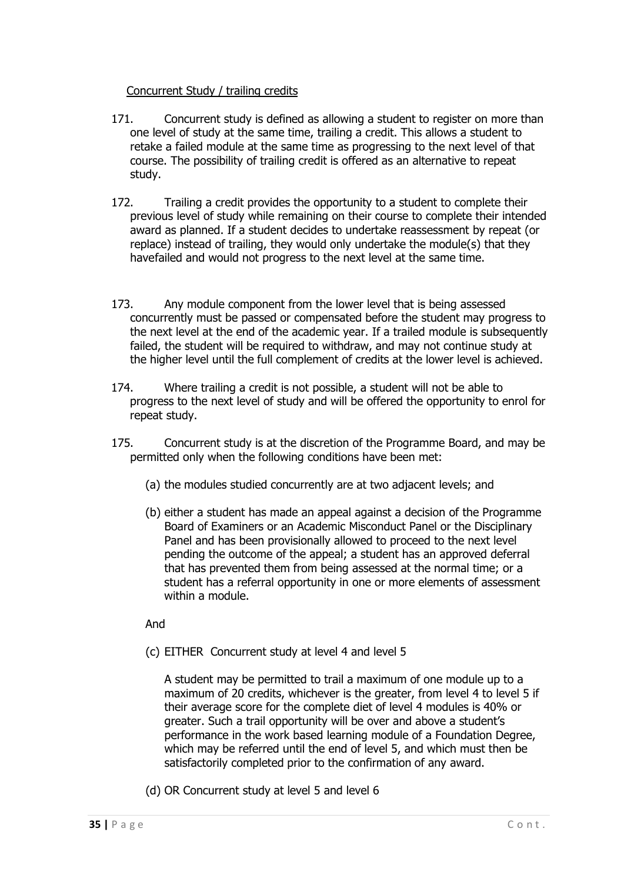Concurrent Study / trailing credits

171. Concurrent study is defined as allowing a student to register on more than one level of study at the same time, trailing a credit. This allows a student to retake a failed module at the same time as progressing to the next level of that course. The possibility of trailing credit is offered as an alternative to repeat study.

172. Trailing a credit provides the opportunity to a student to complete their previous level of study while remaining on their course to complete their intended award as planned. If a student decides to undertake reassessment by repeat (or replace) instead of trailing, they would only undertake the module(s) that they havefailed and would not progress to the next level at the same time.

173. Any module component from the lower level that is being assessed concurrently must be passed or compensated before the student may progress to the next level at the end of the academic year. If a trailed module is subsequently failed, the student will be required to withdraw, and may not continue study at the higher level until the full complement of credits at the lower level is achieved.

174. Where trailing a credit is not possible, a student will not be able to progress to the next level of study and will be offered the opportunity to enrol for repeat study.

175. Concurrent study is at the discretion of the Programme Board, and may be permitted only when the following conditions have been met:

(a) the modules studied concurrently are at two adjacent levels; and

(b) either a student has made an appeal against a decision of the Programme Board of Examiners or an Academic Misconduct Panel or the Disciplinary Panel and has been provisionally allowed to proceed to the next level pending the outcome of the appeal; a student has an approved deferral that has prevented them from being assessed at the normal time; or a student has a referral opportunity in one or more elements of assessment within a module.

And

(c) EITHER Concurrent study at level 4 and level 5

A student may be permitted to trail a maximum of one module up to a maximum of 20 credits, whichever is the greater, from level 4 to level 5 if their average score for the complete diet of level 4 modules is 40% or greater. Such a trail opportunity will be over and above a student's performance in the work based learning module of a Foundation Degree, which may be referred until the end of level 5, and which must then be satisfactorily completed prior to the confirmation of any award.

(d) OR Concurrent study at level 5 and level 6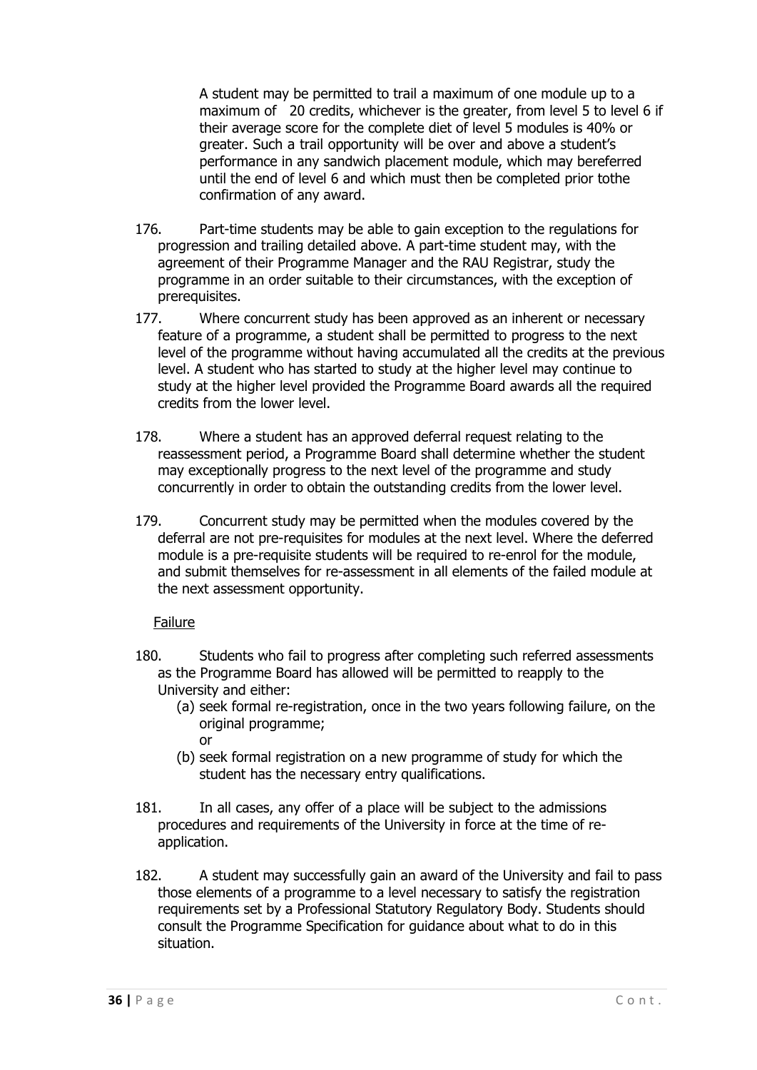A student may be permitted to trail a maximum of one module up to a maximum of 20 credits, whichever is the greater, from level 5 to level 6 if their average score for the complete diet of level 5 modules is 40% or greater. Such a trail opportunity will be over and above a student's performance in any sandwich placement module, which may bereferred until the end of level 6 and which must then be completed prior tothe confirmation of any award.

176. Part-time students may be able to gain exception to the regulations for progression and trailing detailed above. A part-time student may, with the agreement of their Programme Manager and the RAU Registrar, study the programme in an order suitable to their circumstances, with the exception of prerequisites.

177. Where concurrent study has been approved as an inherent or necessary feature of a programme, a student shall be permitted to progress to the next level of the programme without having accumulated all the credits at the previous level. A student who has started to study at the higher level may continue to study at the higher level provided the Programme Board awards all the required credits from the lower level.

178. Where a student has an approved deferral request relating to the reassessment period, a Programme Board shall determine whether the student may exceptionally progress to the next level of the programme and study concurrently in order to obtain the outstanding credits from the lower level.

179. Concurrent study may be permitted when the modules covered by the deferral are not pre-requisites for modules at the next level. Where the deferred module is a pre-requisite students will be required to re-enrol for the module, and submit themselves for re-assessment in all elements of the failed module at the next assessment opportunity.

Failure

180. Students who fail to progress after completing such referred assessments as the Programme Board has allowed will be permitted to reapply to the University and either:

(a) seek formal re-registration, once in the two years following failure, on the original programme;

or

(b) seek formal registration on a new programme of study for which the student has the necessary entry qualifications.

181. In all cases, any offer of a place will be subject to the admissions procedures and requirements of the University in force at the time of re-application.

182. A student may successfully gain an award of the University and fail to pass those elements of a programme to a level necessary to satisfy the registration requirements set by a Professional Statutory Regulatory Body. Students should consult the Programme Specification for guidance about what to do in this situation.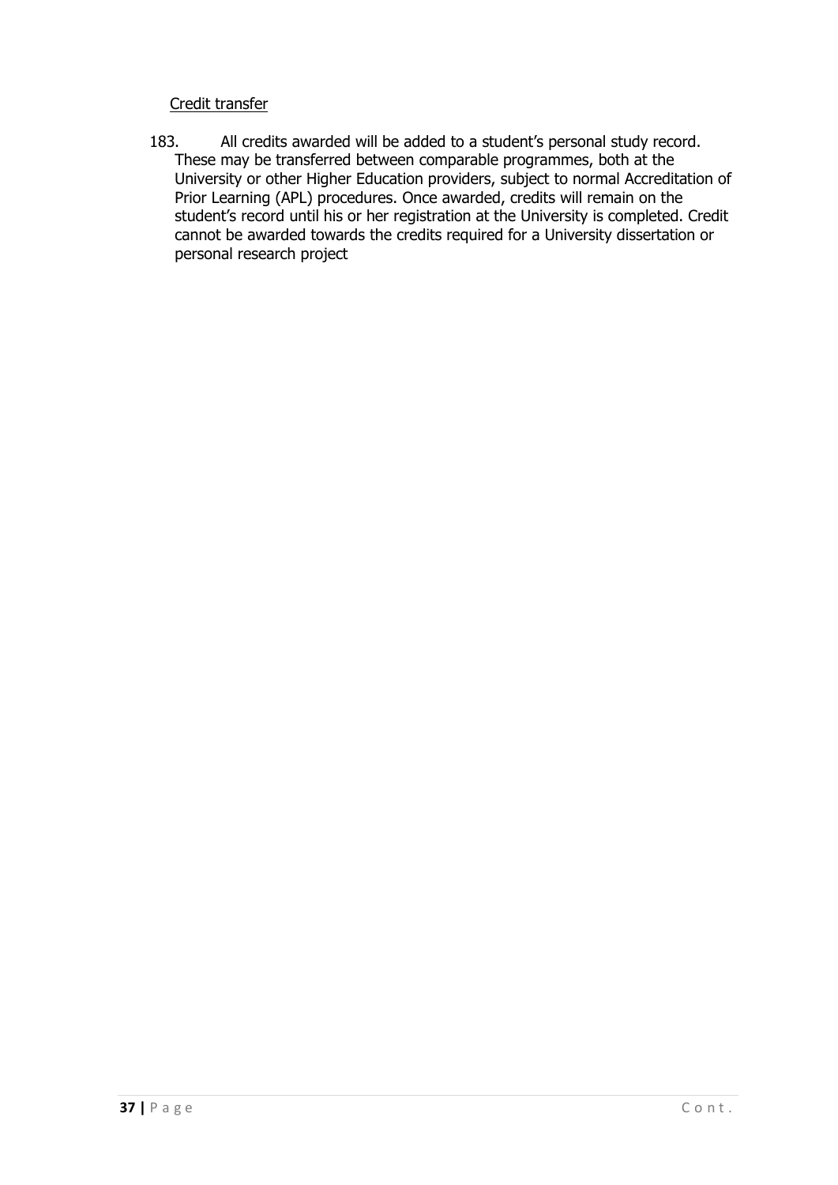<u>Credit transfer</u>

183. All credits awarded will be added to a student's personal study record. These may be transferred between comparable programmes, both at the University or other Higher Education providers, subject to normal Accreditation of Prior Learning (APL) procedures. Once awarded, credits will remain on the student's record until his or her registration at the University is completed. Credit cannot be awarded towards the credits required for a University dissertation or personal research project

Cont.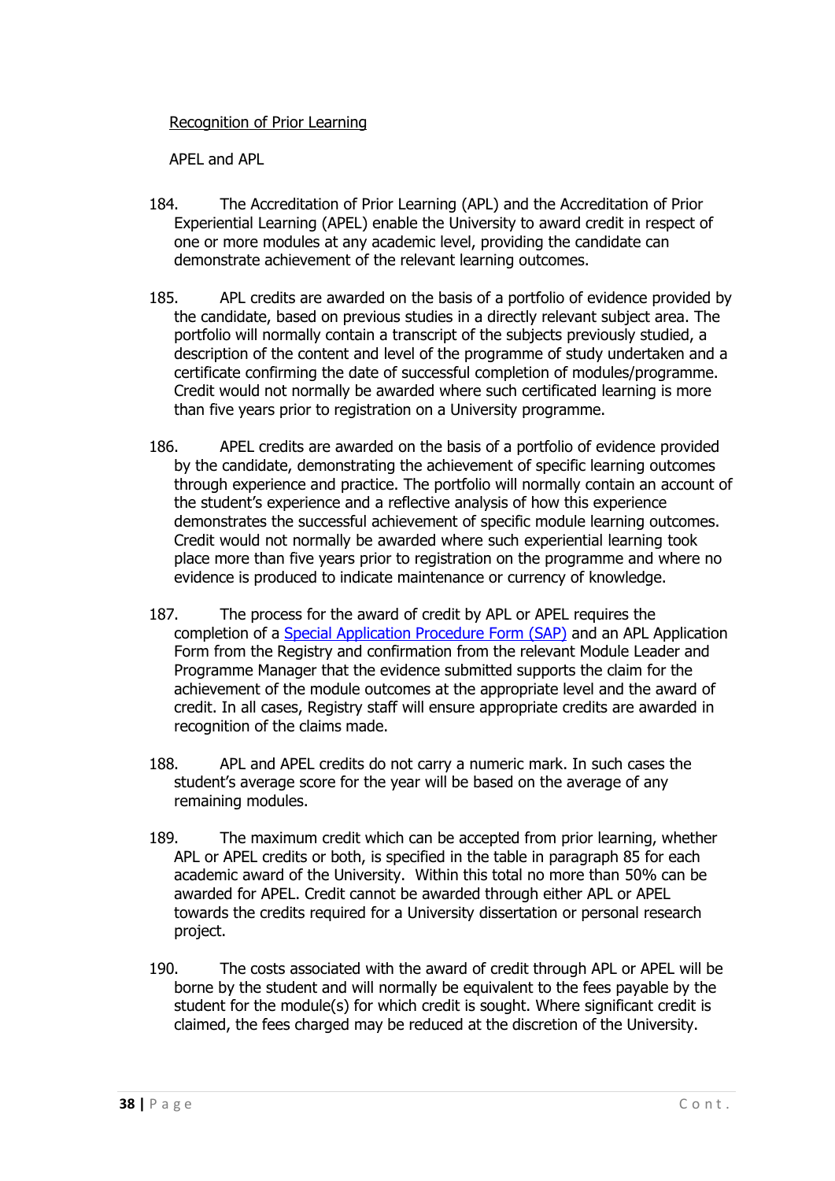Recognition of Prior Learning

APEL and APL

184. The Accreditation of Prior Learning (APL) and the Accreditation of Prior Experiential Learning (APEL) enable the University to award credit in respect of one or more modules at any academic level, providing the candidate can demonstrate achievement of the relevant learning outcomes.

185. APL credits are awarded on the basis of a portfolio of evidence provided by the candidate, based on previous studies in a directly relevant subject area. The portfolio will normally contain a transcript of the subjects previously studied, a description of the content and level of the programme of study undertaken and a certificate confirming the date of successful completion of modules/programme. Credit would not normally be awarded where such certificated learning is more than five years prior to registration on a University programme.

186. APEL credits are awarded on the basis of a portfolio of evidence provided by the candidate, demonstrating the achievement of specific learning outcomes through experience and practice. The portfolio will normally contain an account of the student's experience and a reflective analysis of how this experience demonstrates the successful achievement of specific module learning outcomes. Credit would not normally be awarded where such experiential learning took place more than five years prior to registration on the programme and where no evidence is produced to indicate maintenance or currency of knowledge.

187. The process for the award of credit by APL or APEL requires the completion of a Special Application Procedure Form (SAP) and an APL Application Form from the Registry and confirmation from the relevant Module Leader and Programme Manager that the evidence submitted supports the claim for the achievement of the module outcomes at the appropriate level and the award of credit. In all cases, Registry staff will ensure appropriate credits are awarded in recognition of the claims made.

188. APL and APEL credits do not carry a numeric mark. In such cases the student's average score for the year will be based on the average of any remaining modules.

189. The maximum credit which can be accepted from prior learning, whether APL or APEL credits or both, is specified in the table in paragraph 85 for each academic award of the University. Within this total no more than 50% can be awarded for APEL. Credit cannot be awarded through either APL or APEL towards the credits required for a University dissertation or personal research project.

190. The costs associated with the award of credit through APL or APEL will be borne by the student and will normally be equivalent to the fees payable by the student for the module(s) for which credit is sought. Where significant credit is claimed, the fees charged may be reduced at the discretion of the University.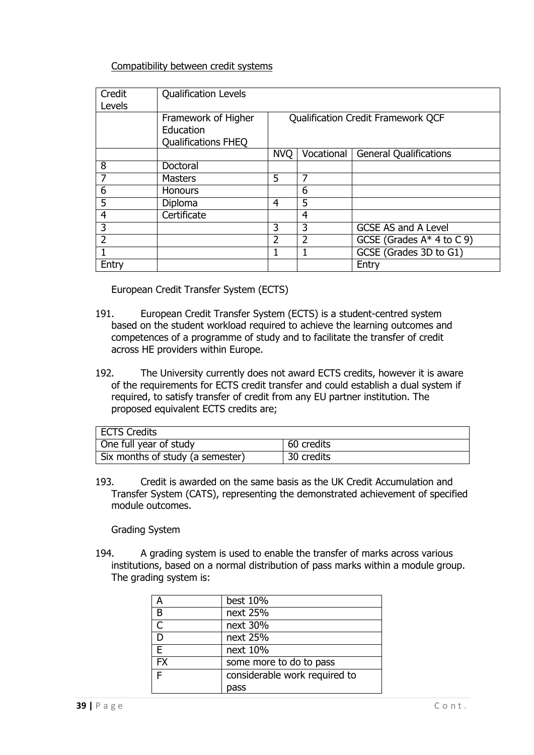Compatibility between credit systems

| Credit Levels | Qualification Levels | | | |
|---|---|---|---|---|
| | Framework of Higher Education Qualifications FHEQ | Qualification Credit Framework QCF | | |
| | | NVQ | Vocational | General Qualifications |
| 8 | Doctoral | | | |
| 7 | Masters | 5 | 7 | |
| 6 | Honours | | 6 | |
| 5 | Diploma | 4 | 5 | |
| 4 | Certificate | | 4 | |
| 3 | | 3 | 3 | GCSE AS and A Level |
| 2 | | 2 | 2 | GCSE (Grades A* 4 to C 9) |
| 1 | | 1 | 1 | GCSE (Grades 3D to G1) |
| Entry | | | | Entry |

European Credit Transfer System (ECTS)

191. European Credit Transfer System (ECTS) is a student-centred system based on the student workload required to achieve the learning outcomes and competences of a programme of study and to facilitate the transfer of credit across HE providers within Europe.

192. The University currently does not award ECTS credits, however it is aware of the requirements for ECTS credit transfer and could establish a dual system if required, to satisfy transfer of credit from any EU partner institution. The proposed equivalent ECTS credits are;

| ECTS Credits | |
|---|---|
| One full year of study | 60 credits |
| Six months of study (a semester) | 30 credits |

193. Credit is awarded on the same basis as the UK Credit Accumulation and Transfer System (CATS), representing the demonstrated achievement of specified module outcomes.

Grading System

194. A grading system is used to enable the transfer of marks across various institutions, based on a normal distribution of pass marks within a module group. The grading system is:

| | |
|---|---|
| A | best 10% |
| B | next 25% |
| C | next 30% |
| D | next 25% |
| E | next 10% |
| FX | some more to do to pass |
| F | considerable work required to pass |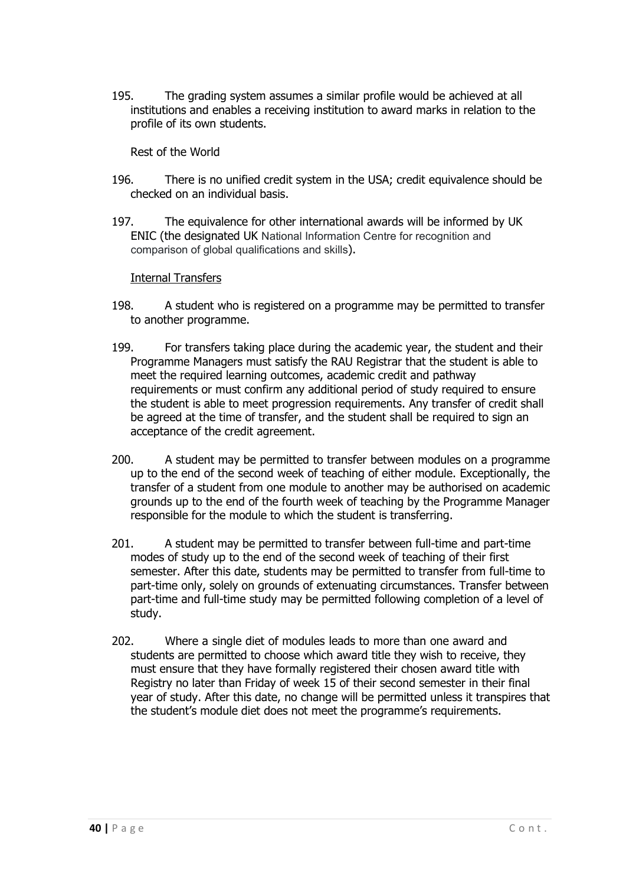195. The grading system assumes a similar profile would be achieved at all institutions and enables a receiving institution to award marks in relation to the profile of its own students.

Rest of the World

196. There is no unified credit system in the USA; credit equivalence should be checked on an individual basis.

197. The equivalence for other international awards will be informed by UK ENIC (the designated UK National Information Centre for recognition and comparison of global qualifications and skills).

Internal Transfers

198. A student who is registered on a programme may be permitted to transfer to another programme.

199. For transfers taking place during the academic year, the student and their Programme Managers must satisfy the RAU Registrar that the student is able to meet the required learning outcomes, academic credit and pathway requirements or must confirm any additional period of study required to ensure the student is able to meet progression requirements. Any transfer of credit shall be agreed at the time of transfer, and the student shall be required to sign an acceptance of the credit agreement.

200. A student may be permitted to transfer between modules on a programme up to the end of the second week of teaching of either module. Exceptionally, the transfer of a student from one module to another may be authorised on academic grounds up to the end of the fourth week of teaching by the Programme Manager responsible for the module to which the student is transferring.

201. A student may be permitted to transfer between full-time and part-time modes of study up to the end of the second week of teaching of their first semester. After this date, students may be permitted to transfer from full-time to part-time only, solely on grounds of extenuating circumstances. Transfer between part-time and full-time study may be permitted following completion of a level of study.

202. Where a single diet of modules leads to more than one award and students are permitted to choose which award title they wish to receive, they must ensure that they have formally registered their chosen award title with Registry no later than Friday of week 15 of their second semester in their final year of study. After this date, no change will be permitted unless it transpires that the student's module diet does not meet the programme's requirements.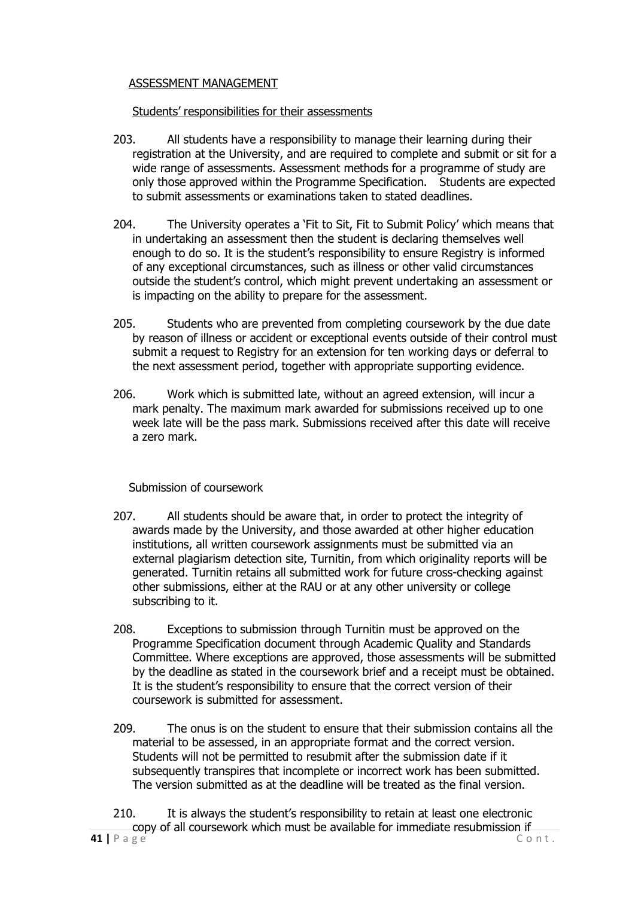## ASSESSMENT MANAGEMENT

### Students' responsibilities for their assessments

203. All students have a responsibility to manage their learning during their registration at the University, and are required to complete and submit or sit for a wide range of assessments. Assessment methods for a programme of study are only those approved within the Programme Specification. Students are expected to submit assessments or examinations taken to stated deadlines.

204. The University operates a 'Fit to Sit, Fit to Submit Policy' which means that in undertaking an assessment then the student is declaring themselves well enough to do so. It is the student's responsibility to ensure Registry is informed of any exceptional circumstances, such as illness or other valid circumstances outside the student's control, which might prevent undertaking an assessment or is impacting on the ability to prepare for the assessment.

205. Students who are prevented from completing coursework by the due date by reason of illness or accident or exceptional events outside of their control must submit a request to Registry for an extension for ten working days or deferral to the next assessment period, together with appropriate supporting evidence.

206. Work which is submitted late, without an agreed extension, will incur a mark penalty. The maximum mark awarded for submissions received up to one week late will be the pass mark. Submissions received after this date will receive a zero mark.

### Submission of coursework

207. All students should be aware that, in order to protect the integrity of awards made by the University, and those awarded at other higher education institutions, all written coursework assignments must be submitted via an external plagiarism detection site, Turnitin, from which originality reports will be generated. Turnitin retains all submitted work for future cross-checking against other submissions, either at the RAU or at any other university or college subscribing to it.

208. Exceptions to submission through Turnitin must be approved on the Programme Specification document through Academic Quality and Standards Committee. Where exceptions are approved, those assessments will be submitted by the deadline as stated in the coursework brief and a receipt must be obtained. It is the student's responsibility to ensure that the correct version of their coursework is submitted for assessment.

209. The onus is on the student to ensure that their submission contains all the material to be assessed, in an appropriate format and the correct version. Students will not be permitted to resubmit after the submission date if it subsequently transpires that incomplete or incorrect work has been submitted. The version submitted as at the deadline will be treated as the final version.

210. It is always the student's responsibility to retain at least one electronic copy of all coursework which must be available for immediate resubmission if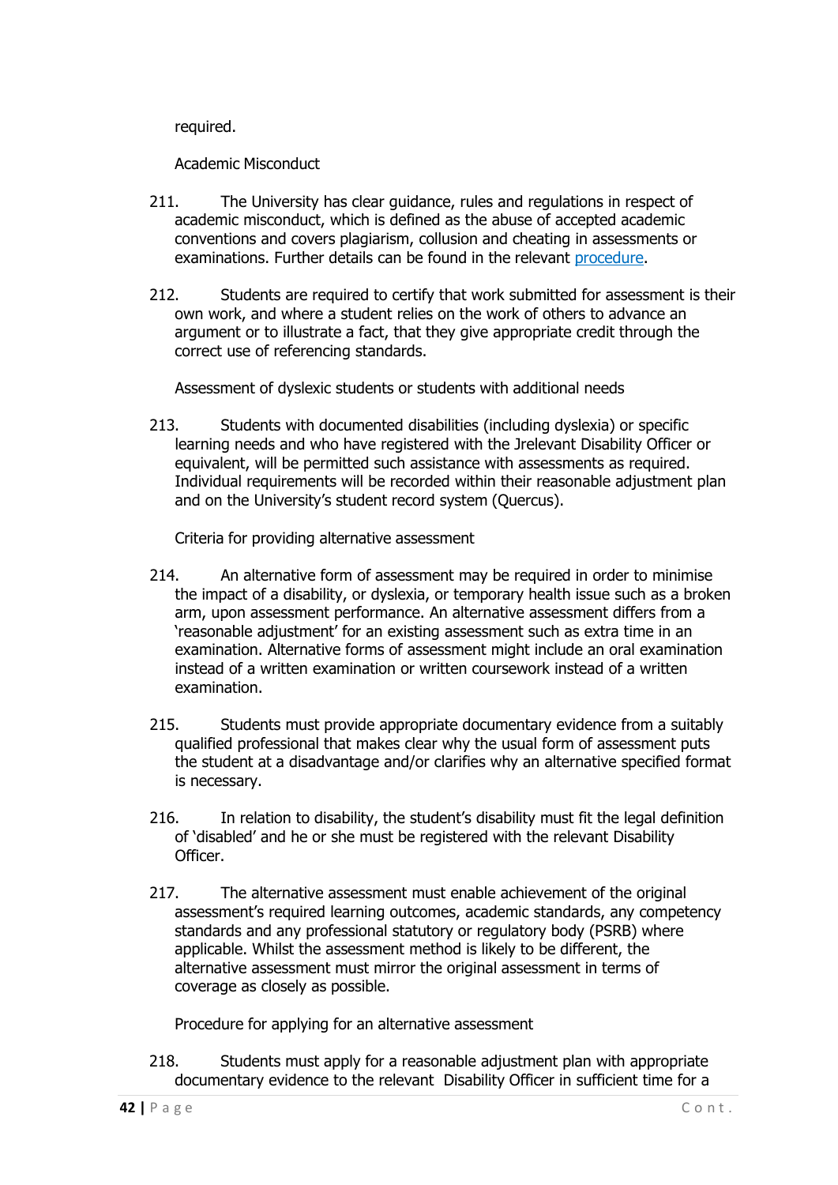required.

Academic Misconduct

211. The University has clear guidance, rules and regulations in respect of academic misconduct, which is defined as the abuse of accepted academic conventions and covers plagiarism, collusion and cheating in assessments or examinations. Further details can be found in the relevant [procedure](procedure).

212. Students are required to certify that work submitted for assessment is their own work, and where a student relies on the work of others to advance an argument or to illustrate a fact, that they give appropriate credit through the correct use of referencing standards.

Assessment of dyslexic students or students with additional needs

213. Students with documented disabilities (including dyslexia) or specific learning needs and who have registered with the Jrelevant Disability Officer or equivalent, will be permitted such assistance with assessments as required. Individual requirements will be recorded within their reasonable adjustment plan and on the University's student record system (Quercus).

Criteria for providing alternative assessment

214. An alternative form of assessment may be required in order to minimise the impact of a disability, or dyslexia, or temporary health issue such as a broken arm, upon assessment performance. An alternative assessment differs from a 'reasonable adjustment' for an existing assessment such as extra time in an examination. Alternative forms of assessment might include an oral examination instead of a written examination or written coursework instead of a written examination.

215. Students must provide appropriate documentary evidence from a suitably qualified professional that makes clear why the usual form of assessment puts the student at a disadvantage and/or clarifies why an alternative specified format is necessary.

216. In relation to disability, the student's disability must fit the legal definition of 'disabled' and he or she must be registered with the relevant Disability Officer.

217. The alternative assessment must enable achievement of the original assessment's required learning outcomes, academic standards, any competency standards and any professional statutory or regulatory body (PSRB) where applicable. Whilst the assessment method is likely to be different, the alternative assessment must mirror the original assessment in terms of coverage as closely as possible.

Procedure for applying for an alternative assessment

218. Students must apply for a reasonable adjustment plan with appropriate documentary evidence to the relevant Disability Officer in sufficient time for a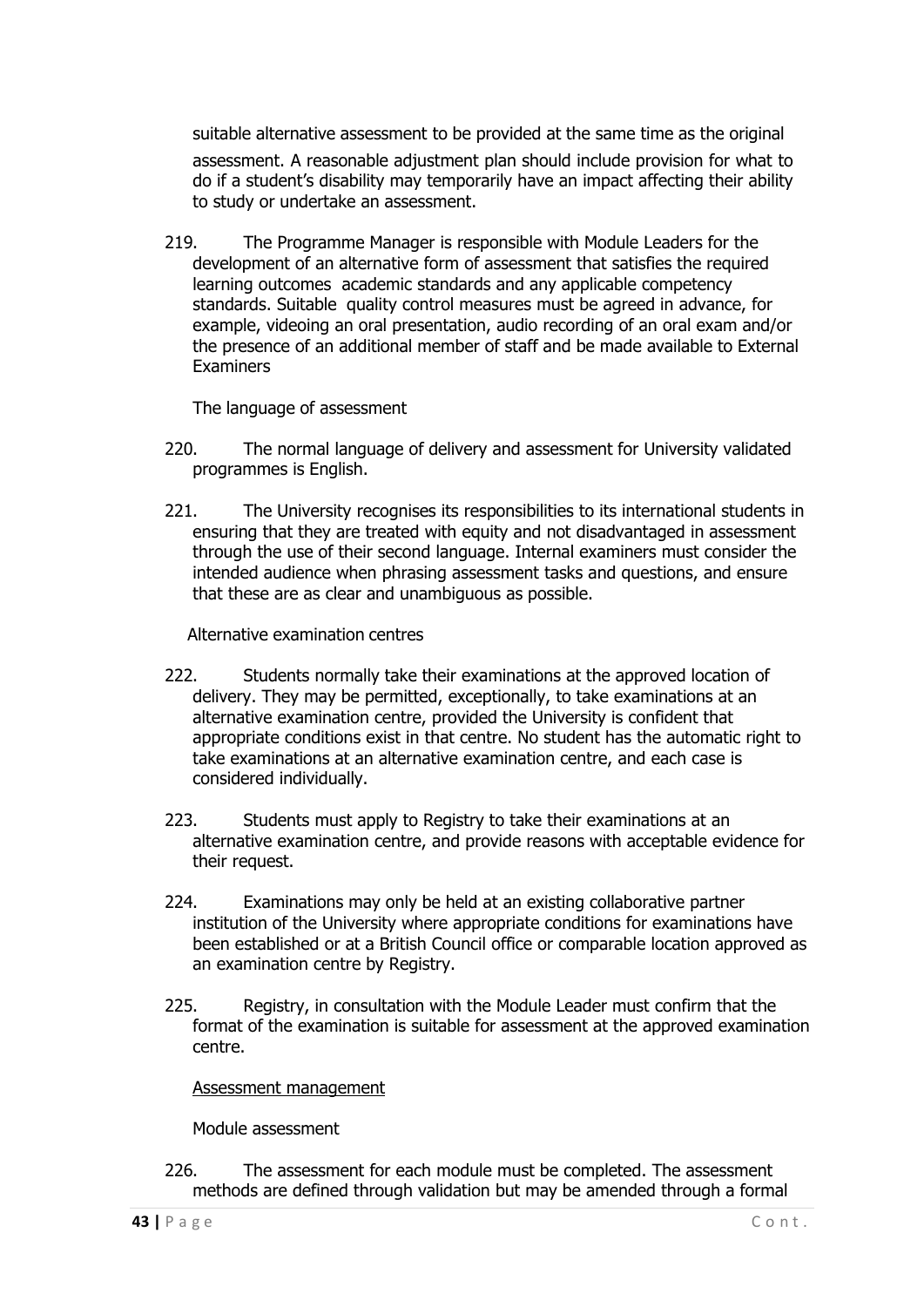suitable alternative assessment to be provided at the same time as the original assessment. A reasonable adjustment plan should include provision for what to do if a student's disability may temporarily have an impact affecting their ability to study or undertake an assessment.

219. The Programme Manager is responsible with Module Leaders for the development of an alternative form of assessment that satisfies the required learning outcomes academic standards and any applicable competency standards. Suitable quality control measures must be agreed in advance, for example, videoing an oral presentation, audio recording of an oral exam and/or the presence of an additional member of staff and be made available to External Examiners

The language of assessment

220. The normal language of delivery and assessment for University validated programmes is English.

221. The University recognises its responsibilities to its international students in ensuring that they are treated with equity and not disadvantaged in assessment through the use of their second language. Internal examiners must consider the intended audience when phrasing assessment tasks and questions, and ensure that these are as clear and unambiguous as possible.

Alternative examination centres

222. Students normally take their examinations at the approved location of delivery. They may be permitted, exceptionally, to take examinations at an alternative examination centre, provided the University is confident that appropriate conditions exist in that centre. No student has the automatic right to take examinations at an alternative examination centre, and each case is considered individually.

223. Students must apply to Registry to take their examinations at an alternative examination centre, and provide reasons with acceptable evidence for their request.

224. Examinations may only be held at an existing collaborative partner institution of the University where appropriate conditions for examinations have been established or at a British Council office or comparable location approved as an examination centre by Registry.

225. Registry, in consultation with the Module Leader must confirm that the format of the examination is suitable for assessment at the approved examination centre.

Assessment management

Module assessment

226. The assessment for each module must be completed. The assessment methods are defined through validation but may be amended through a formal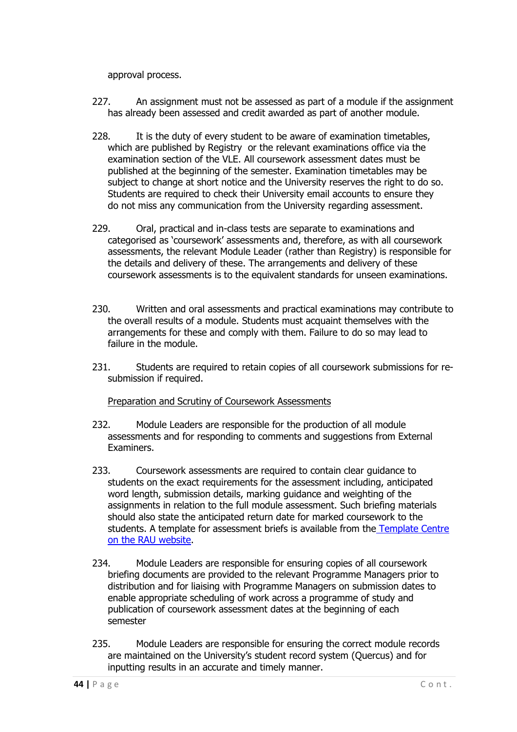approval process.

227. An assignment must not be assessed as part of a module if the assignment has already been assessed and credit awarded as part of another module.

228. It is the duty of every student to be aware of examination timetables, which are published by Registry or the relevant examinations office via the examination section of the VLE. All coursework assessment dates must be published at the beginning of the semester. Examination timetables may be subject to change at short notice and the University reserves the right to do so. Students are required to check their University email accounts to ensure they do not miss any communication from the University regarding assessment.

229. Oral, practical and in-class tests are separate to examinations and categorised as 'coursework' assessments and, therefore, as with all coursework assessments, the relevant Module Leader (rather than Registry) is responsible for the details and delivery of these. The arrangements and delivery of these coursework assessments is to the equivalent standards for unseen examinations.

230. Written and oral assessments and practical examinations may contribute to the overall results of a module. Students must acquaint themselves with the arrangements for these and comply with them. Failure to do so may lead to failure in the module.

231. Students are required to retain copies of all coursework submissions for re-submission if required.

<u>Preparation and Scrutiny of Coursework Assessments</u>

232. Module Leaders are responsible for the production of all module assessments and for responding to comments and suggestions from External Examiners.

233. Coursework assessments are required to contain clear guidance to students on the exact requirements for the assessment including, anticipated word length, submission details, marking guidance and weighting of the assignments in relation to the full module assessment. Such briefing materials should also state the anticipated return date for marked coursework to the students. A template for assessment briefs is available from the [Template Centre on the RAU website](#).

234. Module Leaders are responsible for ensuring copies of all coursework briefing documents are provided to the relevant Programme Managers prior to distribution and for liaising with Programme Managers on submission dates to enable appropriate scheduling of work across a programme of study and publication of coursework assessment dates at the beginning of each semester

235. Module Leaders are responsible for ensuring the correct module records are maintained on the University's student record system (Quercus) and for inputting results in an accurate and timely manner.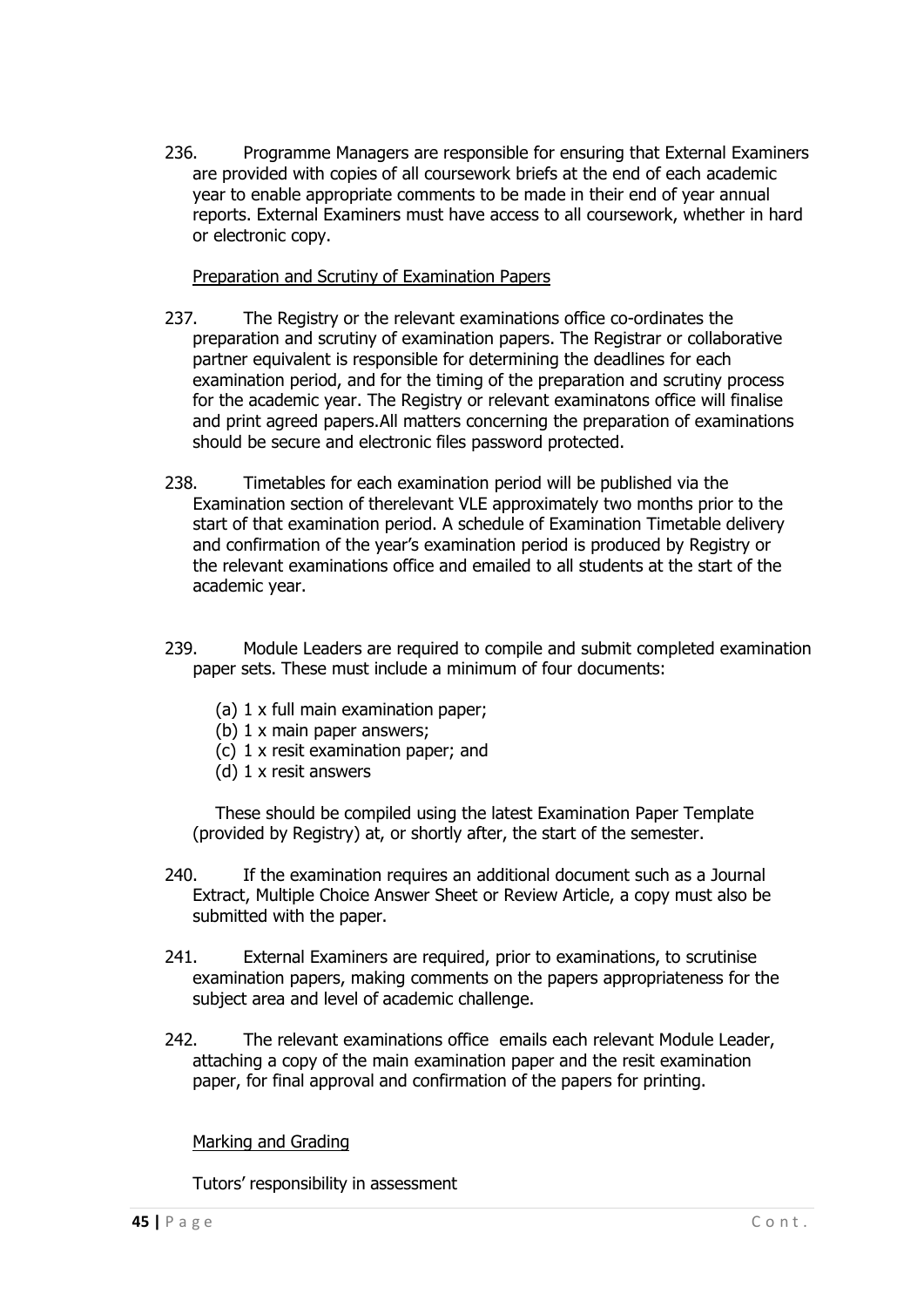236. Programme Managers are responsible for ensuring that External Examiners are provided with copies of all coursework briefs at the end of each academic year to enable appropriate comments to be made in their end of year annual reports. External Examiners must have access to all coursework, whether in hard or electronic copy.

Preparation and Scrutiny of Examination Papers

237. The Registry or the relevant examinations office co-ordinates the preparation and scrutiny of examination papers. The Registrar or collaborative partner equivalent is responsible for determining the deadlines for each examination period, and for the timing of the preparation and scrutiny process for the academic year. The Registry or relevant examinatons office will finalise and print agreed papers.All matters concerning the preparation of examinations should be secure and electronic files password protected.

238. Timetables for each examination period will be published via the Examination section of therelevant VLE approximately two months prior to the start of that examination period. A schedule of Examination Timetable delivery and confirmation of the year's examination period is produced by Registry or the relevant examinations office and emailed to all students at the start of the academic year.

239. Module Leaders are required to compile and submit completed examination paper sets. These must include a minimum of four documents:

(a) 1 x full main examination paper;
(b) 1 x main paper answers;
(c) 1 x resit examination paper; and
(d) 1 x resit answers

These should be compiled using the latest Examination Paper Template (provided by Registry) at, or shortly after, the start of the semester.

240. If the examination requires an additional document such as a Journal Extract, Multiple Choice Answer Sheet or Review Article, a copy must also be submitted with the paper.

241. External Examiners are required, prior to examinations, to scrutinise examination papers, making comments on the papers appropriateness for the subject area and level of academic challenge.

242. The relevant examinations office emails each relevant Module Leader, attaching a copy of the main examination paper and the resit examination paper, for final approval and confirmation of the papers for printing.

Marking and Grading

Tutors' responsibility in assessment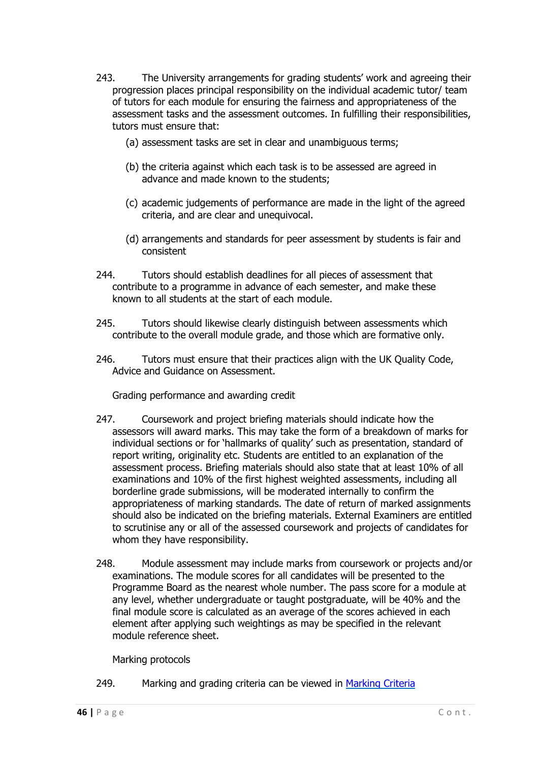243. The University arrangements for grading students' work and agreeing their progression places principal responsibility on the individual academic tutor/ team of tutors for each module for ensuring the fairness and appropriateness of the assessment tasks and the assessment outcomes. In fulfilling their responsibilities, tutors must ensure that:

   (a) assessment tasks are set in clear and unambiguous terms;

   (b) the criteria against which each task is to be assessed are agreed in advance and made known to the students;

   (c) academic judgements of performance are made in the light of the agreed criteria, and are clear and unequivocal.

   (d) arrangements and standards for peer assessment by students is fair and consistent

244. Tutors should establish deadlines for all pieces of assessment that contribute to a programme in advance of each semester, and make these known to all students at the start of each module.

245. Tutors should likewise clearly distinguish between assessments which contribute to the overall module grade, and those which are formative only.

246. Tutors must ensure that their practices align with the UK Quality Code, Advice and Guidance on Assessment.

Grading performance and awarding credit

247. Coursework and project briefing materials should indicate how the assessors will award marks. This may take the form of a breakdown of marks for individual sections or for 'hallmarks of quality' such as presentation, standard of report writing, originality etc. Students are entitled to an explanation of the assessment process. Briefing materials should also state that at least 10% of all examinations and 10% of the first highest weighted assessments, including all borderline grade submissions, will be moderated internally to confirm the appropriateness of marking standards. The date of return of marked assignments should also be indicated on the briefing materials. External Examiners are entitled to scrutinise any or all of the assessed coursework and projects of candidates for whom they have responsibility.

248. Module assessment may include marks from coursework or projects and/or examinations. The module scores for all candidates will be presented to the Programme Board as the nearest whole number. The pass score for a module at any level, whether undergraduate or taught postgraduate, will be 40% and the final module score is calculated as an average of the scores achieved in each element after applying such weightings as may be specified in the relevant module reference sheet.

Marking protocols

249. Marking and grading criteria can be viewed in [Marking Criteria]()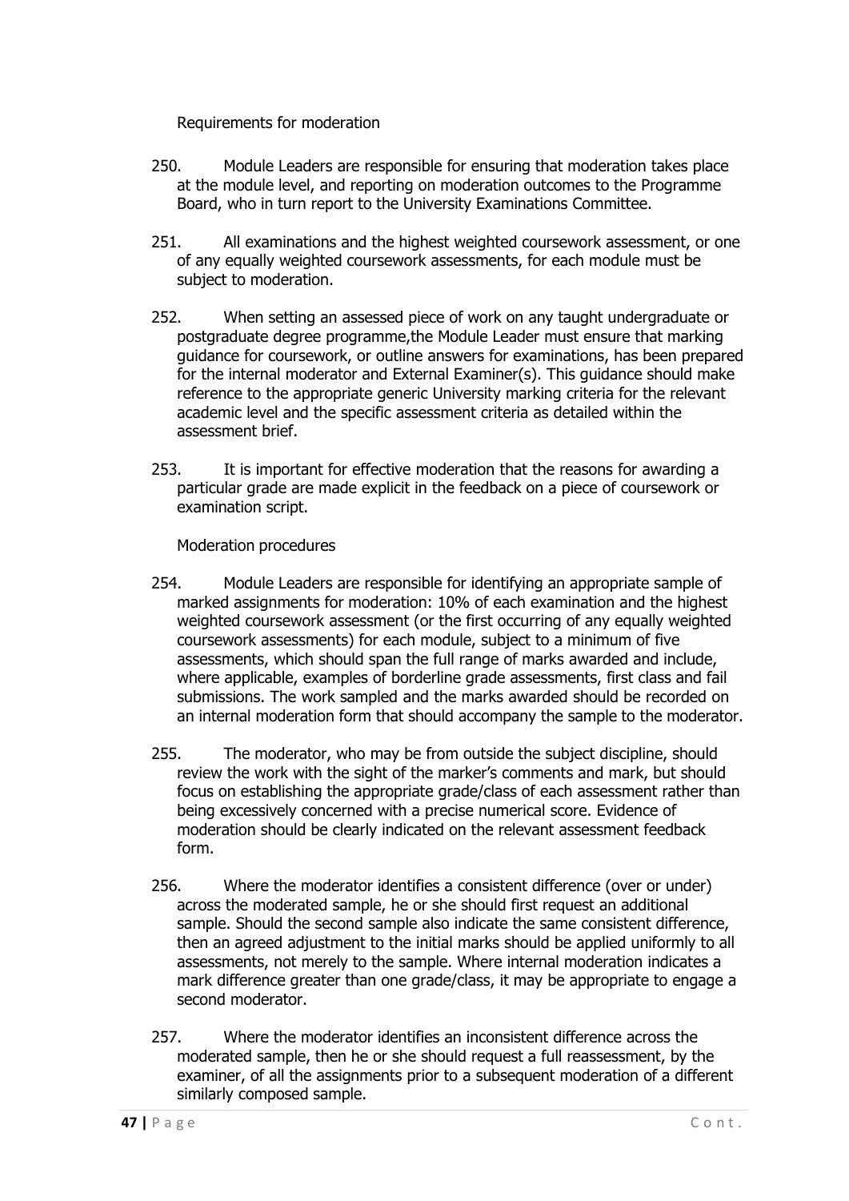### Requirements for moderation

250. Module Leaders are responsible for ensuring that moderation takes place at the module level, and reporting on moderation outcomes to the Programme Board, who in turn report to the University Examinations Committee.

251. All examinations and the highest weighted coursework assessment, or one of any equally weighted coursework assessments, for each module must be subject to moderation.

252. When setting an assessed piece of work on any taught undergraduate or postgraduate degree programme,the Module Leader must ensure that marking guidance for coursework, or outline answers for examinations, has been prepared for the internal moderator and External Examiner(s). This guidance should make reference to the appropriate generic University marking criteria for the relevant academic level and the specific assessment criteria as detailed within the assessment brief.

253. It is important for effective moderation that the reasons for awarding a particular grade are made explicit in the feedback on a piece of coursework or examination script.

### Moderation procedures

254. Module Leaders are responsible for identifying an appropriate sample of marked assignments for moderation: 10% of each examination and the highest weighted coursework assessment (or the first occurring of any equally weighted coursework assessments) for each module, subject to a minimum of five assessments, which should span the full range of marks awarded and include, where applicable, examples of borderline grade assessments, first class and fail submissions. The work sampled and the marks awarded should be recorded on an internal moderation form that should accompany the sample to the moderator.

255. The moderator, who may be from outside the subject discipline, should review the work with the sight of the marker's comments and mark, but should focus on establishing the appropriate grade/class of each assessment rather than being excessively concerned with a precise numerical score. Evidence of moderation should be clearly indicated on the relevant assessment feedback form.

256. Where the moderator identifies a consistent difference (over or under) across the moderated sample, he or she should first request an additional sample. Should the second sample also indicate the same consistent difference, then an agreed adjustment to the initial marks should be applied uniformly to all assessments, not merely to the sample. Where internal moderation indicates a mark difference greater than one grade/class, it may be appropriate to engage a second moderator.

257. Where the moderator identifies an inconsistent difference across the moderated sample, then he or she should request a full reassessment, by the examiner, of all the assignments prior to a subsequent moderation of a different similarly composed sample.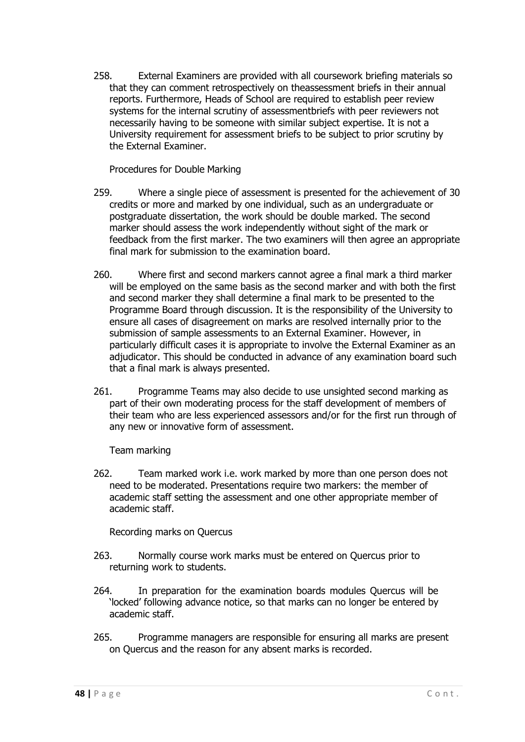258. External Examiners are provided with all coursework briefing materials so that they can comment retrospectively on theassessment briefs in their annual reports. Furthermore, Heads of School are required to establish peer review systems for the internal scrutiny of assessmentbriefs with peer reviewers not necessarily having to be someone with similar subject expertise. It is not a University requirement for assessment briefs to be subject to prior scrutiny by the External Examiner.

### Procedures for Double Marking

259. Where a single piece of assessment is presented for the achievement of 30 credits or more and marked by one individual, such as an undergraduate or postgraduate dissertation, the work should be double marked. The second marker should assess the work independently without sight of the mark or feedback from the first marker. The two examiners will then agree an appropriate final mark for submission to the examination board.

260. Where first and second markers cannot agree a final mark a third marker will be employed on the same basis as the second marker and with both the first and second marker they shall determine a final mark to be presented to the Programme Board through discussion. It is the responsibility of the University to ensure all cases of disagreement on marks are resolved internally prior to the submission of sample assessments to an External Examiner. However, in particularly difficult cases it is appropriate to involve the External Examiner as an adjudicator. This should be conducted in advance of any examination board such that a final mark is always presented.

261. Programme Teams may also decide to use unsighted second marking as part of their own moderating process for the staff development of members of their team who are less experienced assessors and/or for the first run through of any new or innovative form of assessment.

### Team marking

262. Team marked work i.e. work marked by more than one person does not need to be moderated. Presentations require two markers: the member of academic staff setting the assessment and one other appropriate member of academic staff.

### Recording marks on Quercus

263. Normally course work marks must be entered on Quercus prior to returning work to students.

264. In preparation for the examination boards modules Quercus will be 'locked' following advance notice, so that marks can no longer be entered by academic staff.

265. Programme managers are responsible for ensuring all marks are present on Quercus and the reason for any absent marks is recorded.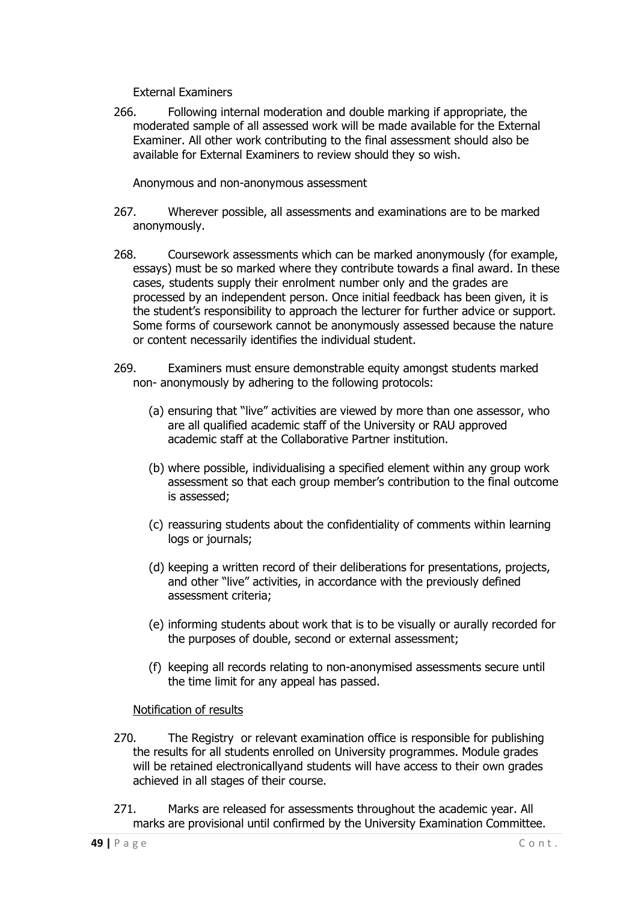External Examiners

266. Following internal moderation and double marking if appropriate, the moderated sample of all assessed work will be made available for the External Examiner. All other work contributing to the final assessment should also be available for External Examiners to review should they so wish.

Anonymous and non-anonymous assessment

267. Wherever possible, all assessments and examinations are to be marked anonymously.

268. Coursework assessments which can be marked anonymously (for example, essays) must be so marked where they contribute towards a final award. In these cases, students supply their enrolment number only and the grades are processed by an independent person. Once initial feedback has been given, it is the student's responsibility to approach the lecturer for further advice or support. Some forms of coursework cannot be anonymously assessed because the nature or content necessarily identifies the individual student.

269. Examiners must ensure demonstrable equity amongst students marked non- anonymously by adhering to the following protocols:

(a) ensuring that "live" activities are viewed by more than one assessor, who are all qualified academic staff of the University or RAU approved academic staff at the Collaborative Partner institution.

(b) where possible, individualising a specified element within any group work assessment so that each group member's contribution to the final outcome is assessed;

(c) reassuring students about the confidentiality of comments within learning logs or journals;

(d) keeping a written record of their deliberations for presentations, projects, and other "live" activities, in accordance with the previously defined assessment criteria;

(e) informing students about work that is to be visually or aurally recorded for the purposes of double, second or external assessment;

(f) keeping all records relating to non-anonymised assessments secure until the time limit for any appeal has passed.

<u>Notification of results</u>

270. The Registry or relevant examination office is responsible for publishing the results for all students enrolled on University programmes. Module grades will be retained electronicallyand students will have access to their own grades achieved in all stages of their course.

271. Marks are released for assessments throughout the academic year. All marks are provisional until confirmed by the University Examination Committee.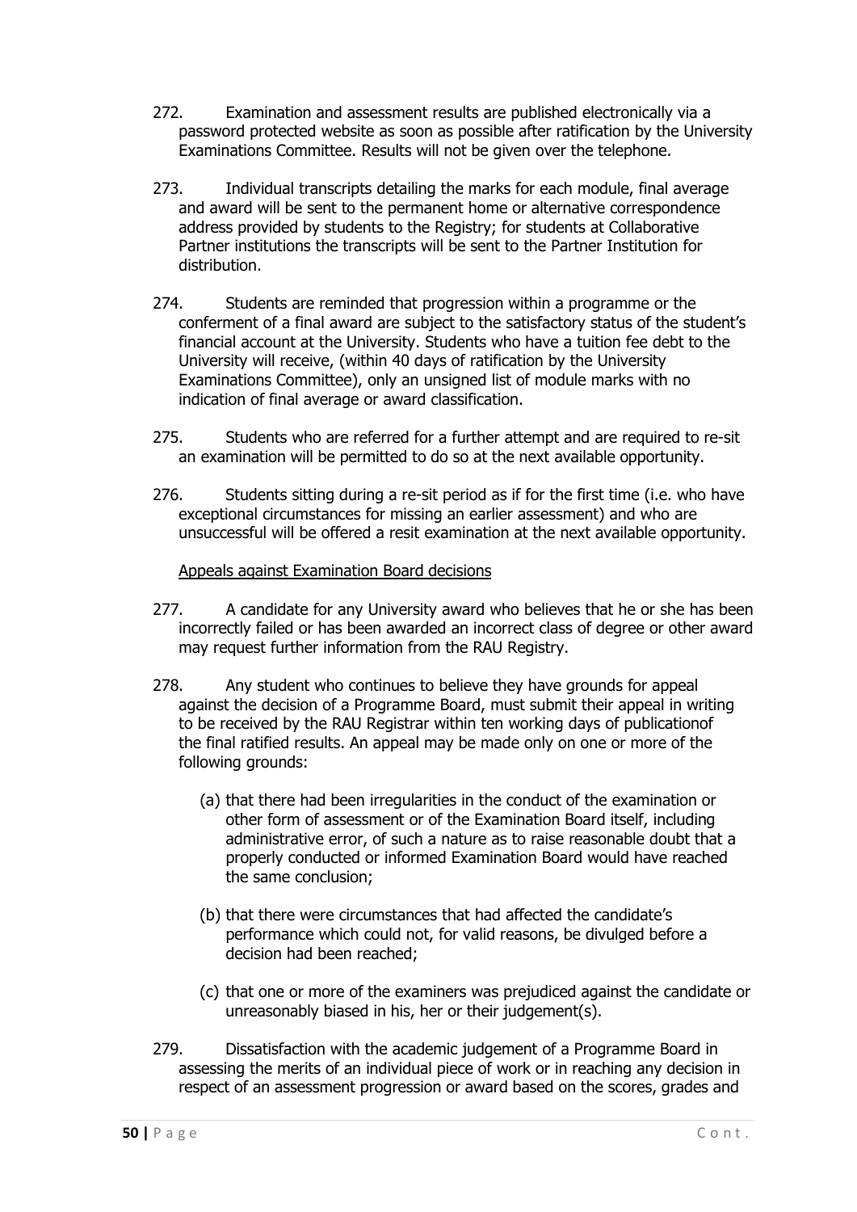272. Examination and assessment results are published electronically via a password protected website as soon as possible after ratification by the University Examinations Committee. Results will not be given over the telephone.

273. Individual transcripts detailing the marks for each module, final average and award will be sent to the permanent home or alternative correspondence address provided by students to the Registry; for students at Collaborative Partner institutions the transcripts will be sent to the Partner Institution for distribution.

274. Students are reminded that progression within a programme or the conferment of a final award are subject to the satisfactory status of the student's financial account at the University. Students who have a tuition fee debt to the University will receive, (within 40 days of ratification by the University Examinations Committee), only an unsigned list of module marks with no indication of final average or award classification.

275. Students who are referred for a further attempt and are required to re-sit an examination will be permitted to do so at the next available opportunity.

276. Students sitting during a re-sit period as if for the first time (i.e. who have exceptional circumstances for missing an earlier assessment) and who are unsuccessful will be offered a resit examination at the next available opportunity.

<u>Appeals against Examination Board decisions</u>

277. A candidate for any University award who believes that he or she has been incorrectly failed or has been awarded an incorrect class of degree or other award may request further information from the RAU Registry.

278. Any student who continues to believe they have grounds for appeal against the decision of a Programme Board, must submit their appeal in writing to be received by the RAU Registrar within ten working days of publicationof the final ratified results. An appeal may be made only on one or more of the following grounds:

(a) that there had been irregularities in the conduct of the examination or other form of assessment or of the Examination Board itself, including administrative error, of such a nature as to raise reasonable doubt that a properly conducted or informed Examination Board would have reached the same conclusion;

(b) that there were circumstances that had affected the candidate's performance which could not, for valid reasons, be divulged before a decision had been reached;

(c) that one or more of the examiners was prejudiced against the candidate or unreasonably biased in his, her or their judgement(s).

279. Dissatisfaction with the academic judgement of a Programme Board in assessing the merits of an individual piece of work or in reaching any decision in respect of an assessment progression or award based on the scores, grades and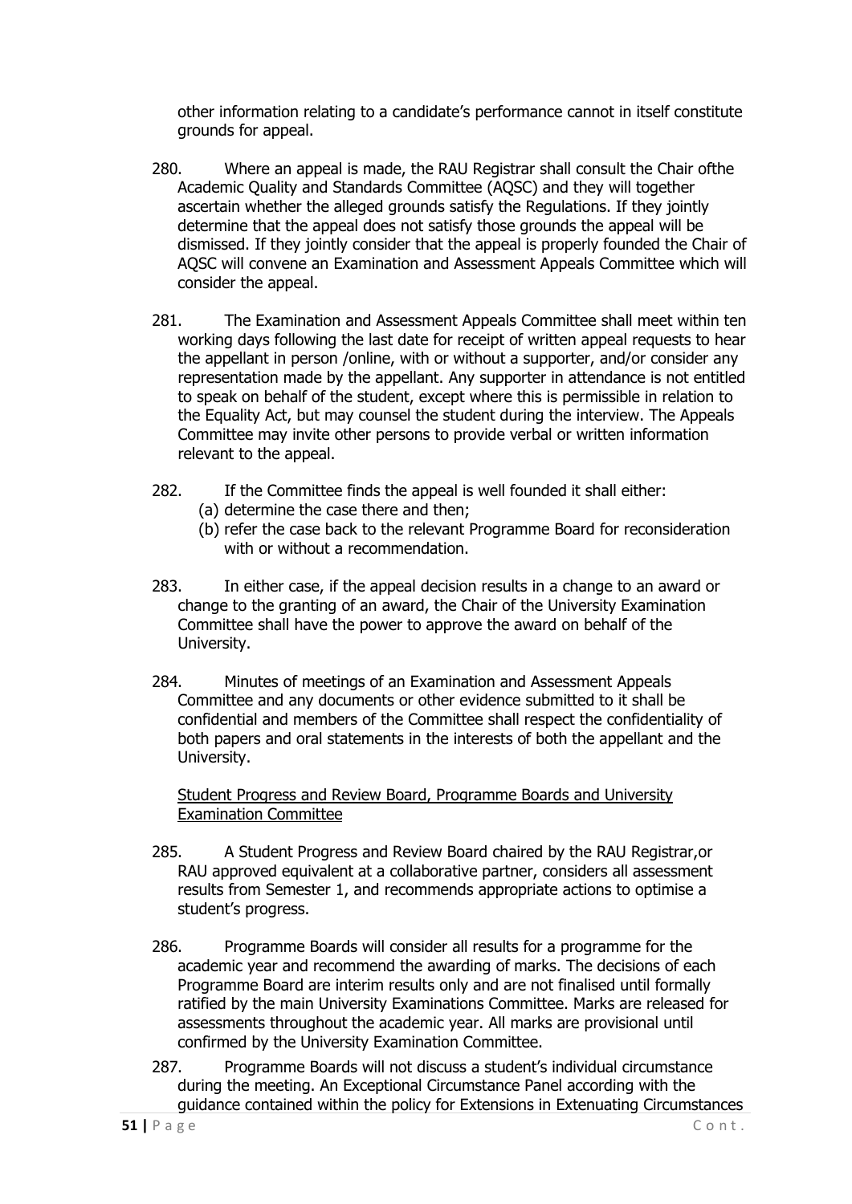other information relating to a candidate's performance cannot in itself constitute grounds for appeal.

280. Where an appeal is made, the RAU Registrar shall consult the Chair ofthe Academic Quality and Standards Committee (AQSC) and they will together ascertain whether the alleged grounds satisfy the Regulations. If they jointly determine that the appeal does not satisfy those grounds the appeal will be dismissed. If they jointly consider that the appeal is properly founded the Chair of AQSC will convene an Examination and Assessment Appeals Committee which will consider the appeal.

281. The Examination and Assessment Appeals Committee shall meet within ten working days following the last date for receipt of written appeal requests to hear the appellant in person /online, with or without a supporter, and/or consider any representation made by the appellant. Any supporter in attendance is not entitled to speak on behalf of the student, except where this is permissible in relation to the Equality Act, but may counsel the student during the interview. The Appeals Committee may invite other persons to provide verbal or written information relevant to the appeal.

282. If the Committee finds the appeal is well founded it shall either:
   (a) determine the case there and then;
   (b) refer the case back to the relevant Programme Board for reconsideration with or without a recommendation.

283. In either case, if the appeal decision results in a change to an award or change to the granting of an award, the Chair of the University Examination Committee shall have the power to approve the award on behalf of the University.

284. Minutes of meetings of an Examination and Assessment Appeals Committee and any documents or other evidence submitted to it shall be confidential and members of the Committee shall respect the confidentiality of both papers and oral statements in the interests of both the appellant and the University.

Student Progress and Review Board, Programme Boards and University Examination Committee

285. A Student Progress and Review Board chaired by the RAU Registrar,or RAU approved equivalent at a collaborative partner, considers all assessment results from Semester 1, and recommends appropriate actions to optimise a student's progress.

286. Programme Boards will consider all results for a programme for the academic year and recommend the awarding of marks. The decisions of each Programme Board are interim results only and are not finalised until formally ratified by the main University Examinations Committee. Marks are released for assessments throughout the academic year. All marks are provisional until confirmed by the University Examination Committee.

287. Programme Boards will not discuss a student's individual circumstance during the meeting. An Exceptional Circumstance Panel according with the guidance contained within the policy for Extensions in Extenuating Circumstances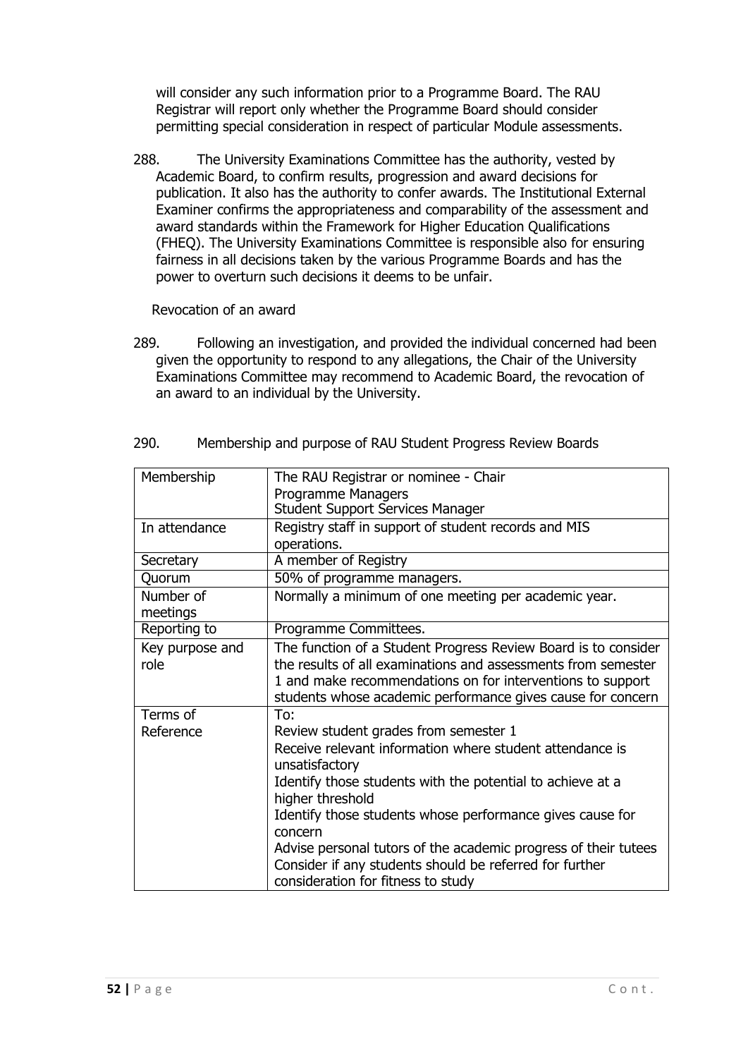will consider any such information prior to a Programme Board. The RAU Registrar will report only whether the Programme Board should consider permitting special consideration in respect of particular Module assessments.

288. The University Examinations Committee has the authority, vested by Academic Board, to confirm results, progression and award decisions for publication. It also has the authority to confer awards. The Institutional External Examiner confirms the appropriateness and comparability of the assessment and award standards within the Framework for Higher Education Qualifications (FHEQ). The University Examinations Committee is responsible also for ensuring fairness in all decisions taken by the various Programme Boards and has the power to overturn such decisions it deems to be unfair.

Revocation of an award

289. Following an investigation, and provided the individual concerned had been given the opportunity to respond to any allegations, the Chair of the University Examinations Committee may recommend to Academic Board, the revocation of an award to an individual by the University.

290. Membership and purpose of RAU Student Progress Review Boards

| | |
|---|---|
| Membership | The RAU Registrar or nominee - Chair<br>Programme Managers<br>Student Support Services Manager |
| In attendance | Registry staff in support of student records and MIS operations. |
| Secretary | A member of Registry |
| Quorum | 50% of programme managers. |
| Number of meetings | Normally a minimum of one meeting per academic year. |
| Reporting to | Programme Committees. |
| Key purpose and role | The function of a Student Progress Review Board is to consider the results of all examinations and assessments from semester 1 and make recommendations on for interventions to support students whose academic performance gives cause for concern |
| Terms of Reference | To:<br>Review student grades from semester 1<br>Receive relevant information where student attendance is unsatisfactory<br>Identify those students with the potential to achieve at a higher threshold<br>Identify those students whose performance gives cause for concern<br>Advise personal tutors of the academic progress of their tutees<br>Consider if any students should be referred for further consideration for fitness to study |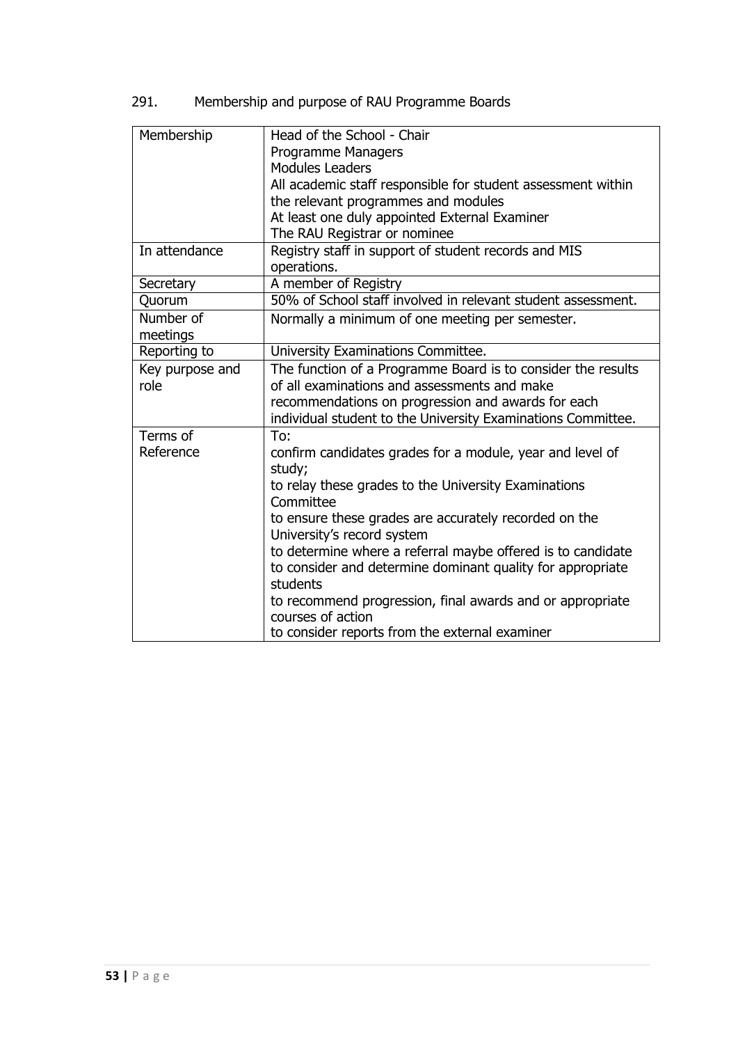291. Membership and purpose of RAU Programme Boards

| | |
|---|---|
| Membership | Head of the School - Chair<br>Programme Managers<br>Modules Leaders<br>All academic staff responsible for student assessment within the relevant programmes and modules<br>At least one duly appointed External Examiner<br>The RAU Registrar or nominee |
| In attendance | Registry staff in support of student records and MIS operations. |
| Secretary | A member of Registry |
| Quorum | 50% of School staff involved in relevant student assessment. |
| Number of meetings | Normally a minimum of one meeting per semester. |
| Reporting to | University Examinations Committee. |
| Key purpose and role | The function of a Programme Board is to consider the results of all examinations and assessments and make recommendations on progression and awards for each individual student to the University Examinations Committee. |
| Terms of Reference | To:<br>confirm candidates grades for a module, year and level of study;<br>to relay these grades to the University Examinations Committee<br>to ensure these grades are accurately recorded on the University's record system<br>to determine where a referral maybe offered is to candidate<br>to consider and determine dominant quality for appropriate students<br>to recommend progression, final awards and or appropriate courses of action<br>to consider reports from the external examiner |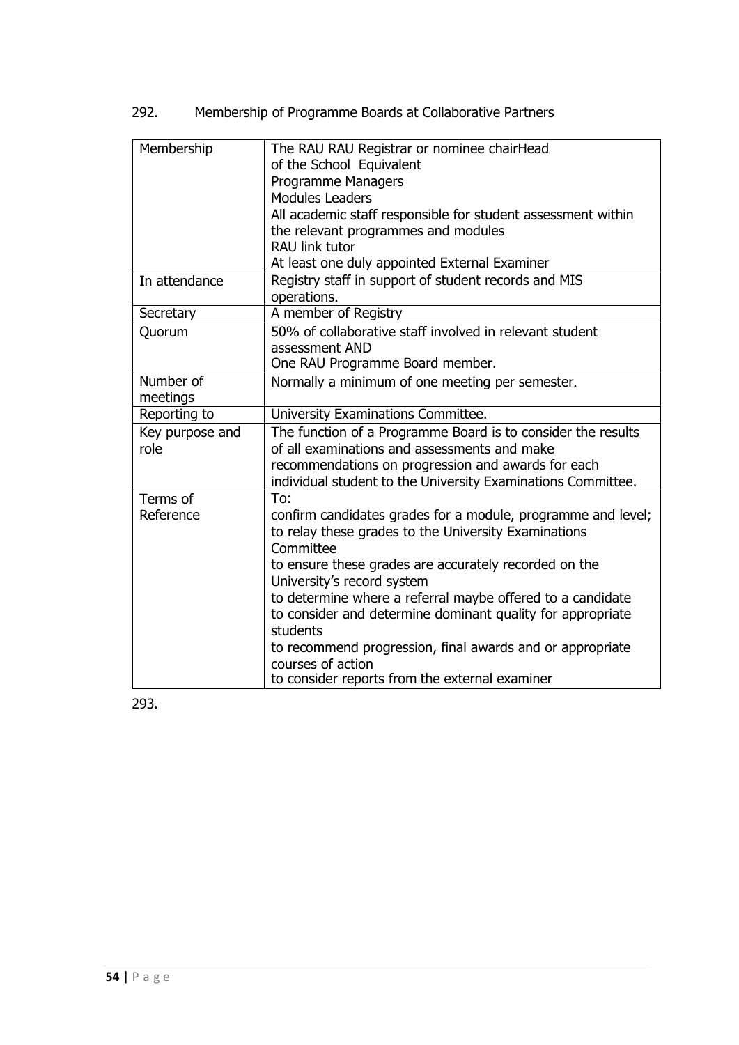292. Membership of Programme Boards at Collaborative Partners

| | |
|---|---|
| Membership | The RAU RAU Registrar or nominee chairHead of the School Equivalent<br>Programme Managers<br>Modules Leaders<br>All academic staff responsible for student assessment within the relevant programmes and modules<br>RAU link tutor<br>At least one duly appointed External Examiner |
| In attendance | Registry staff in support of student records and MIS operations. |
| Secretary | A member of Registry |
| Quorum | 50% of collaborative staff involved in relevant student assessment AND<br>One RAU Programme Board member. |
| Number of meetings | Normally a minimum of one meeting per semester. |
| Reporting to | University Examinations Committee. |
| Key purpose and role | The function of a Programme Board is to consider the results of all examinations and assessments and make recommendations on progression and awards for each individual student to the University Examinations Committee. |
| Terms of Reference | To:<br>confirm candidates grades for a module, programme and level;<br>to relay these grades to the University Examinations Committee<br>to ensure these grades are accurately recorded on the University's record system<br>to determine where a referral maybe offered to a candidate<br>to consider and determine dominant quality for appropriate students<br>to recommend progression, final awards and or appropriate courses of action<br>to consider reports from the external examiner |

293.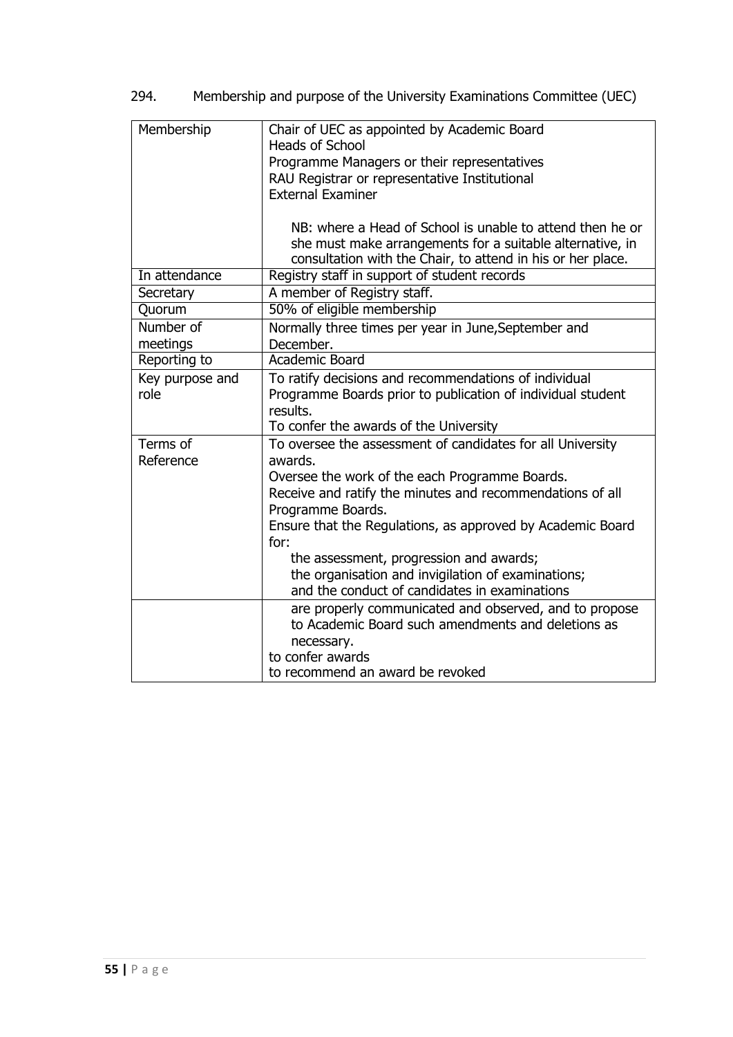294. Membership and purpose of the University Examinations Committee (UEC)

| | |
|---|---|
| Membership | Chair of UEC as appointed by Academic Board<br>Heads of School<br>Programme Managers or their representatives<br>RAU Registrar or representative Institutional<br>External Examiner<br><br>NB: where a Head of School is unable to attend then he or she must make arrangements for a suitable alternative, in consultation with the Chair, to attend in his or her place. |
| In attendance | Registry staff in support of student records |
| Secretary | A member of Registry staff. |
| Quorum | 50% of eligible membership |
| Number of meetings | Normally three times per year in June,September and December. |
| Reporting to | Academic Board |
| Key purpose and role | To ratify decisions and recommendations of individual Programme Boards prior to publication of individual student results.<br>To confer the awards of the University |
| Terms of Reference | To oversee the assessment of candidates for all University awards.<br>Oversee the work of the each Programme Boards.<br>Receive and ratify the minutes and recommendations of all Programme Boards.<br>Ensure that the Regulations, as approved by Academic Board for:<br>the assessment, progression and awards;<br>the organisation and invigilation of examinations;<br>and the conduct of candidates in examinations |
| | are properly communicated and observed, and to propose to Academic Board such amendments and deletions as necessary.<br>to confer awards<br>to recommend an award be revoked |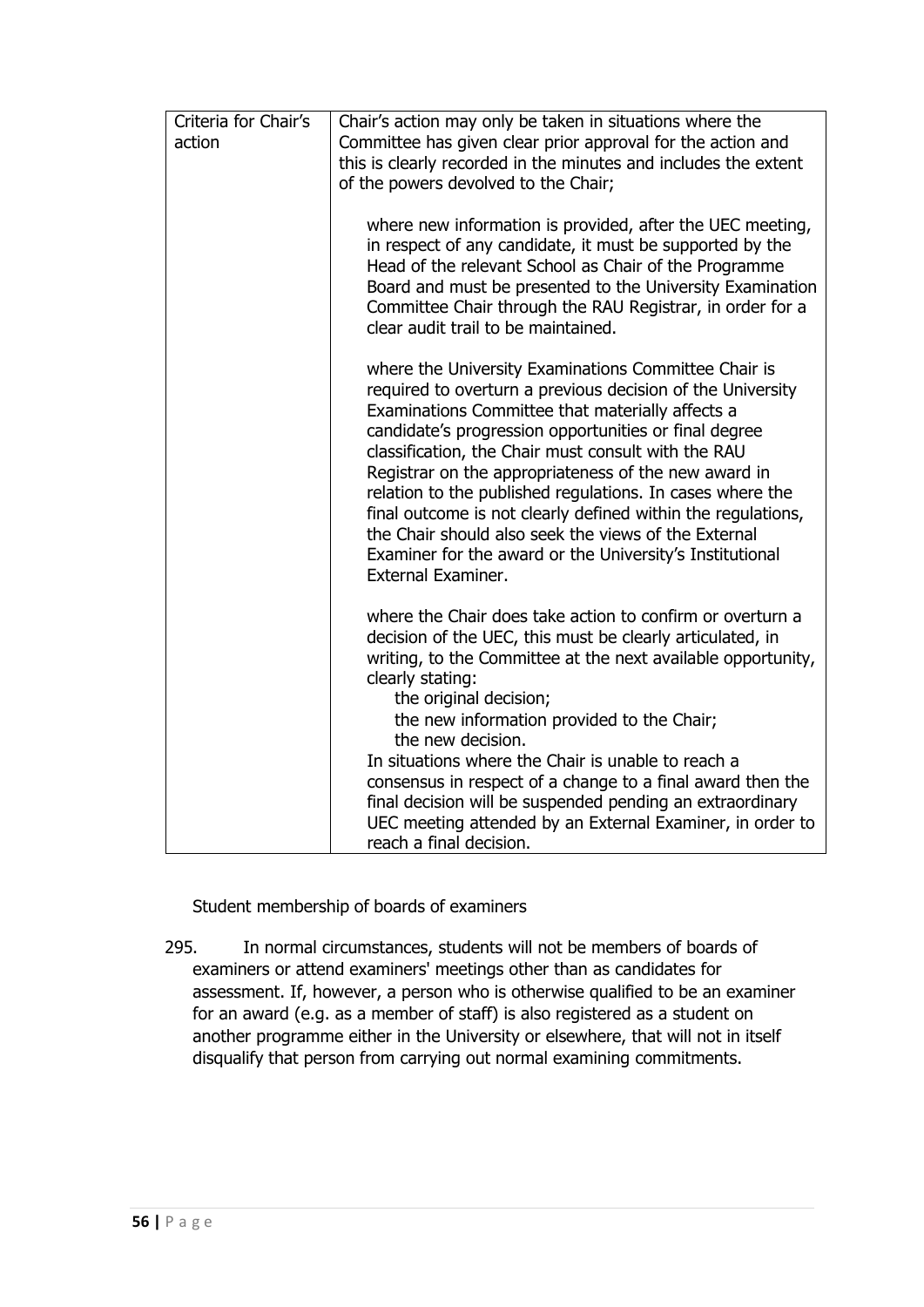| | |
|---|---|
| Criteria for Chair's action | Chair's action may only be taken in situations where the Committee has given clear prior approval for the action and this is clearly recorded in the minutes and includes the extent of the powers devolved to the Chair;<br><br>where new information is provided, after the UEC meeting, in respect of any candidate, it must be supported by the Head of the relevant School as Chair of the Programme Board and must be presented to the University Examination Committee Chair through the RAU Registrar, in order for a clear audit trail to be maintained.<br><br>where the University Examinations Committee Chair is required to overturn a previous decision of the University Examinations Committee that materially affects a candidate's progression opportunities or final degree classification, the Chair must consult with the RAU Registrar on the appropriateness of the new award in relation to the published regulations. In cases where the final outcome is not clearly defined within the regulations, the Chair should also seek the views of the External Examiner for the award or the University's Institutional External Examiner.<br><br>where the Chair does take action to confirm or overturn a decision of the UEC, this must be clearly articulated, in writing, to the Committee at the next available opportunity, clearly stating:<br>the original decision;<br>the new information provided to the Chair;<br>the new decision.<br>In situations where the Chair is unable to reach a consensus in respect of a change to a final award then the final decision will be suspended pending an extraordinary UEC meeting attended by an External Examiner, in order to reach a final decision. |

Student membership of boards of examiners

295. In normal circumstances, students will not be members of boards of examiners or attend examiners' meetings other than as candidates for assessment. If, however, a person who is otherwise qualified to be an examiner for an award (e.g. as a member of staff) is also registered as a student on another programme either in the University or elsewhere, that will not in itself disqualify that person from carrying out normal examining commitments.